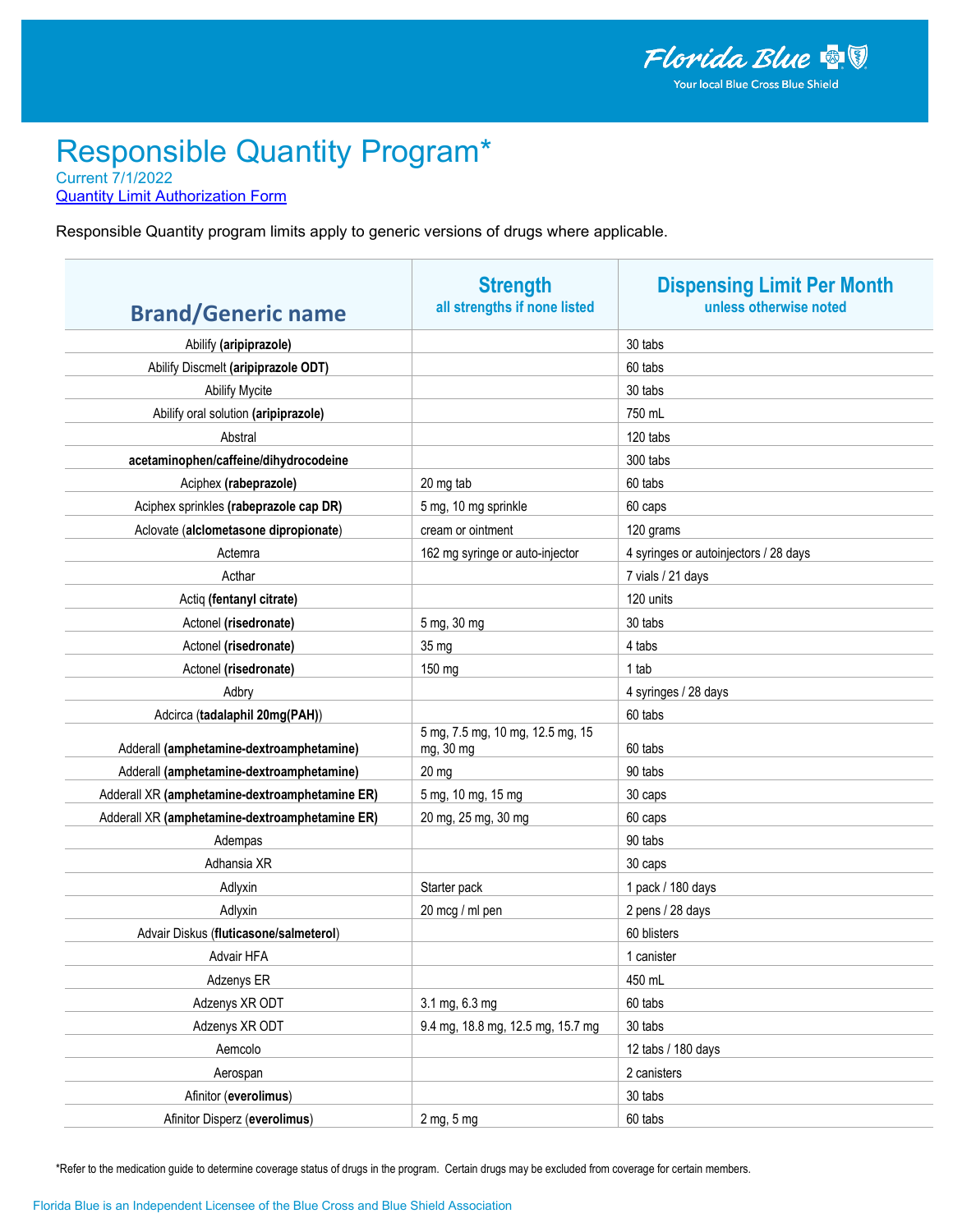# Responsible Quantity Program*

Current 7/1/2022

Quantity Limit Authorization Form

Responsible Quantity program limits apply to generic versions of drugs where applicable.

| Brand/Generic name | Strength<br>all strengths if none listed | Dispensing Limit Per Month<br>unless otherwise noted |
|---|---|---|
| Abilify **(aripiprazole)** | | 30 tabs |
| Abilify Discmelt **(aripiprazole ODT)** | | 60 tabs |
| Abilify Mycite | | 30 tabs |
| Abilify oral solution **(aripiprazole)** | | 750 mL |
| Abstral | | 120 tabs |
| **acetaminophen/caffeine/dihydrocodeine** | | 300 tabs |
| Aciphex **(rabeprazole)** | 20 mg tab | 60 tabs |
| Aciphex sprinkles **(rabeprazole cap DR)** | 5 mg, 10 mg sprinkle | 60 caps |
| Aclovate (**alclometasone dipropionate**) | cream or ointment | 120 grams |
| Actemra | 162 mg syringe or auto-injector | 4 syringes or autoinjectors / 28 days |
| Acthar | | 7 vials / 21 days |
| Actiq **(fentanyl citrate)** | | 120 units |
| Actonel **(risedronate)** | 5 mg, 30 mg | 30 tabs |
| Actonel **(risedronate)** | 35 mg | 4 tabs |
| Actonel **(risedronate)** | 150 mg | 1 tab |
| Adbry | | 4 syringes / 28 days |
| Adcirca (**tadalaphil 20mg(PAH)**) | | 60 tabs |
| Adderall **(amphetamine-dextroamphetamine)** | 5 mg, 7.5 mg, 10 mg, 12.5 mg, 15 mg, 30 mg | 60 tabs |
| Adderall **(amphetamine-dextroamphetamine)** | 20 mg | 90 tabs |
| Adderall XR **(amphetamine-dextroamphetamine ER)** | 5 mg, 10 mg, 15 mg | 30 caps |
| Adderall XR **(amphetamine-dextroamphetamine ER)** | 20 mg, 25 mg, 30 mg | 60 caps |
| Adempas | | 90 tabs |
| Adhansia XR | | 30 caps |
| Adlyxin | Starter pack | 1 pack / 180 days |
| Adlyxin | 20 mcg / ml pen | 2 pens / 28 days |
| Advair Diskus (**fluticasone/salmeterol**) | | 60 blisters |
| Advair HFA | | 1 canister |
| Adzenys ER | | 450 mL |
| Adzenys XR ODT | 3.1 mg, 6.3 mg | 60 tabs |
| Adzenys XR ODT | 9.4 mg, 18.8 mg, 12.5 mg, 15.7 mg | 30 tabs |
| Aemcolo | | 12 tabs / 180 days |
| Aerospan | | 2 canisters |
| Afinitor (**everolimus**) | | 30 tabs |
| Afinitor Disperz (**everolimus**) | 2 mg, 5 mg | 60 tabs |

*Refer to the medication guide to determine coverage status of drugs in the program. Certain drugs may be excluded from coverage for certain members.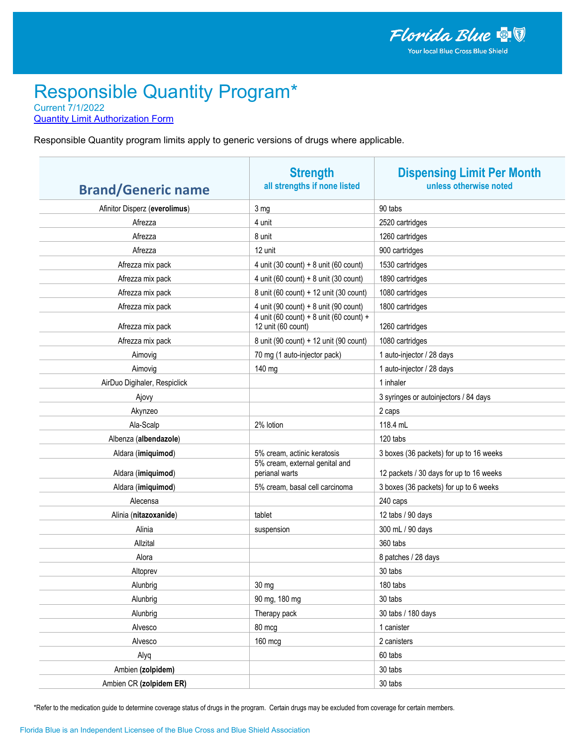Florida Blue
Your local Blue Cross Blue Shield

# Responsible Quantity Program*

Current 7/1/2022

[Quantity Limit Authorization Form]

Responsible Quantity program limits apply to generic versions of drugs where applicable.

| Brand/Generic name | Strength<br>all strengths if none listed | Dispensing Limit Per Month<br>unless otherwise noted |
|---|---|---|
| Afinitor Disperz (**everolimus**) | 3 mg | 90 tabs |
| Afrezza | 4 unit | 2520 cartridges |
| Afrezza | 8 unit | 1260 cartridges |
| Afrezza | 12 unit | 900 cartridges |
| Afrezza mix pack | 4 unit (30 count) + 8 unit (60 count) | 1530 cartridges |
| Afrezza mix pack | 4 unit (60 count) + 8 unit (30 count) | 1890 cartridges |
| Afrezza mix pack | 8 unit (60 count) + 12 unit (30 count) | 1080 cartridges |
| Afrezza mix pack | 4 unit (90 count) + 8 unit (90 count) | 1800 cartridges |
| Afrezza mix pack | 4 unit (60 count) + 8 unit (60 count) + 12 unit (60 count) | 1260 cartridges |
| Afrezza mix pack | 8 unit (90 count) + 12 unit (90 count) | 1080 cartridges |
| Aimovig | 70 mg (1 auto-injector pack) | 1 auto-injector / 28 days |
| Aimovig | 140 mg | 1 auto-injector / 28 days |
| AirDuo Digihaler, Respiclick | | 1 inhaler |
| Ajovy | | 3 syringes or autoinjectors / 84 days |
| Akynzeo | | 2 caps |
| Ala-Scalp | 2% lotion | 118.4 mL |
| Albenza (**albendazole**) | | 120 tabs |
| Aldara (**imiquimod**) | 5% cream, actinic keratosis | 3 boxes (36 packets) for up to 16 weeks |
| Aldara (**imiquimod**) | 5% cream, external genital and perianal warts | 12 packets / 30 days for up to 16 weeks |
| Aldara (**imiquimod**) | 5% cream, basal cell carcinoma | 3 boxes (36 packets) for up to 6 weeks |
| Alecensa | | 240 caps |
| Alinia (**nitazoxanide**) | tablet | 12 tabs / 90 days |
| Alinia | suspension | 300 mL / 90 days |
| Allzital | | 360 tabs |
| Alora | | 8 patches / 28 days |
| Altoprev | | 30 tabs |
| Alunbrig | 30 mg | 180 tabs |
| Alunbrig | 90 mg, 180 mg | 30 tabs |
| Alunbrig | Therapy pack | 30 tabs / 180 days |
| Alvesco | 80 mcg | 1 canister |
| Alvesco | 160 mcg | 2 canisters |
| Alyq | | 60 tabs |
| Ambien **(zolpidem)** | | 30 tabs |
| Ambien CR **(zolpidem ER)** | | 30 tabs |

*Refer to the medication guide to determine coverage status of drugs in the program. Certain drugs may be excluded from coverage for certain members.

Florida Blue is an Independent Licensee of the Blue Cross and Blue Shield Association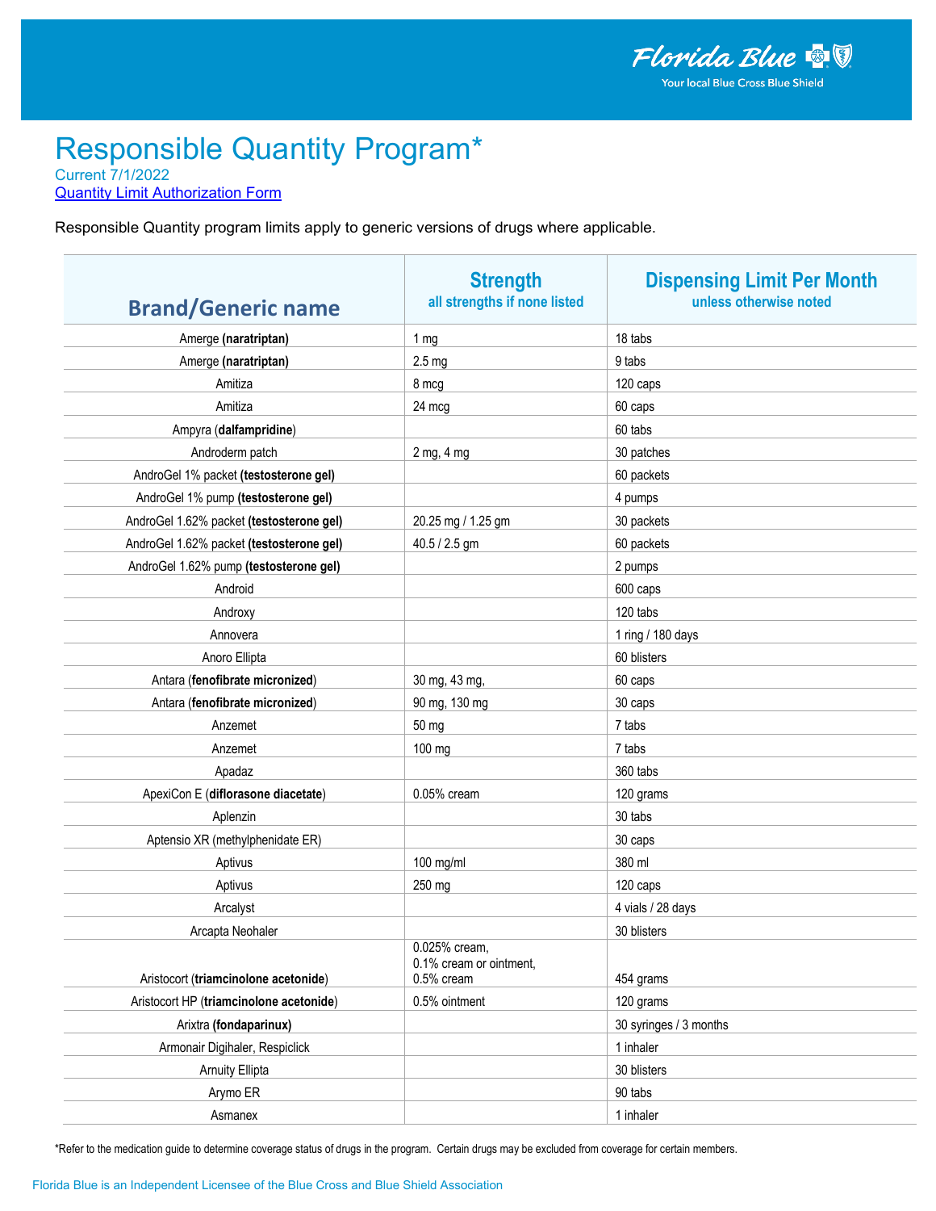# Responsible Quantity Program*

Current 7/1/2022

Quantity Limit Authorization Form

Responsible Quantity program limits apply to generic versions of drugs where applicable.

| Brand/Generic name | Strength<br>all strengths if none listed | Dispensing Limit Per Month<br>unless otherwise noted |
|---|---|---|
| Amerge **(naratriptan)** | 1 mg | 18 tabs |
| Amerge **(naratriptan)** | 2.5 mg | 9 tabs |
| Amitiza | 8 mcg | 120 caps |
| Amitiza | 24 mcg | 60 caps |
| Ampyra (**dalfampridine**) | | 60 tabs |
| Androderm patch | 2 mg, 4 mg | 30 patches |
| AndroGel 1% packet **(testosterone gel)** | | 60 packets |
| AndroGel 1% pump **(testosterone gel)** | | 4 pumps |
| AndroGel 1.62% packet **(testosterone gel)** | 20.25 mg / 1.25 gm | 30 packets |
| AndroGel 1.62% packet **(testosterone gel)** | 40.5 / 2.5 gm | 60 packets |
| AndroGel 1.62% pump **(testosterone gel)** | | 2 pumps |
| Android | | 600 caps |
| Androxy | | 120 tabs |
| Annovera | | 1 ring / 180 days |
| Anoro Ellipta | | 60 blisters |
| Antara (**fenofibrate micronized**) | 30 mg, 43 mg, | 60 caps |
| Antara (**fenofibrate micronized**) | 90 mg, 130 mg | 30 caps |
| Anzemet | 50 mg | 7 tabs |
| Anzemet | 100 mg | 7 tabs |
| Apadaz | | 360 tabs |
| ApexiCon E (**diflorasone diacetate**) | 0.05% cream | 120 grams |
| Aplenzin | | 30 tabs |
| Aptensio XR (methylphenidate ER) | | 30 caps |
| Aptivus | 100 mg/ml | 380 ml |
| Aptivus | 250 mg | 120 caps |
| Arcalyst | | 4 vials / 28 days |
| Arcapta Neohaler | | 30 blisters |
| Aristocort (**triamcinolone acetonide**) | 0.025% cream,<br>0.1% cream or ointment,<br>0.5% cream | 454 grams |
| Aristocort HP (**triamcinolone acetonide**) | 0.5% ointment | 120 grams |
| Arixtra **(fondaparinux)** | | 30 syringes / 3 months |
| Armonair Digihaler, Respiclick | | 1 inhaler |
| Arnuity Ellipta | | 30 blisters |
| Arymo ER | | 90 tabs |
| Asmanex | | 1 inhaler |

*Refer to the medication guide to determine coverage status of drugs in the program. Certain drugs may be excluded from coverage for certain members.

Florida Blue is an Independent Licensee of the Blue Cross and Blue Shield Association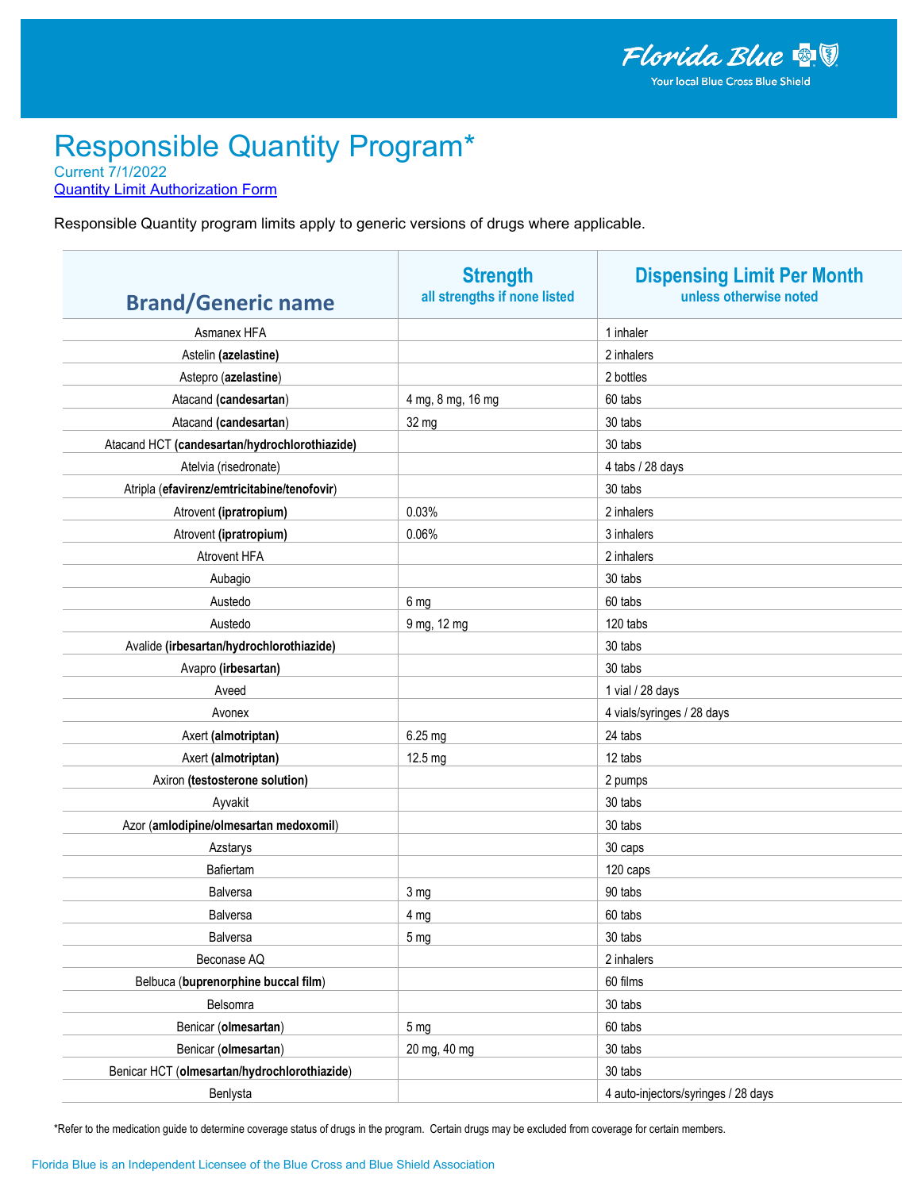Florida Blue
Your local Blue Cross Blue Shield

# Responsible Quantity Program*

Current 7/1/2022

[Quantity Limit Authorization Form]

Responsible Quantity program limits apply to generic versions of drugs where applicable.

| Brand/Generic name | Strength<br>all strengths if none listed | Dispensing Limit Per Month<br>unless otherwise noted |
|---|---|---|
| Asmanex HFA | | 1 inhaler |
| Astelin **(azelastine)** | | 2 inhalers |
| Astepro (**azelastine**) | | 2 bottles |
| Atacand (**candesartan**) | 4 mg, 8 mg, 16 mg | 60 tabs |
| Atacand (**candesartan**) | 32 mg | 30 tabs |
| Atacand HCT **(candesartan/hydrochlorothiazide)** | | 30 tabs |
| Atelvia (risedronate) | | 4 tabs / 28 days |
| Atripla (**efavirenz/emtricitabine/tenofovir**) | | 30 tabs |
| Atrovent **(ipratropium)** | 0.03% | 2 inhalers |
| Atrovent **(ipratropium)** | 0.06% | 3 inhalers |
| Atrovent HFA | | 2 inhalers |
| Aubagio | | 30 tabs |
| Austedo | 6 mg | 60 tabs |
| Austedo | 9 mg, 12 mg | 120 tabs |
| Avalide **(irbesartan/hydrochlorothiazide)** | | 30 tabs |
| Avapro **(irbesartan)** | | 30 tabs |
| Aveed | | 1 vial / 28 days |
| Avonex | | 4 vials/syringes / 28 days |
| Axert **(almotriptan)** | 6.25 mg | 24 tabs |
| Axert **(almotriptan)** | 12.5 mg | 12 tabs |
| Axiron **(testosterone solution)** | | 2 pumps |
| Ayvakit | | 30 tabs |
| Azor (**amlodipine/olmesartan medoxomil**) | | 30 tabs |
| Azstarys | | 30 caps |
| Bafiertam | | 120 caps |
| Balversa | 3 mg | 90 tabs |
| Balversa | 4 mg | 60 tabs |
| Balversa | 5 mg | 30 tabs |
| Beconase AQ | | 2 inhalers |
| Belbuca (**buprenorphine buccal film**) | | 60 films |
| Belsomra | | 30 tabs |
| Benicar (**olmesartan**) | 5 mg | 60 tabs |
| Benicar (**olmesartan**) | 20 mg, 40 mg | 30 tabs |
| Benicar HCT (**olmesartan/hydrochlorothiazide**) | | 30 tabs |
| Benlysta | | 4 auto-injectors/syringes / 28 days |

*Refer to the medication guide to determine coverage status of drugs in the program. Certain drugs may be excluded from coverage for certain members.

Florida Blue is an Independent Licensee of the Blue Cross and Blue Shield Association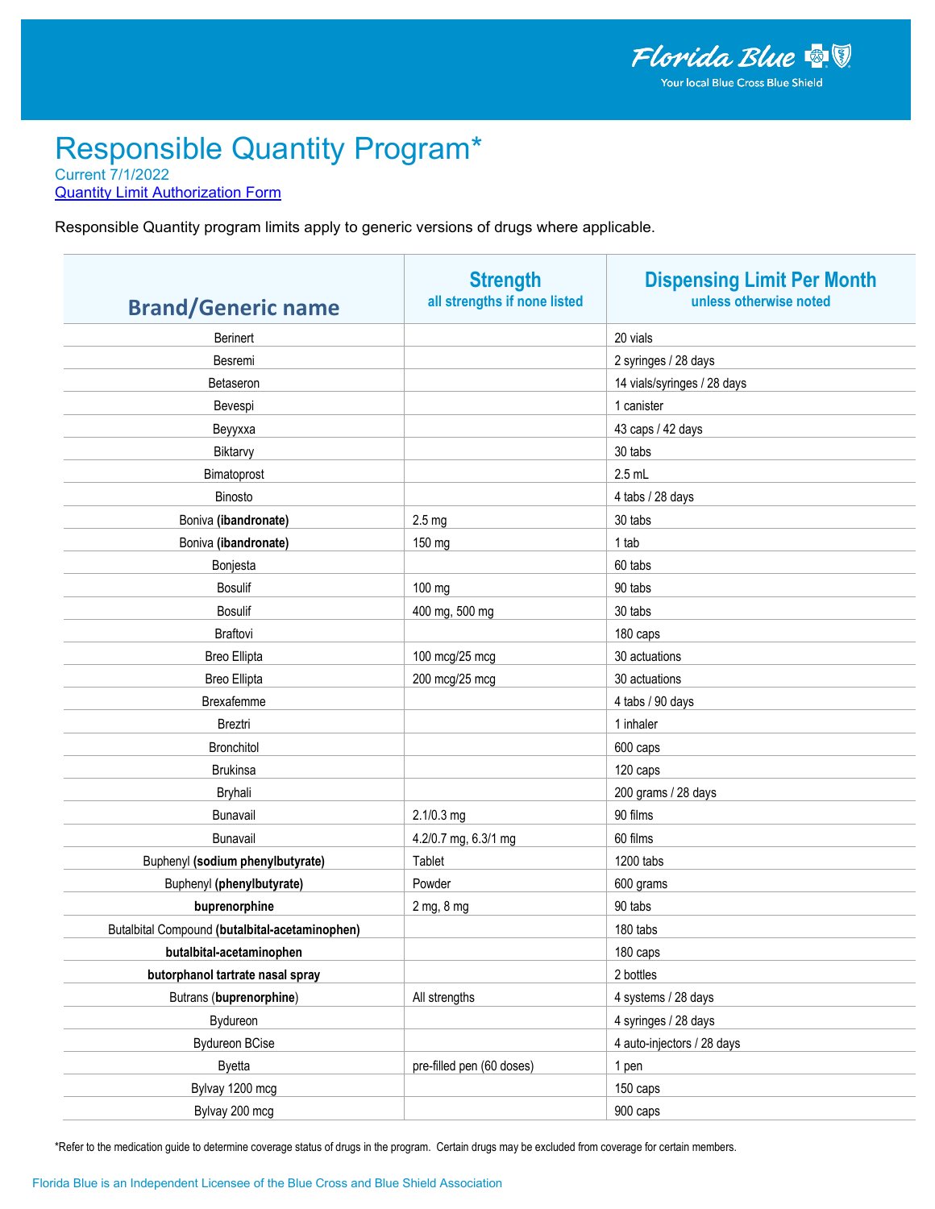# Responsible Quantity Program*

Current 7/1/2022

Quantity Limit Authorization Form

Responsible Quantity program limits apply to generic versions of drugs where applicable.

| Brand/Generic name | Strength<br>all strengths if none listed | Dispensing Limit Per Month<br>unless otherwise noted |
|---|---|---|
| Berinert | | 20 vials |
| Besremi | | 2 syringes / 28 days |
| Betaseron | | 14 vials/syringes / 28 days |
| Bevespi | | 1 canister |
| Beyyxxa | | 43 caps / 42 days |
| Biktarvy | | 30 tabs |
| Bimatoprost | | 2.5 mL |
| Binosto | | 4 tabs / 28 days |
| Boniva **(ibandronate)** | 2.5 mg | 30 tabs |
| Boniva **(ibandronate)** | 150 mg | 1 tab |
| Bonjesta | | 60 tabs |
| Bosulif | 100 mg | 90 tabs |
| Bosulif | 400 mg, 500 mg | 30 tabs |
| Braftovi | | 180 caps |
| Breo Ellipta | 100 mcg/25 mcg | 30 actuations |
| Breo Ellipta | 200 mcg/25 mcg | 30 actuations |
| Brexafemme | | 4 tabs / 90 days |
| Breztri | | 1 inhaler |
| Bronchitol | | 600 caps |
| Brukinsa | | 120 caps |
| Bryhali | | 200 grams / 28 days |
| Bunavail | 2.1/0.3 mg | 90 films |
| Bunavail | 4.2/0.7 mg, 6.3/1 mg | 60 films |
| Buphenyl **(sodium phenylbutyrate)** | Tablet | 1200 tabs |
| Buphenyl **(phenylbutyrate)** | Powder | 600 grams |
| **buprenorphine** | 2 mg, 8 mg | 90 tabs |
| Butalbital Compound **(butalbital-acetaminophen)** | | 180 tabs |
| **butalbital-acetaminophen** | | 180 caps |
| **butorphanol tartrate nasal spray** | | 2 bottles |
| Butrans (**buprenorphine**) | All strengths | 4 systems / 28 days |
| Bydureon | | 4 syringes / 28 days |
| Bydureon BCise | | 4 auto-injectors / 28 days |
| Byetta | pre-filled pen (60 doses) | 1 pen |
| Bylvay 1200 mcg | | 150 caps |
| Bylvay 200 mcg | | 900 caps |

*Refer to the medication guide to determine coverage status of drugs in the program. Certain drugs may be excluded from coverage for certain members.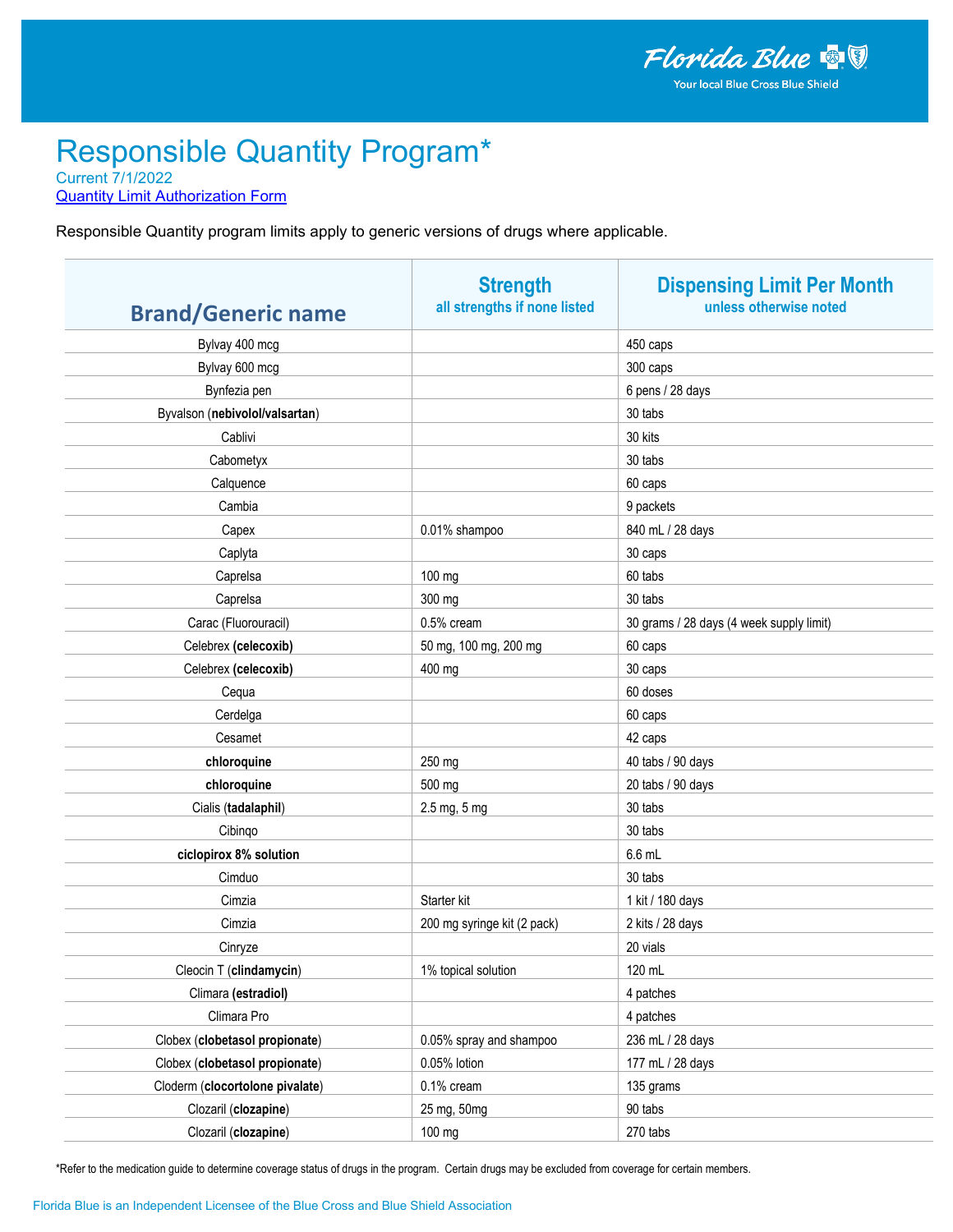# Responsible Quantity Program*

Current 7/1/2022

Quantity Limit Authorization Form

Responsible Quantity program limits apply to generic versions of drugs where applicable.

| Brand/Generic name | Strength<br>all strengths if none listed | Dispensing Limit Per Month<br>unless otherwise noted |
|---|---|---|
| Bylvay 400 mcg | | 450 caps |
| Bylvay 600 mcg | | 300 caps |
| Bynfezia pen | | 6 pens / 28 days |
| Byvalson (**nebivolol/valsartan**) | | 30 tabs |
| Cablivi | | 30 kits |
| Cabometyx | | 30 tabs |
| Calquence | | 60 caps |
| Cambia | | 9 packets |
| Capex | 0.01% shampoo | 840 mL / 28 days |
| Caplyta | | 30 caps |
| Caprelsa | 100 mg | 60 tabs |
| Caprelsa | 300 mg | 30 tabs |
| Carac (Fluorouracil) | 0.5% cream | 30 grams / 28 days (4 week supply limit) |
| Celebrex **(celecoxib)** | 50 mg, 100 mg, 200 mg | 60 caps |
| Celebrex **(celecoxib)** | 400 mg | 30 caps |
| Cequa | | 60 doses |
| Cerdelga | | 60 caps |
| Cesamet | | 42 caps |
| **chloroquine** | 250 mg | 40 tabs / 90 days |
| **chloroquine** | 500 mg | 20 tabs / 90 days |
| Cialis (**tadalaphil**) | 2.5 mg, 5 mg | 30 tabs |
| Cibinqo | | 30 tabs |
| **ciclopirox 8% solution** | | 6.6 mL |
| Cimduo | | 30 tabs |
| Cimzia | Starter kit | 1 kit / 180 days |
| Cimzia | 200 mg syringe kit (2 pack) | 2 kits / 28 days |
| Cinryze | | 20 vials |
| Cleocin T (**clindamycin**) | 1% topical solution | 120 mL |
| Climara **(estradiol)** | | 4 patches |
| Climara Pro | | 4 patches |
| Clobex (**clobetasol propionate**) | 0.05% spray and shampoo | 236 mL / 28 days |
| Clobex (**clobetasol propionate**) | 0.05% lotion | 177 mL / 28 days |
| Cloderm (**clocortolone pivalate**) | 0.1% cream | 135 grams |
| Clozaril (**clozapine**) | 25 mg, 50mg | 90 tabs |
| Clozaril (**clozapine**) | 100 mg | 270 tabs |

*Refer to the medication guide to determine coverage status of drugs in the program. Certain drugs may be excluded from coverage for certain members.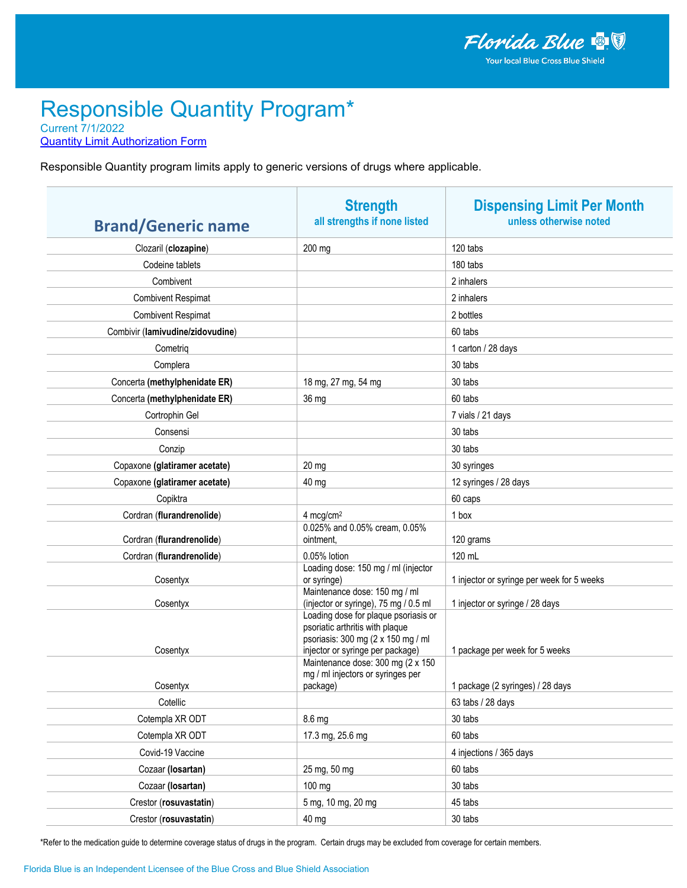# Responsible Quantity Program*

Current 7/1/2022

[Quantity Limit Authorization Form]

Responsible Quantity program limits apply to generic versions of drugs where applicable.

| Brand/Generic name | Strength<br>all strengths if none listed | Dispensing Limit Per Month<br>unless otherwise noted |
|---|---|---|
| Clozaril (**clozapine**) | 200 mg | 120 tabs |
| Codeine tablets | | 180 tabs |
| Combivent | | 2 inhalers |
| Combivent Respimat | | 2 inhalers |
| Combivent Respimat | | 2 bottles |
| Combivir (**lamivudine/zidovudine**) | | 60 tabs |
| Cometriq | | 1 carton / 28 days |
| Complera | | 30 tabs |
| Concerta **(methylphenidate ER)** | 18 mg, 27 mg, 54 mg | 30 tabs |
| Concerta **(methylphenidate ER)** | 36 mg | 60 tabs |
| Cortrophin Gel | | 7 vials / 21 days |
| Consensi | | 30 tabs |
| Conzip | | 30 tabs |
| Copaxone **(glatiramer acetate)** | 20 mg | 30 syringes |
| Copaxone **(glatiramer acetate)** | 40 mg | 12 syringes / 28 days |
| Copiktra | | 60 caps |
| Cordran (**flurandrenolide**) | 4 mcg/cm$^2$ | 1 box |
| Cordran (**flurandrenolide**) | 0.025% and 0.05% cream, 0.05% ointment, | 120 grams |
| Cordran (**flurandrenolide**) | 0.05% lotion | 120 mL |
| Cosentyx | Loading dose: 150 mg / ml (injector or syringe) | 1 injector or syringe per week for 5 weeks |
| Cosentyx | Maintenance dose: 150 mg / ml (injector or syringe), 75 mg / 0.5 ml | 1 injector or syringe / 28 days |
| Cosentyx | Loading dose for plaque psoriasis or psoriatic arthritis with plaque psoriasis: 300 mg (2 x 150 mg / ml injector or syringe per package) | 1 package per week for 5 weeks |
| Cosentyx | Maintenance dose: 300 mg (2 x 150 mg / ml injectors or syringes per package) | 1 package (2 syringes) / 28 days |
| Cotellic | | 63 tabs / 28 days |
| Cotempla XR ODT | 8.6 mg | 30 tabs |
| Cotempla XR ODT | 17.3 mg, 25.6 mg | 60 tabs |
| Covid-19 Vaccine | | 4 injections / 365 days |
| Cozaar **(losartan)** | 25 mg, 50 mg | 60 tabs |
| Cozaar **(losartan)** | 100 mg | 30 tabs |
| Crestor (**rosuvastatin**) | 5 mg, 10 mg, 20 mg | 45 tabs |
| Crestor (**rosuvastatin**) | 40 mg | 30 tabs |

*Refer to the medication guide to determine coverage status of drugs in the program. Certain drugs may be excluded from coverage for certain members.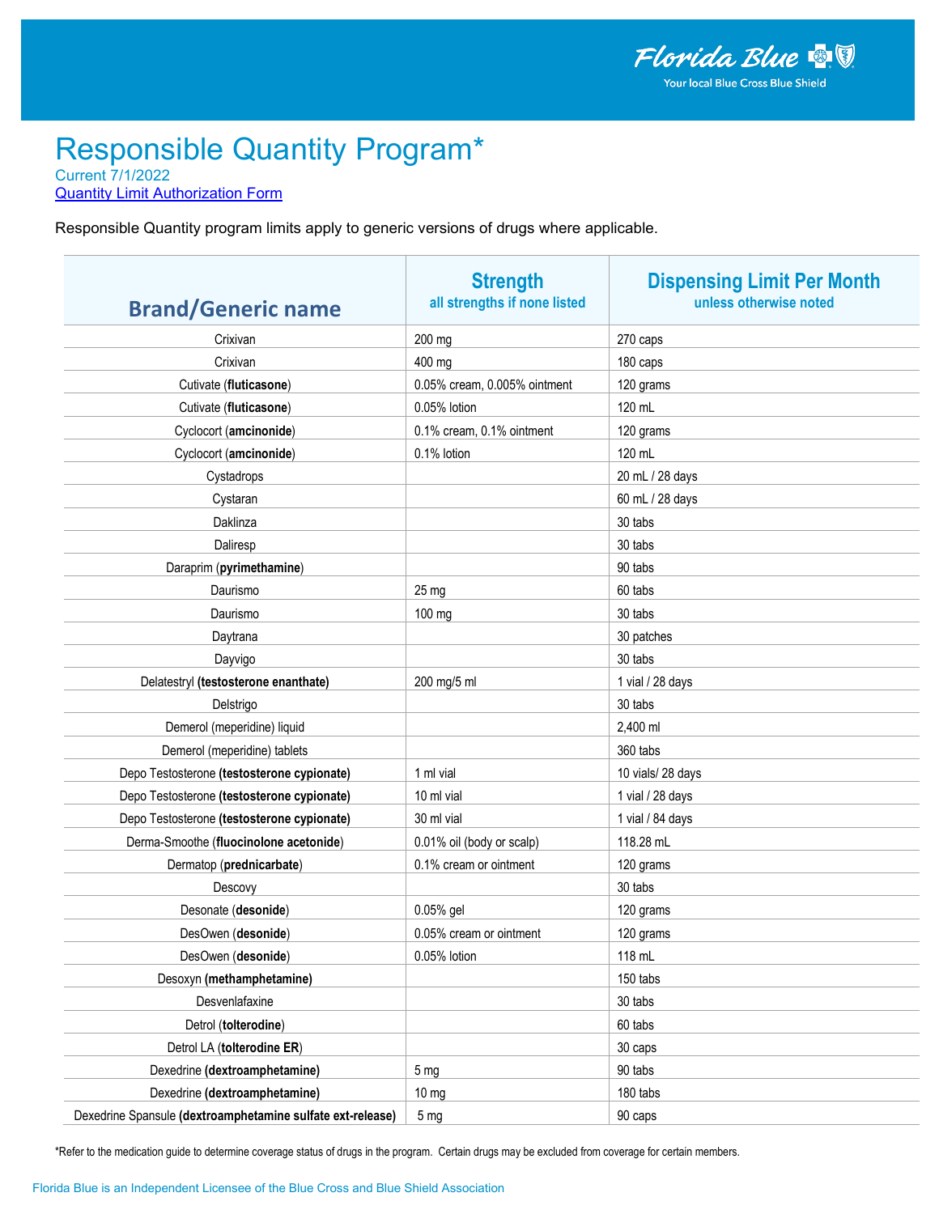# Responsible Quantity Program*

Current 7/1/2022

[Quantity Limit Authorization Form]

Responsible Quantity program limits apply to generic versions of drugs where applicable.

| Brand/Generic name | Strength<br>all strengths if none listed | Dispensing Limit Per Month<br>unless otherwise noted |
|---|---|---|
| Crixivan | 200 mg | 270 caps |
| Crixivan | 400 mg | 180 caps |
| Cutivate (**fluticasone**) | 0.05% cream, 0.005% ointment | 120 grams |
| Cutivate (**fluticasone**) | 0.05% lotion | 120 mL |
| Cyclocort (**amcinonide**) | 0.1% cream, 0.1% ointment | 120 grams |
| Cyclocort (**amcinonide**) | 0.1% lotion | 120 mL |
| Cystadrops | | 20 mL / 28 days |
| Cystaran | | 60 mL / 28 days |
| Daklinza | | 30 tabs |
| Daliresp | | 30 tabs |
| Daraprim (**pyrimethamine**) | | 90 tabs |
| Daurismo | 25 mg | 60 tabs |
| Daurismo | 100 mg | 30 tabs |
| Daytrana | | 30 patches |
| Dayvigo | | 30 tabs |
| Delatestryl **(testosterone enanthate)** | 200 mg/5 ml | 1 vial / 28 days |
| Delstrigo | | 30 tabs |
| Demerol (meperidine) liquid | | 2,400 ml |
| Demerol (meperidine) tablets | | 360 tabs |
| Depo Testosterone **(testosterone cypionate)** | 1 ml vial | 10 vials/ 28 days |
| Depo Testosterone **(testosterone cypionate)** | 10 ml vial | 1 vial / 28 days |
| Depo Testosterone **(testosterone cypionate)** | 30 ml vial | 1 vial / 84 days |
| Derma-Smoothe (**fluocinolone acetonide**) | 0.01% oil (body or scalp) | 118.28 mL |
| Dermatop (**prednicarbate**) | 0.1% cream or ointment | 120 grams |
| Descovy | | 30 tabs |
| Desonate (**desonide**) | 0.05% gel | 120 grams |
| DesOwen (**desonide**) | 0.05% cream or ointment | 120 grams |
| DesOwen (**desonide**) | 0.05% lotion | 118 mL |
| Desoxyn **(methamphetamine)** | | 150 tabs |
| Desvenlafaxine | | 30 tabs |
| Detrol (**tolterodine**) | | 60 tabs |
| Detrol LA (**tolterodine ER**) | | 30 caps |
| Dexedrine **(dextroamphetamine)** | 5 mg | 90 tabs |
| Dexedrine **(dextroamphetamine)** | 10 mg | 180 tabs |
| Dexedrine Spansule **(dextroamphetamine sulfate ext-release)** | 5 mg | 90 caps |

*Refer to the medication guide to determine coverage status of drugs in the program. Certain drugs may be excluded from coverage for certain members.

Florida Blue is an Independent Licensee of the Blue Cross and Blue Shield Association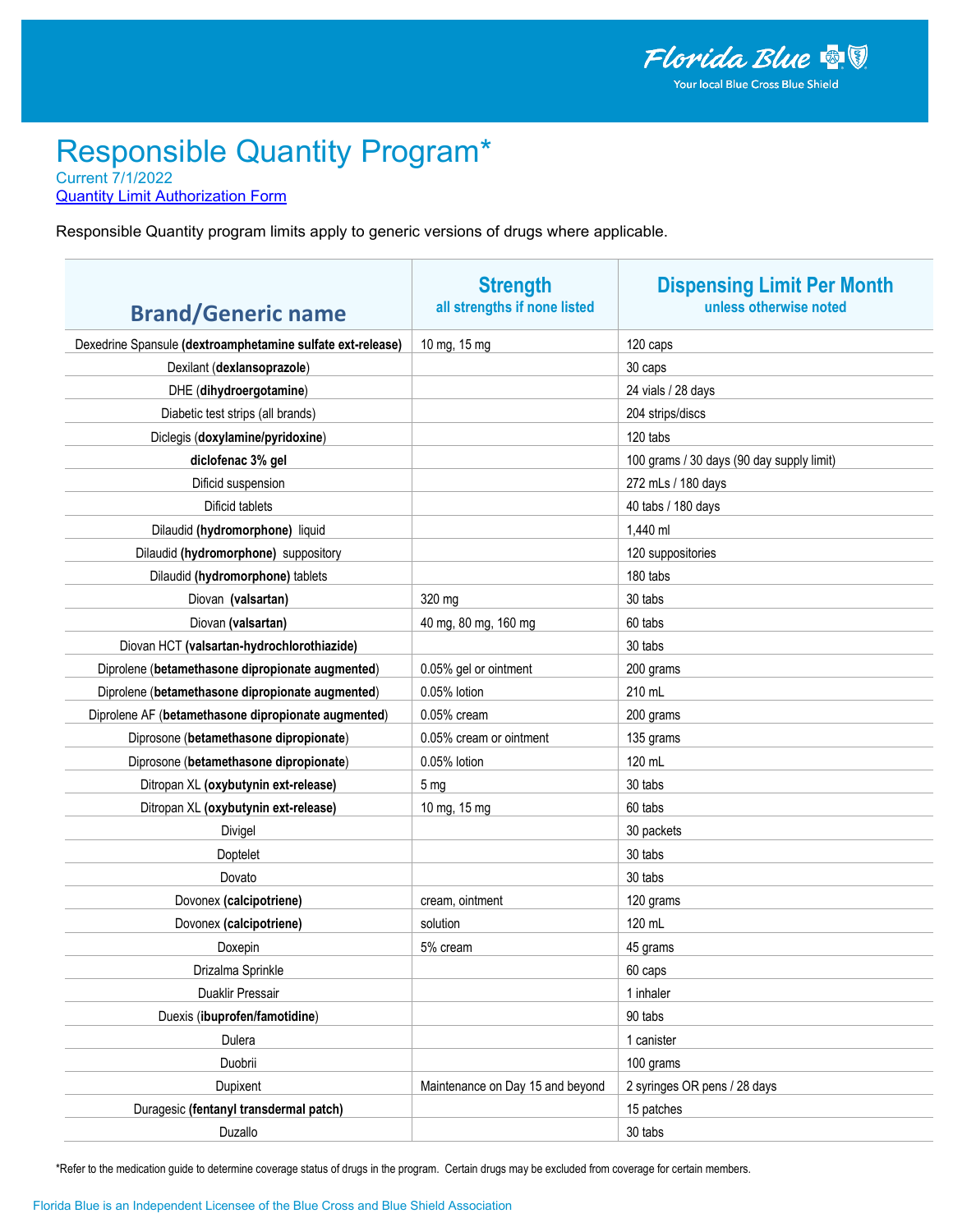# Responsible Quantity Program*

Current 7/1/2022

[Quantity Limit Authorization Form]

Responsible Quantity program limits apply to generic versions of drugs where applicable.

| Brand/Generic name | Strength<br>all strengths if none listed | Dispensing Limit Per Month<br>unless otherwise noted |
|---|---|---|
| Dexedrine Spansule **(dextroamphetamine sulfate ext-release)** | 10 mg, 15 mg | 120 caps |
| Dexilant (**dexlansoprazole**) | | 30 caps |
| DHE (**dihydroergotamine**) | | 24 vials / 28 days |
| Diabetic test strips (all brands) | | 204 strips/discs |
| Diclegis (**doxylamine/pyridoxine**) | | 120 tabs |
| **diclofenac 3% gel** | | 100 grams / 30 days (90 day supply limit) |
| Dificid suspension | | 272 mLs / 180 days |
| Dificid tablets | | 40 tabs / 180 days |
| Dilaudid **(hydromorphone)** liquid | | 1,440 ml |
| Dilaudid **(hydromorphone)** suppository | | 120 suppositories |
| Dilaudid **(hydromorphone)** tablets | | 180 tabs |
| Diovan **(valsartan)** | 320 mg | 30 tabs |
| Diovan **(valsartan)** | 40 mg, 80 mg, 160 mg | 60 tabs |
| Diovan HCT **(valsartan-hydrochlorothiazide)** | | 30 tabs |
| Diprolene (**betamethasone dipropionate augmented**) | 0.05% gel or ointment | 200 grams |
| Diprolene (**betamethasone dipropionate augmented**) | 0.05% lotion | 210 mL |
| Diprolene AF (**betamethasone dipropionate augmented**) | 0.05% cream | 200 grams |
| Diprosone (**betamethasone dipropionate**) | 0.05% cream or ointment | 135 grams |
| Diprosone (**betamethasone dipropionate**) | 0.05% lotion | 120 mL |
| Ditropan XL **(oxybutynin ext-release)** | 5 mg | 30 tabs |
| Ditropan XL **(oxybutynin ext-release)** | 10 mg, 15 mg | 60 tabs |
| Divigel | | 30 packets |
| Doptelet | | 30 tabs |
| Dovato | | 30 tabs |
| Dovonex **(calcipotriene)** | cream, ointment | 120 grams |
| Dovonex **(calcipotriene)** | solution | 120 mL |
| Doxepin | 5% cream | 45 grams |
| Drizalma Sprinkle | | 60 caps |
| Duaklir Pressair | | 1 inhaler |
| Duexis (**ibuprofen/famotidine**) | | 90 tabs |
| Dulera | | 1 canister |
| Duobrii | | 100 grams |
| Dupixent | Maintenance on Day 15 and beyond | 2 syringes OR pens / 28 days |
| Duragesic **(fentanyl transdermal patch)** | | 15 patches |
| Duzallo | | 30 tabs |

*Refer to the medication guide to determine coverage status of drugs in the program. Certain drugs may be excluded from coverage for certain members.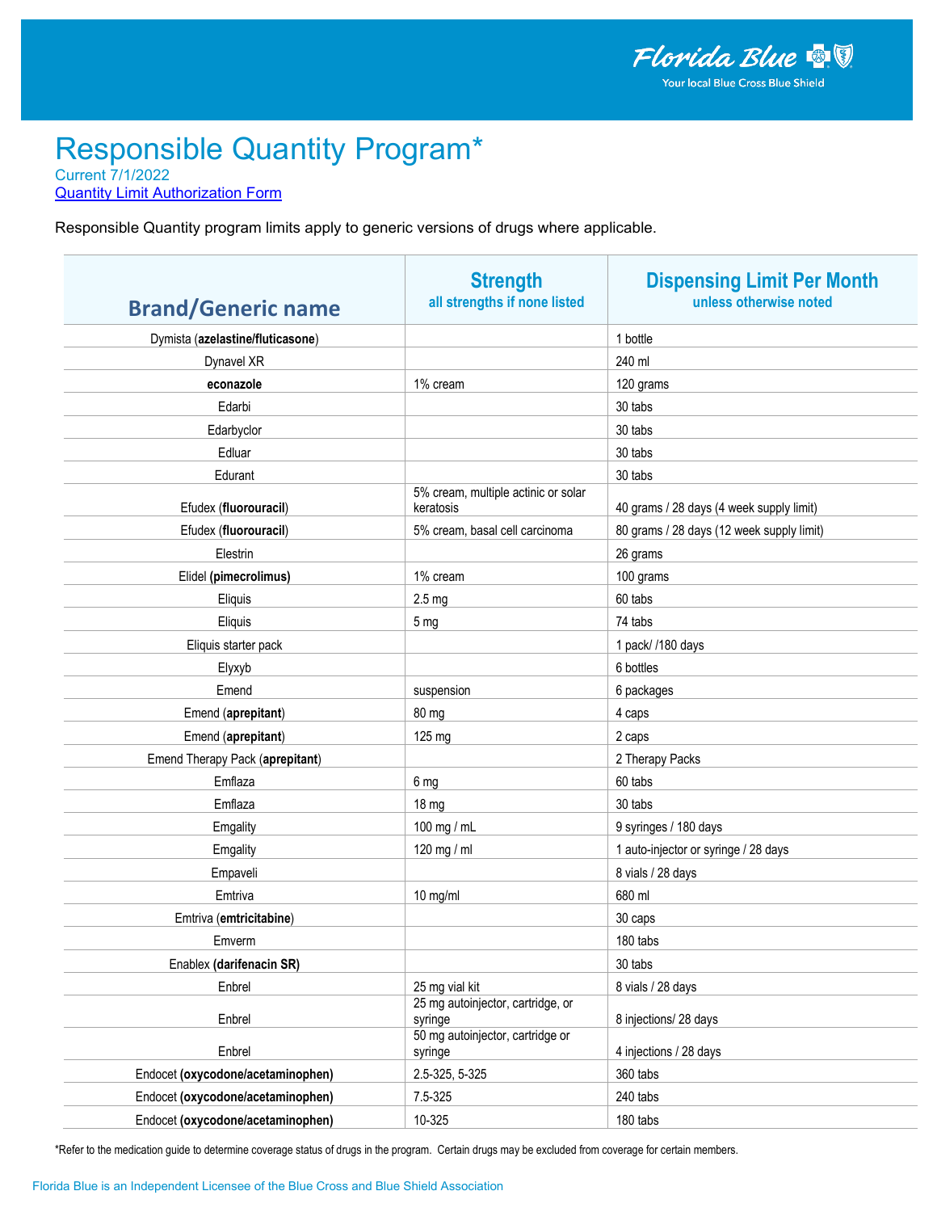Florida Blue
Your local Blue Cross Blue Shield

# Responsible Quantity Program*

Current 7/1/2022

Quantity Limit Authorization Form

Responsible Quantity program limits apply to generic versions of drugs where applicable.

| Brand/Generic name | Strength<br>all strengths if none listed | Dispensing Limit Per Month<br>unless otherwise noted |
|---|---|---|
| Dymista (**azelastine/fluticasone**) | | 1 bottle |
| Dynavel XR | | 240 ml |
| **econazole** | 1% cream | 120 grams |
| Edarbi | | 30 tabs |
| Edarbyclor | | 30 tabs |
| Edluar | | 30 tabs |
| Edurant | | 30 tabs |
| Efudex (**fluorouracil**) | 5% cream, multiple actinic or solar keratosis | 40 grams / 28 days (4 week supply limit) |
| Efudex (**fluorouracil**) | 5% cream, basal cell carcinoma | 80 grams / 28 days (12 week supply limit) |
| Elestrin | | 26 grams |
| Elidel **(pimecrolimus)** | 1% cream | 100 grams |
| Eliquis | 2.5 mg | 60 tabs |
| Eliquis | 5 mg | 74 tabs |
| Eliquis starter pack | | 1 pack/ /180 days |
| Elyxyb | | 6 bottles |
| Emend | suspension | 6 packages |
| Emend (**aprepitant**) | 80 mg | 4 caps |
| Emend (**aprepitant**) | 125 mg | 2 caps |
| Emend Therapy Pack (**aprepitant**) | | 2 Therapy Packs |
| Emflaza | 6 mg | 60 tabs |
| Emflaza | 18 mg | 30 tabs |
| Emgality | 100 mg / mL | 9 syringes / 180 days |
| Emgality | 120 mg / ml | 1 auto-injector or syringe / 28 days |
| Empaveli | | 8 vials / 28 days |
| Emtriva | 10 mg/ml | 680 ml |
| Emtriva (**emtricitabine**) | | 30 caps |
| Emverm | | 180 tabs |
| Enablex (**darifenacin SR)** | | 30 tabs |
| Enbrel | 25 mg vial kit | 8 vials / 28 days |
| Enbrel | 25 mg autoinjector, cartridge, or syringe | 8 injections/ 28 days |
| Enbrel | 50 mg autoinjector, cartridge or syringe | 4 injections / 28 days |
| Endocet **(oxycodone/acetaminophen)** | 2.5-325, 5-325 | 360 tabs |
| Endocet **(oxycodone/acetaminophen)** | 7.5-325 | 240 tabs |
| Endocet **(oxycodone/acetaminophen)** | 10-325 | 180 tabs |

*Refer to the medication guide to determine coverage status of drugs in the program. Certain drugs may be excluded from coverage for certain members.

Florida Blue is an Independent Licensee of the Blue Cross and Blue Shield Association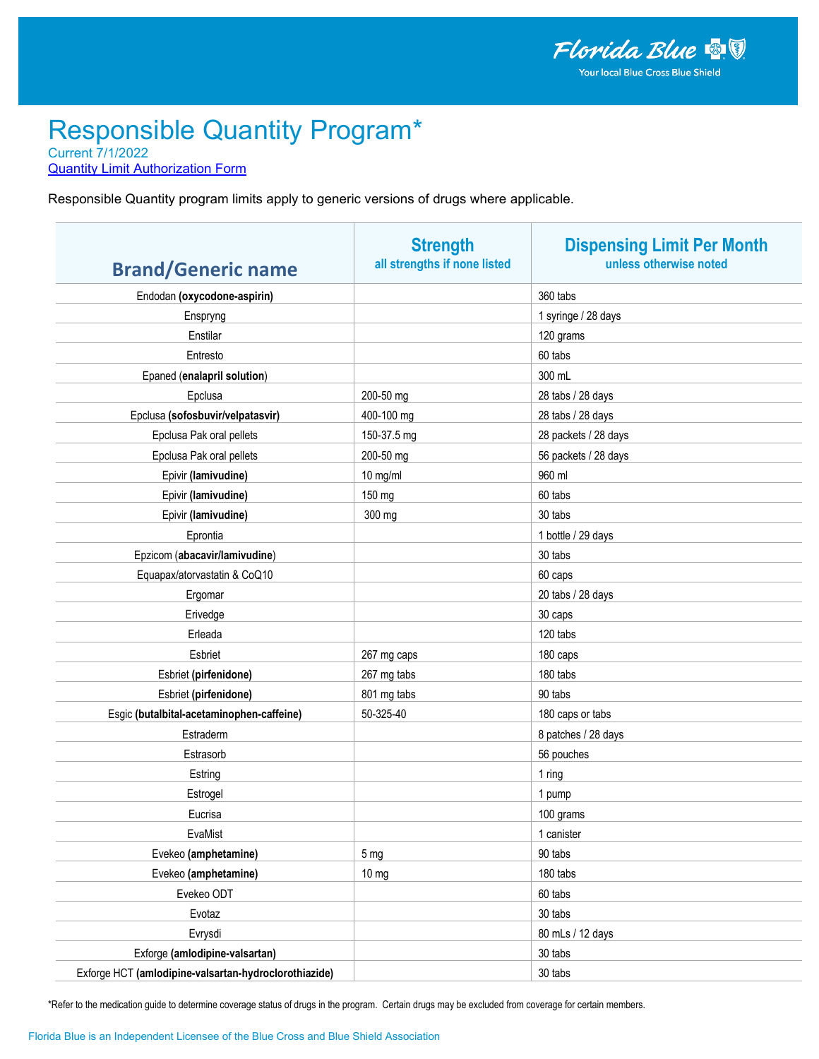# Responsible Quantity Program*

Current 7/1/2022

Quantity Limit Authorization Form

Responsible Quantity program limits apply to generic versions of drugs where applicable.

| Brand/Generic name | Strength<br>all strengths if none listed | Dispensing Limit Per Month<br>unless otherwise noted |
|---|---|---|
| Endodan **(oxycodone-aspirin)** | | 360 tabs |
| Enspryng | | 1 syringe / 28 days |
| Enstilar | | 120 grams |
| Entresto | | 60 tabs |
| Epaned (**enalapril solution**) | | 300 mL |
| Epclusa | 200-50 mg | 28 tabs / 28 days |
| Epclusa **(sofosbuvir/velpatasvir)** | 400-100 mg | 28 tabs / 28 days |
| Epclusa Pak oral pellets | 150-37.5 mg | 28 packets / 28 days |
| Epclusa Pak oral pellets | 200-50 mg | 56 packets / 28 days |
| Epivir **(lamivudine)** | 10 mg/ml | 960 ml |
| Epivir **(lamivudine)** | 150 mg | 60 tabs |
| Epivir **(lamivudine)** | 300 mg | 30 tabs |
| Epontia | | 1 bottle / 29 days |
| Epzicom (**abacavir/lamivudine**) | | 30 tabs |
| Equapax/atorvastatin & CoQ10 | | 60 caps |
| Ergomar | | 20 tabs / 28 days |
| Erivedge | | 30 caps |
| Erleada | | 120 tabs |
| Esbriet | 267 mg caps | 180 caps |
| Esbriet **(pirfenidone)** | 267 mg tabs | 180 tabs |
| Esbriet **(pirfenidone)** | 801 mg tabs | 90 tabs |
| Esgic **(butalbital-acetaminophen-caffeine)** | 50-325-40 | 180 caps or tabs |
| Estraderm | | 8 patches / 28 days |
| Estrasorb | | 56 pouches |
| Estring | | 1 ring |
| Estrogel | | 1 pump |
| Eucrisa | | 100 grams |
| EvaMist | | 1 canister |
| Evekeo **(amphetamine)** | 5 mg | 90 tabs |
| Evekeo **(amphetamine)** | 10 mg | 180 tabs |
| Evekeo ODT | | 60 tabs |
| Evotaz | | 30 tabs |
| Evrysdi | | 80 mLs / 12 days |
| Exforge **(amlodipine-valsartan)** | | 30 tabs |
| Exforge HCT **(amlodipine-valsartan-hydroclorothiazide)** | | 30 tabs |

*Refer to the medication guide to determine coverage status of drugs in the program. Certain drugs may be excluded from coverage for certain members.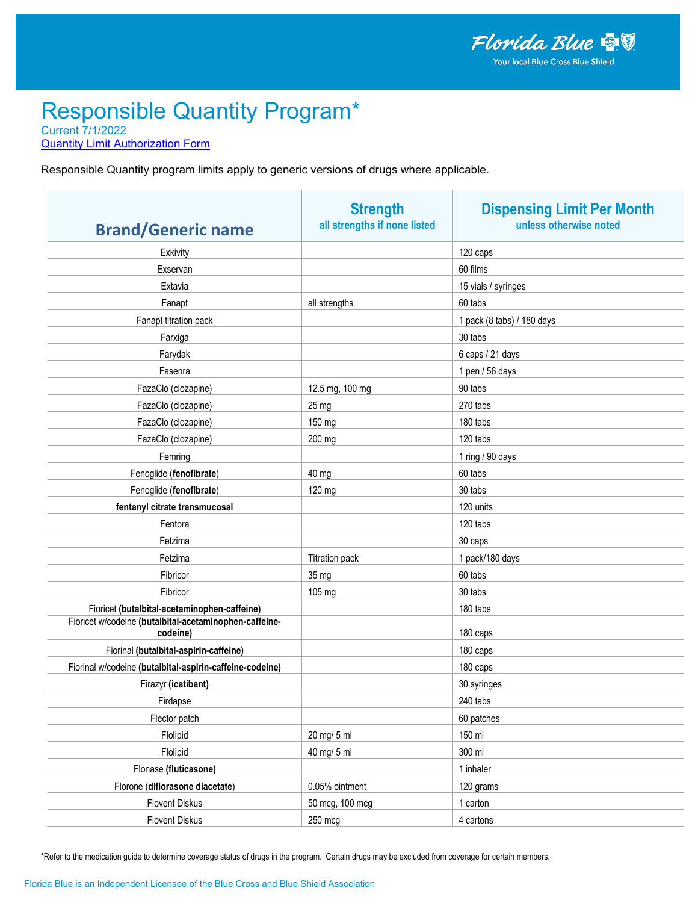# Responsible Quantity Program*

Current 7/1/2022

Quantity Limit Authorization Form

Responsible Quantity program limits apply to generic versions of drugs where applicable.

| Brand/Generic name | Strength<br>all strengths if none listed | Dispensing Limit Per Month<br>unless otherwise noted |
|---|---|---|
| Exkivity | | 120 caps |
| Exservan | | 60 films |
| Extavia | | 15 vials / syringes |
| Fanapt | all strengths | 60 tabs |
| Fanapt titration pack | | 1 pack (8 tabs) / 180 days |
| Farxiga | | 30 tabs |
| Farydak | | 6 caps / 21 days |
| Fasenra | | 1 pen / 56 days |
| FazaClo (clozapine) | 12.5 mg, 100 mg | 90 tabs |
| FazaClo (clozapine) | 25 mg | 270 tabs |
| FazaClo (clozapine) | 150 mg | 180 tabs |
| FazaClo (clozapine) | 200 mg | 120 tabs |
| Femring | | 1 ring / 90 days |
| Fenoglide (**fenofibrate**) | 40 mg | 60 tabs |
| Fenoglide (**fenofibrate**) | 120 mg | 30 tabs |
| **fentanyl citrate transmucosal** | | 120 units |
| Fentora | | 120 tabs |
| Fetzima | | 30 caps |
| Fetzima | Titration pack | 1 pack/180 days |
| Fibricor | 35 mg | 60 tabs |
| Fibricor | 105 mg | 30 tabs |
| Fioricet (**butalbital-acetaminophen-caffeine**) | | 180 tabs |
| Fioricet w/codeine (**butalbital-acetaminophen-caffeine-codeine**) | | 180 caps |
| Fiorinal (**butalbital-aspirin-caffeine**) | | 180 caps |
| Fiorinal w/codeine (**butalbital-aspirin-caffeine-codeine**) | | 180 caps |
| Firazyr (**icatibant**) | | 30 syringes |
| Firdapse | | 240 tabs |
| Flector patch | | 60 patches |
| Flolipid | 20 mg/ 5 ml | 150 ml |
| Flolipid | 40 mg/ 5 ml | 300 ml |
| Flonase (**fluticasone**) | | 1 inhaler |
| Florone (**diflorasone diacetate**) | 0.05% ointment | 120 grams |
| Flovent Diskus | 50 mcg, 100 mcg | 1 carton |
| Flovent Diskus | 250 mcg | 4 cartons |

*Refer to the medication guide to determine coverage status of drugs in the program. Certain drugs may be excluded from coverage for certain members.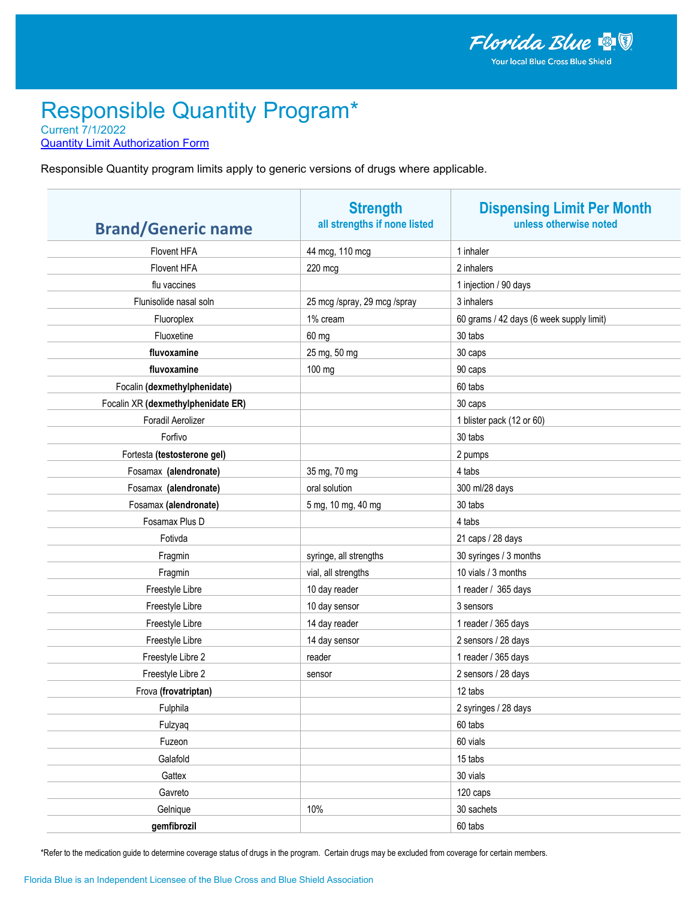# Responsible Quantity Program*

Current 7/1/2022

Quantity Limit Authorization Form

Responsible Quantity program limits apply to generic versions of drugs where applicable.

| Brand/Generic name | Strength<br>all strengths if none listed | Dispensing Limit Per Month<br>unless otherwise noted |
|---|---|---|
| Flovent HFA | 44 mcg, 110 mcg | 1 inhaler |
| Flovent HFA | 220 mcg | 2 inhalers |
| flu vaccines | | 1 injection / 90 days |
| Flunisolide nasal soln | 25 mcg /spray, 29 mcg /spray | 3 inhalers |
| Fluoroplex | 1% cream | 60 grams / 42 days (6 week supply limit) |
| Fluoxetine | 60 mg | 30 tabs |
| **fluvoxamine** | 25 mg, 50 mg | 30 caps |
| **fluvoxamine** | 100 mg | 90 caps |
| Focalin **(dexmethylphenidate)** | | 60 tabs |
| Focalin XR **(dexmethylphenidate ER)** | | 30 caps |
| Foradil Aerolizer | | 1 blister pack (12 or 60) |
| Forfivo | | 30 tabs |
| Fortesta **(testosterone gel)** | | 2 pumps |
| Fosamax **(alendronate)** | 35 mg, 70 mg | 4 tabs |
| Fosamax **(alendronate)** | oral solution | 300 ml/28 days |
| Fosamax **(alendronate)** | 5 mg, 10 mg, 40 mg | 30 tabs |
| Fosamax Plus D | | 4 tabs |
| Fotivda | | 21 caps / 28 days |
| Fragmin | syringe, all strengths | 30 syringes / 3 months |
| Fragmin | vial, all strengths | 10 vials / 3 months |
| Freestyle Libre | 10 day reader | 1 reader / 365 days |
| Freestyle Libre | 10 day sensor | 3 sensors |
| Freestyle Libre | 14 day reader | 1 reader / 365 days |
| Freestyle Libre | 14 day sensor | 2 sensors / 28 days |
| Freestyle Libre 2 | reader | 1 reader / 365 days |
| Freestyle Libre 2 | sensor | 2 sensors / 28 days |
| Frova **(frovatriptan)** | | 12 tabs |
| Fulphila | | 2 syringes / 28 days |
| Fulzyaq | | 60 tabs |
| Fuzeon | | 60 vials |
| Galafold | | 15 tabs |
| Gattex | | 30 vials |
| Gavreto | | 120 caps |
| Gelnique | 10% | 30 sachets |
| **gemfibrozil** | | 60 tabs |

*Refer to the medication guide to determine coverage status of drugs in the program. Certain drugs may be excluded from coverage for certain members.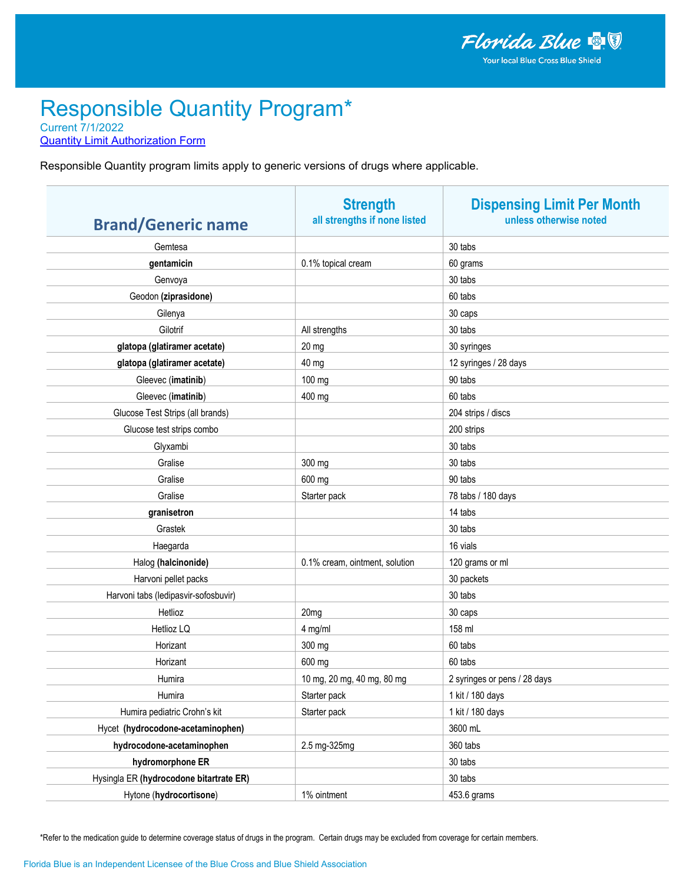# Responsible Quantity Program*

Current 7/1/2022

[Quantity Limit Authorization Form]

Responsible Quantity program limits apply to generic versions of drugs where applicable.

| Brand/Generic name | Strength<br>all strengths if none listed | Dispensing Limit Per Month<br>unless otherwise noted |
|---|---|---|
| Gemtesa | | 30 tabs |
| **gentamicin** | 0.1% topical cream | 60 grams |
| Genvoya | | 30 tabs |
| Geodon **(ziprasidone)** | | 60 tabs |
| Gilenya | | 30 caps |
| Gilotrif | All strengths | 30 tabs |
| **glatopa (glatiramer acetate)** | 20 mg | 30 syringes |
| **glatopa (glatiramer acetate)** | 40 mg | 12 syringes / 28 days |
| Gleevec (**imatinib**) | 100 mg | 90 tabs |
| Gleevec (**imatinib**) | 400 mg | 60 tabs |
| Glucose Test Strips (all brands) | | 204 strips / discs |
| Glucose test strips combo | | 200 strips |
| Glyxambi | | 30 tabs |
| Gralise | 300 mg | 30 tabs |
| Gralise | 600 mg | 90 tabs |
| Gralise | Starter pack | 78 tabs / 180 days |
| **granisetron** | | 14 tabs |
| Grastek | | 30 tabs |
| Haegarda | | 16 vials |
| Halog **(halcinonide)** | 0.1% cream, ointment, solution | 120 grams or ml |
| Harvoni pellet packs | | 30 packets |
| Harvoni tabs (ledipasvir-sofosbuvir) | | 30 tabs |
| Hetlioz | 20mg | 30 caps |
| Hetlioz LQ | 4 mg/ml | 158 ml |
| Horizant | 300 mg | 60 tabs |
| Horizant | 600 mg | 60 tabs |
| Humira | 10 mg, 20 mg, 40 mg, 80 mg | 2 syringes or pens / 28 days |
| Humira | Starter pack | 1 kit / 180 days |
| Humira pediatric Crohn's kit | Starter pack | 1 kit / 180 days |
| Hycet **(hydrocodone-acetaminophen)** | | 3600 mL |
| **hydrocodone-acetaminophen** | 2.5 mg-325mg | 360 tabs |
| **hydromorphone ER** | | 30 tabs |
| Hysingla ER **(hydrocodone bitartrate ER)** | | 30 tabs |
| Hytone (**hydrocortisone**) | 1% ointment | 453.6 grams |

*Refer to the medication guide to determine coverage status of drugs in the program. Certain drugs may be excluded from coverage for certain members.

Florida Blue is an Independent Licensee of the Blue Cross and Blue Shield Association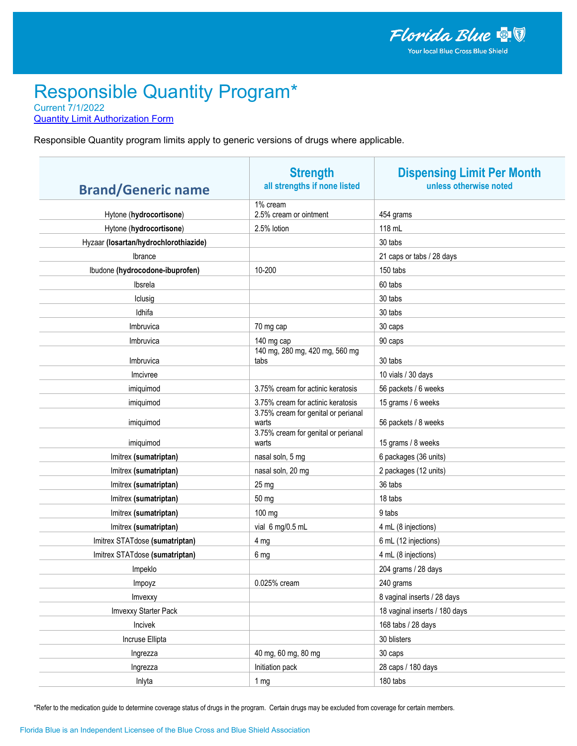# Responsible Quantity Program*

Current 7/1/2022

[Quantity Limit Authorization Form]

Responsible Quantity program limits apply to generic versions of drugs where applicable.

| Brand/Generic name | Strength<br>all strengths if none listed | Dispensing Limit Per Month<br>unless otherwise noted |
|---|---|---|
| Hytone (**hydrocortisone**) | 1% cream<br>2.5% cream or ointment | 454 grams |
| Hytone (**hydrocortisone**) | 2.5% lotion | 118 mL |
| Hyzaar **(losartan/hydrochlorothiazide)** | | 30 tabs |
| Ibrance | | 21 caps or tabs / 28 days |
| Ibudone **(hydrocodone-ibuprofen)** | 10-200 | 150 tabs |
| Ibsrela | | 60 tabs |
| Iclusig | | 30 tabs |
| Idhifa | | 30 tabs |
| Imbruvica | 70 mg cap | 30 caps |
| Imbruvica | 140 mg cap | 90 caps |
| Imbruvica | 140 mg, 280 mg, 420 mg, 560 mg tabs | 30 tabs |
| Imcivree | | 10 vials / 30 days |
| imiquimod | 3.75% cream for actinic keratosis | 56 packets / 6 weeks |
| imiquimod | 3.75% cream for actinic keratosis | 15 grams / 6 weeks |
| imiquimod | 3.75% cream for genital or perianal warts | 56 packets / 8 weeks |
| imiquimod | 3.75% cream for genital or perianal warts | 15 grams / 8 weeks |
| Imitrex **(sumatriptan)** | nasal soln, 5 mg | 6 packages (36 units) |
| Imitrex **(sumatriptan)** | nasal soln, 20 mg | 2 packages (12 units) |
| Imitrex **(sumatriptan)** | 25 mg | 36 tabs |
| Imitrex **(sumatriptan)** | 50 mg | 18 tabs |
| Imitrex **(sumatriptan)** | 100 mg | 9 tabs |
| Imitrex **(sumatriptan)** | vial 6 mg/0.5 mL | 4 mL (8 injections) |
| Imitrex STATdose **(sumatriptan)** | 4 mg | 6 mL (12 injections) |
| Imitrex STATdose **(sumatriptan)** | 6 mg | 4 mL (8 injections) |
| Impeklo | | 204 grams / 28 days |
| Impoyz | 0.025% cream | 240 grams |
| Imvexxy | | 8 vaginal inserts / 28 days |
| Imvexxy Starter Pack | | 18 vaginal inserts / 180 days |
| Incivek | | 168 tabs / 28 days |
| Incruse Ellipta | | 30 blisters |
| Ingrezza | 40 mg, 60 mg, 80 mg | 30 caps |
| Ingrezza | Initiation pack | 28 caps / 180 days |
| Inlyta | 1 mg | 180 tabs |

*Refer to the medication guide to determine coverage status of drugs in the program. Certain drugs may be excluded from coverage for certain members.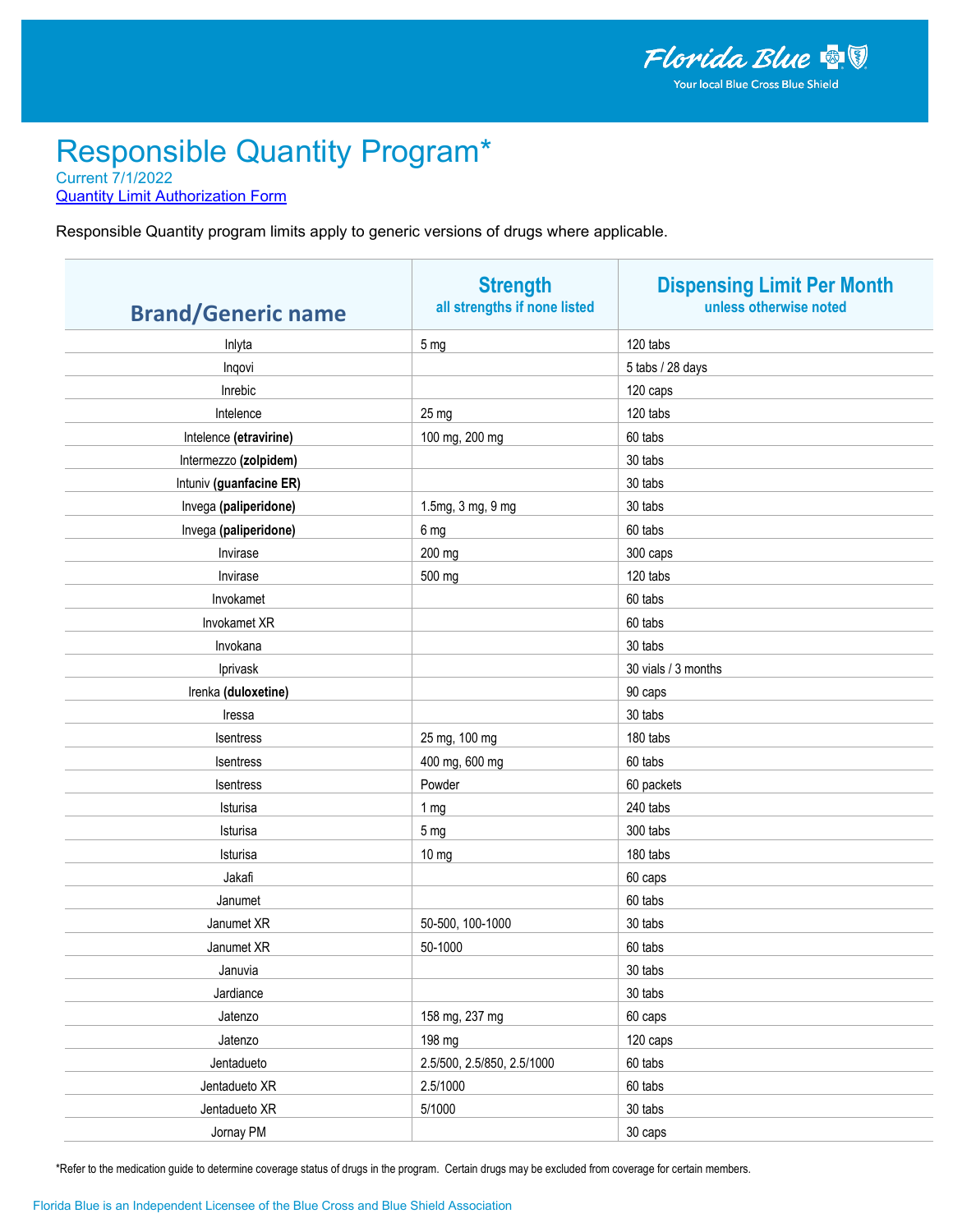# Responsible Quantity Program*

Current 7/1/2022

Quantity Limit Authorization Form

Responsible Quantity program limits apply to generic versions of drugs where applicable.

| Brand/Generic name | Strength<br>all strengths if none listed | Dispensing Limit Per Month<br>unless otherwise noted |
|---|---|---|
| Inlyta | 5 mg | 120 tabs |
| Inqovi | | 5 tabs / 28 days |
| Inrebic | | 120 caps |
| Intelence | 25 mg | 120 tabs |
| Intelence **(etravirine)** | 100 mg, 200 mg | 60 tabs |
| Intermezzo **(zolpidem)** | | 30 tabs |
| Intuniv **(guanfacine ER)** | | 30 tabs |
| Invega **(paliperidone)** | 1.5mg, 3 mg, 9 mg | 30 tabs |
| Invega **(paliperidone)** | 6 mg | 60 tabs |
| Invirase | 200 mg | 300 caps |
| Invirase | 500 mg | 120 tabs |
| Invokamet | | 60 tabs |
| Invokamet XR | | 60 tabs |
| Invokana | | 30 tabs |
| Iprivask | | 30 vials / 3 months |
| Irenka **(duloxetine)** | | 90 caps |
| Iressa | | 30 tabs |
| Isentress | 25 mg, 100 mg | 180 tabs |
| Isentress | 400 mg, 600 mg | 60 tabs |
| Isentress | Powder | 60 packets |
| Isturisa | 1 mg | 240 tabs |
| Isturisa | 5 mg | 300 tabs |
| Isturisa | 10 mg | 180 tabs |
| Jakafi | | 60 caps |
| Janumet | | 60 tabs |
| Janumet XR | 50-500, 100-1000 | 30 tabs |
| Janumet XR | 50-1000 | 60 tabs |
| Januvia | | 30 tabs |
| Jardiance | | 30 tabs |
| Jatenzo | 158 mg, 237 mg | 60 caps |
| Jatenzo | 198 mg | 120 caps |
| Jentadueto | 2.5/500, 2.5/850, 2.5/1000 | 60 tabs |
| Jentadueto XR | 2.5/1000 | 60 tabs |
| Jentadueto XR | 5/1000 | 30 tabs |
| Jornay PM | | 30 caps |

*Refer to the medication guide to determine coverage status of drugs in the program. Certain drugs may be excluded from coverage for certain members.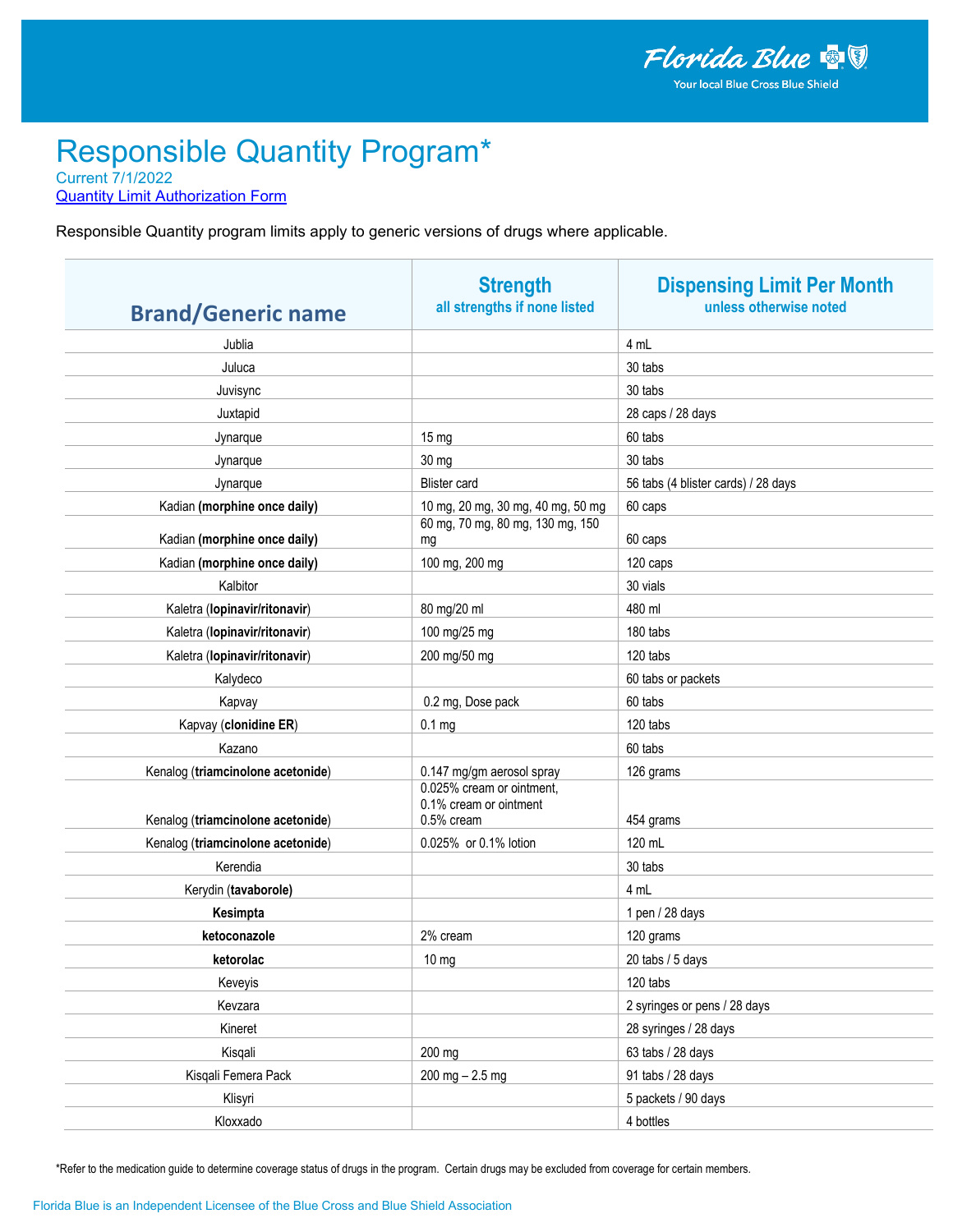Florida Blue
Your local Blue Cross Blue Shield

# Responsible Quantity Program*

Current 7/1/2022

Quantity Limit Authorization Form

Responsible Quantity program limits apply to generic versions of drugs where applicable.

| Brand/Generic name | Strength<br>all strengths if none listed | Dispensing Limit Per Month<br>unless otherwise noted |
|---|---|---|
| Jublia | | 4 mL |
| Juluca | | 30 tabs |
| Juvisync | | 30 tabs |
| Juxtapid | | 28 caps / 28 days |
| Jynarque | 15 mg | 60 tabs |
| Jynarque | 30 mg | 30 tabs |
| Jynarque | Blister card | 56 tabs (4 blister cards) / 28 days |
| Kadian **(morphine once daily)** | 10 mg, 20 mg, 30 mg, 40 mg, 50 mg | 60 caps |
| Kadian **(morphine once daily)** | 60 mg, 70 mg, 80 mg, 130 mg, 150 mg | 60 caps |
| Kadian **(morphine once daily)** | 100 mg, 200 mg | 120 caps |
| Kalbitor | | 30 vials |
| Kaletra (**lopinavir/ritonavir**) | 80 mg/20 ml | 480 ml |
| Kaletra (**lopinavir/ritonavir**) | 100 mg/25 mg | 180 tabs |
| Kaletra (**lopinavir/ritonavir**) | 200 mg/50 mg | 120 tabs |
| Kalydeco | | 60 tabs or packets |
| Kapvay | 0.2 mg, Dose pack | 60 tabs |
| Kapvay (**clonidine ER**) | 0.1 mg | 120 tabs |
| Kazano | | 60 tabs |
| Kenalog (**triamcinolone acetonide**) | 0.147 mg/gm aerosol spray | 126 grams |
| Kenalog (**triamcinolone acetonide**) | 0.025% cream or ointment, 0.1% cream or ointment 0.5% cream | 454 grams |
| Kenalog (**triamcinolone acetonide**) | 0.025% or 0.1% lotion | 120 mL |
| Kerendia | | 30 tabs |
| Kerydin (**tavaborole)** | | 4 mL |
| **Kesimpta** | | 1 pen / 28 days |
| **ketoconazole** | 2% cream | 120 grams |
| **ketorolac** | 10 mg | 20 tabs / 5 days |
| Keveyis | | 120 tabs |
| Kevzara | | 2 syringes or pens / 28 days |
| Kineret | | 28 syringes / 28 days |
| Kisqali | 200 mg | 63 tabs / 28 days |
| Kisqali Femera Pack | 200 mg – 2.5 mg | 91 tabs / 28 days |
| Klisyri | | 5 packets / 90 days |
| Kloxxado | | 4 bottles |

*Refer to the medication guide to determine coverage status of drugs in the program. Certain drugs may be excluded from coverage for certain members.

Florida Blue is an Independent Licensee of the Blue Cross and Blue Shield Association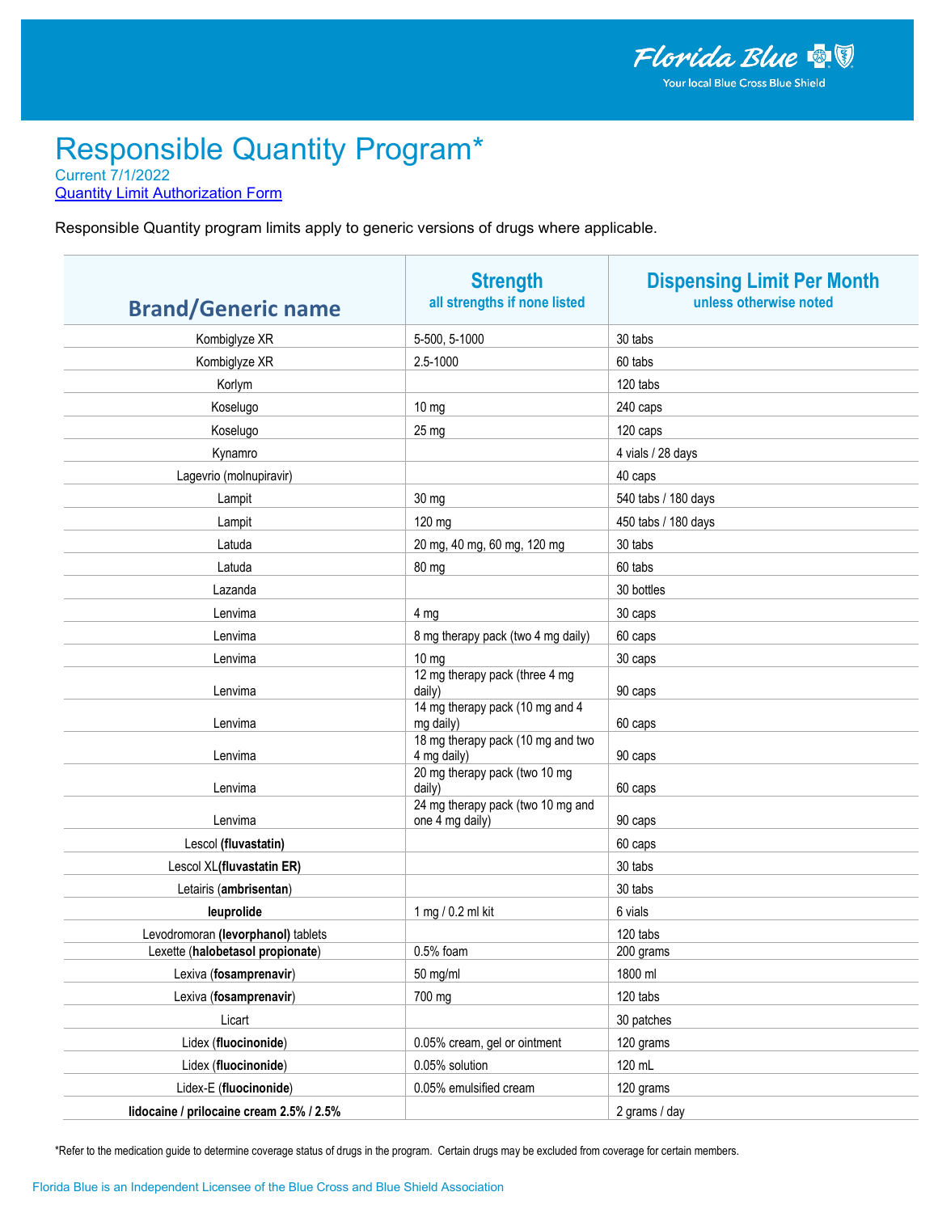# Responsible Quantity Program*

Current 7/1/2022

Quantity Limit Authorization Form

Responsible Quantity program limits apply to generic versions of drugs where applicable.

| Brand/Generic name | Strength<br>all strengths if none listed | Dispensing Limit Per Month<br>unless otherwise noted |
|---|---|---|
| Kombiglyze XR | 5-500, 5-1000 | 30 tabs |
| Kombiglyze XR | 2.5-1000 | 60 tabs |
| Korlym | | 120 tabs |
| Koselugo | 10 mg | 240 caps |
| Koselugo | 25 mg | 120 caps |
| Kynamro | | 4 vials / 28 days |
| Lagevrio (molnupiravir) | | 40 caps |
| Lampit | 30 mg | 540 tabs / 180 days |
| Lampit | 120 mg | 450 tabs / 180 days |
| Latuda | 20 mg, 40 mg, 60 mg, 120 mg | 30 tabs |
| Latuda | 80 mg | 60 tabs |
| Lazanda | | 30 bottles |
| Lenvima | 4 mg | 30 caps |
| Lenvima | 8 mg therapy pack (two 4 mg daily) | 60 caps |
| Lenvima | 10 mg | 30 caps |
| Lenvima | 12 mg therapy pack (three 4 mg daily) | 90 caps |
| Lenvima | 14 mg therapy pack (10 mg and 4 mg daily) | 60 caps |
| Lenvima | 18 mg therapy pack (10 mg and two 4 mg daily) | 90 caps |
| Lenvima | 20 mg therapy pack (two 10 mg daily) | 60 caps |
| Lenvima | 24 mg therapy pack (two 10 mg and one 4 mg daily) | 90 caps |
| Lescol **(fluvastatin)** | | 60 caps |
| Lescol XL**(fluvastatin ER)** | | 30 tabs |
| Letairis (**ambrisentan**) | | 30 tabs |
| **leuprolide** | 1 mg / 0.2 ml kit | 6 vials |
| Levodromoran **(levorphanol)** tablets | | 120 tabs |
| Lexette (**halobetasol propionate**) | 0.5% foam | 200 grams |
| Lexiva (**fosamprenavir**) | 50 mg/ml | 1800 ml |
| Lexiva (**fosamprenavir**) | 700 mg | 120 tabs |
| Licart | | 30 patches |
| Lidex (**fluocinonide**) | 0.05% cream, gel or ointment | 120 grams |
| Lidex (**fluocinonide**) | 0.05% solution | 120 mL |
| Lidex-E (**fluocinonide**) | 0.05% emulsified cream | 120 grams |
| **lidocaine / prilocaine cream 2.5% / 2.5%** | | 2 grams / day |

*Refer to the medication guide to determine coverage status of drugs in the program. Certain drugs may be excluded from coverage for certain members.

Florida Blue is an Independent Licensee of the Blue Cross and Blue Shield Association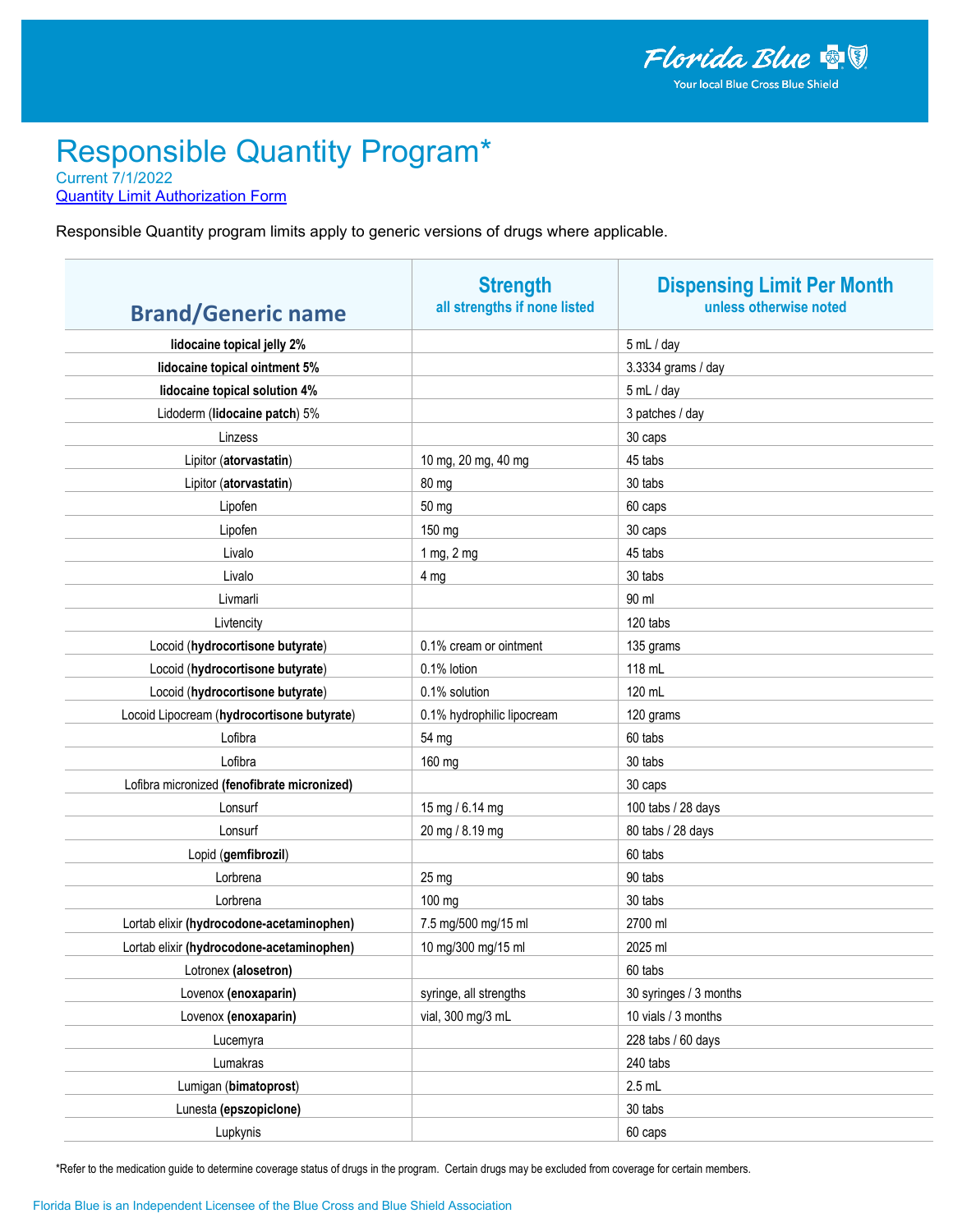Florida Blue
Your local Blue Cross Blue Shield

# Responsible Quantity Program*

Current 7/1/2022

Quantity Limit Authorization Form

Responsible Quantity program limits apply to generic versions of drugs where applicable.

| Brand/Generic name | Strength<br>all strengths if none listed | Dispensing Limit Per Month<br>unless otherwise noted |
|---|---|---|
| **lidocaine topical jelly 2%** | | 5 mL / day |
| **lidocaine topical ointment 5%** | | 3.3334 grams / day |
| **lidocaine topical solution 4%** | | 5 mL / day |
| Lidoderm (**lidocaine patch**) 5% | | 3 patches / day |
| Linzess | | 30 caps |
| Lipitor (**atorvastatin**) | 10 mg, 20 mg, 40 mg | 45 tabs |
| Lipitor (**atorvastatin**) | 80 mg | 30 tabs |
| Lipofen | 50 mg | 60 caps |
| Lipofen | 150 mg | 30 caps |
| Livalo | 1 mg, 2 mg | 45 tabs |
| Livalo | 4 mg | 30 tabs |
| Livmarli | | 90 ml |
| Livtencity | | 120 tabs |
| Locoid (**hydrocortisone butyrate**) | 0.1% cream or ointment | 135 grams |
| Locoid (**hydrocortisone butyrate**) | 0.1% lotion | 118 mL |
| Locoid (**hydrocortisone butyrate**) | 0.1% solution | 120 mL |
| Locoid Lipocream (**hydrocortisone butyrate**) | 0.1% hydrophilic lipocream | 120 grams |
| Lofibra | 54 mg | 60 tabs |
| Lofibra | 160 mg | 30 tabs |
| Lofibra micronized (**fenofibrate micronized**) | | 30 caps |
| Lonsurf | 15 mg / 6.14 mg | 100 tabs / 28 days |
| Lonsurf | 20 mg / 8.19 mg | 80 tabs / 28 days |
| Lopid (**gemfibrozil**) | | 60 tabs |
| Lorbrena | 25 mg | 90 tabs |
| Lorbrena | 100 mg | 30 tabs |
| Lortab elixir (**hydrocodone-acetaminophen**) | 7.5 mg/500 mg/15 ml | 2700 ml |
| Lortab elixir (**hydrocodone-acetaminophen**) | 10 mg/300 mg/15 ml | 2025 ml |
| Lotronex (**alosetron**) | | 60 tabs |
| Lovenox (**enoxaparin**) | syringe, all strengths | 30 syringes / 3 months |
| Lovenox (**enoxaparin**) | vial, 300 mg/3 mL | 10 vials / 3 months |
| Lucemyra | | 228 tabs / 60 days |
| Lumakras | | 240 tabs |
| Lumigan (**bimatoprost**) | | 2.5 mL |
| Lunesta (**epszopiclone**) | | 30 tabs |
| Lupkynis | | 60 caps |

*Refer to the medication guide to determine coverage status of drugs in the program. Certain drugs may be excluded from coverage for certain members.

Florida Blue is an Independent Licensee of the Blue Cross and Blue Shield Association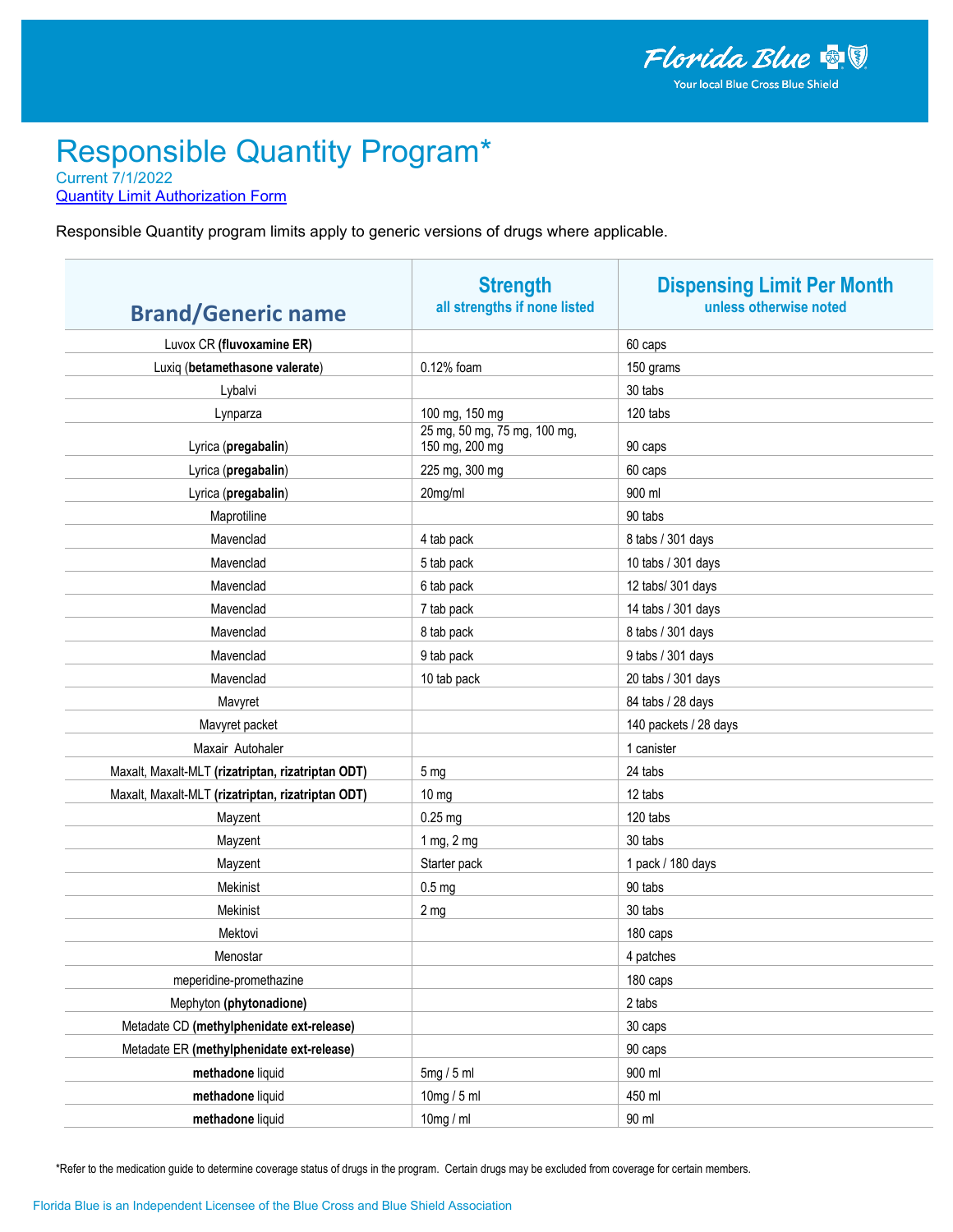# Responsible Quantity Program*

Current 7/1/2022

Quantity Limit Authorization Form

Responsible Quantity program limits apply to generic versions of drugs where applicable.

| Brand/Generic name | Strength<br>all strengths if none listed | Dispensing Limit Per Month<br>unless otherwise noted |
|---|---|---|
| Luvox CR **(fluvoxamine ER)** | | 60 caps |
| Luxiq **(betamethasone valerate)** | 0.12% foam | 150 grams |
| Lybalvi | | 30 tabs |
| Lynparza | 100 mg, 150 mg | 120 tabs |
| Lyrica **(pregabalin)** | 25 mg, 50 mg, 75 mg, 100 mg, 150 mg, 200 mg | 90 caps |
| Lyrica **(pregabalin)** | 225 mg, 300 mg | 60 caps |
| Lyrica **(pregabalin)** | 20mg/ml | 900 ml |
| Maprotiline | | 90 tabs |
| Mavenclad | 4 tab pack | 8 tabs / 301 days |
| Mavenclad | 5 tab pack | 10 tabs / 301 days |
| Mavenclad | 6 tab pack | 12 tabs/ 301 days |
| Mavenclad | 7 tab pack | 14 tabs / 301 days |
| Mavenclad | 8 tab pack | 8 tabs / 301 days |
| Mavenclad | 9 tab pack | 9 tabs / 301 days |
| Mavenclad | 10 tab pack | 20 tabs / 301 days |
| Mavyret | | 84 tabs / 28 days |
| Mavyret packet | | 140 packets / 28 days |
| Maxair Autohaler | | 1 canister |
| Maxalt, Maxalt-MLT **(rizatriptan, rizatriptan ODT)** | 5 mg | 24 tabs |
| Maxalt, Maxalt-MLT **(rizatriptan, rizatriptan ODT)** | 10 mg | 12 tabs |
| Mayzent | 0.25 mg | 120 tabs |
| Mayzent | 1 mg, 2 mg | 30 tabs |
| Mayzent | Starter pack | 1 pack / 180 days |
| Mekinist | 0.5 mg | 90 tabs |
| Mekinist | 2 mg | 30 tabs |
| Mektovi | | 180 caps |
| Menostar | | 4 patches |
| meperidine-promethazine | | 180 caps |
| Mephyton **(phytonadione)** | | 2 tabs |
| Metadate CD **(methylphenidate ext-release)** | | 30 caps |
| Metadate ER **(methylphenidate ext-release)** | | 90 caps |
| **methadone** liquid | 5mg / 5 ml | 900 ml |
| **methadone** liquid | 10mg / 5 ml | 450 ml |
| **methadone** liquid | 10mg / ml | 90 ml |

*Refer to the medication guide to determine coverage status of drugs in the program. Certain drugs may be excluded from coverage for certain members.

Florida Blue is an Independent Licensee of the Blue Cross and Blue Shield Association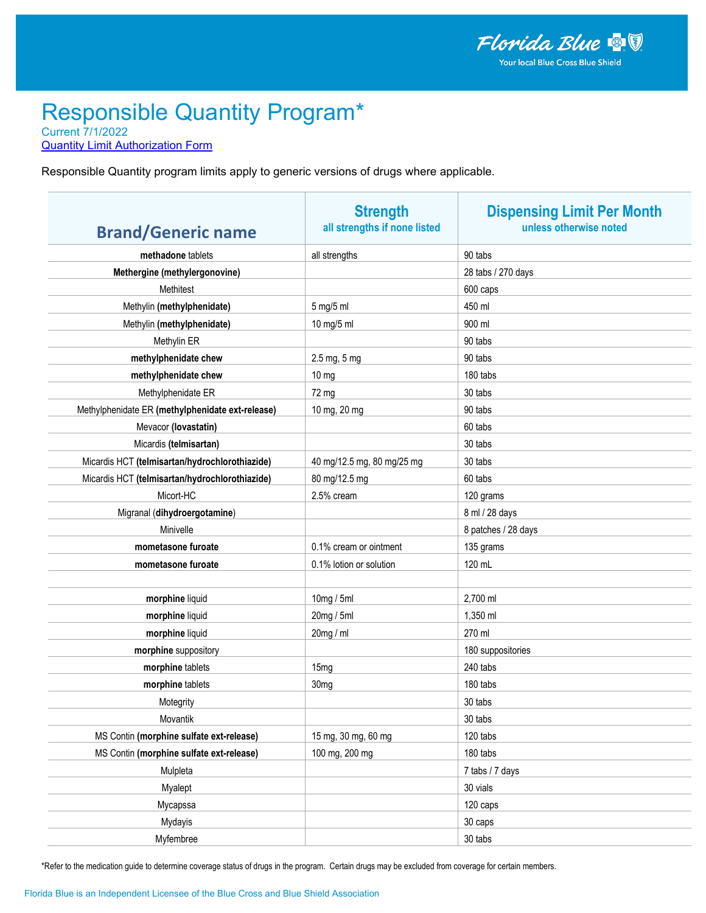# Responsible Quantity Program*

Current 7/1/2022

Quantity Limit Authorization Form

Responsible Quantity program limits apply to generic versions of drugs where applicable.

| Brand/Generic name | Strength<br>all strengths if none listed | Dispensing Limit Per Month<br>unless otherwise noted |
|---|---|---|
| **methadone** tablets | all strengths | 90 tabs |
| **Methergine (methylergonovine)** | | 28 tabs / 270 days |
| Methitest | | 600 caps |
| Methylin **(methylphenidate)** | 5 mg/5 ml | 450 ml |
| Methylin **(methylphenidate)** | 10 mg/5 ml | 900 ml |
| Methylin ER | | 90 tabs |
| **methylphenidate chew** | 2.5 mg, 5 mg | 90 tabs |
| **methylphenidate chew** | 10 mg | 180 tabs |
| Methylphenidate ER | 72 mg | 30 tabs |
| Methylphenidate ER **(methylphenidate ext-release)** | 10 mg, 20 mg | 90 tabs |
| Mevacor **(lovastatin)** | | 60 tabs |
| Micardis **(telmisartan)** | | 30 tabs |
| Micardis HCT **(telmisartan/hydrochlorothiazide)** | 40 mg/12.5 mg, 80 mg/25 mg | 30 tabs |
| Micardis HCT **(telmisartan/hydrochlorothiazide)** | 80 mg/12.5 mg | 60 tabs |
| Micort-HC | 2.5% cream | 120 grams |
| Migranal (**dihydroergotamine**) | | 8 ml / 28 days |
| Minivelle | | 8 patches / 28 days |
| **mometasone furoate** | 0.1% cream or ointment | 135 grams |
| **mometasone furoate** | 0.1% lotion or solution | 120 mL |
| | | |
| **morphine** liquid | 10mg / 5ml | 2,700 ml |
| **morphine** liquid | 20mg / 5ml | 1,350 ml |
| **morphine** liquid | 20mg / ml | 270 ml |
| **morphine** suppository | | 180 suppositories |
| **morphine** tablets | 15mg | 240 tabs |
| **morphine** tablets | 30mg | 180 tabs |
| Motegrity | | 30 tabs |
| Movantik | | 30 tabs |
| MS Contin **(morphine sulfate ext-release)** | 15 mg, 30 mg, 60 mg | 120 tabs |
| MS Contin **(morphine sulfate ext-release)** | 100 mg, 200 mg | 180 tabs |
| Mulpleta | | 7 tabs / 7 days |
| Myalept | | 30 vials |
| Mycapssa | | 120 caps |
| Mydayis | | 30 caps |
| Myfembree | | 30 tabs |

*Refer to the medication guide to determine coverage status of drugs in the program. Certain drugs may be excluded from coverage for certain members.

Florida Blue is an Independent Licensee of the Blue Cross and Blue Shield Association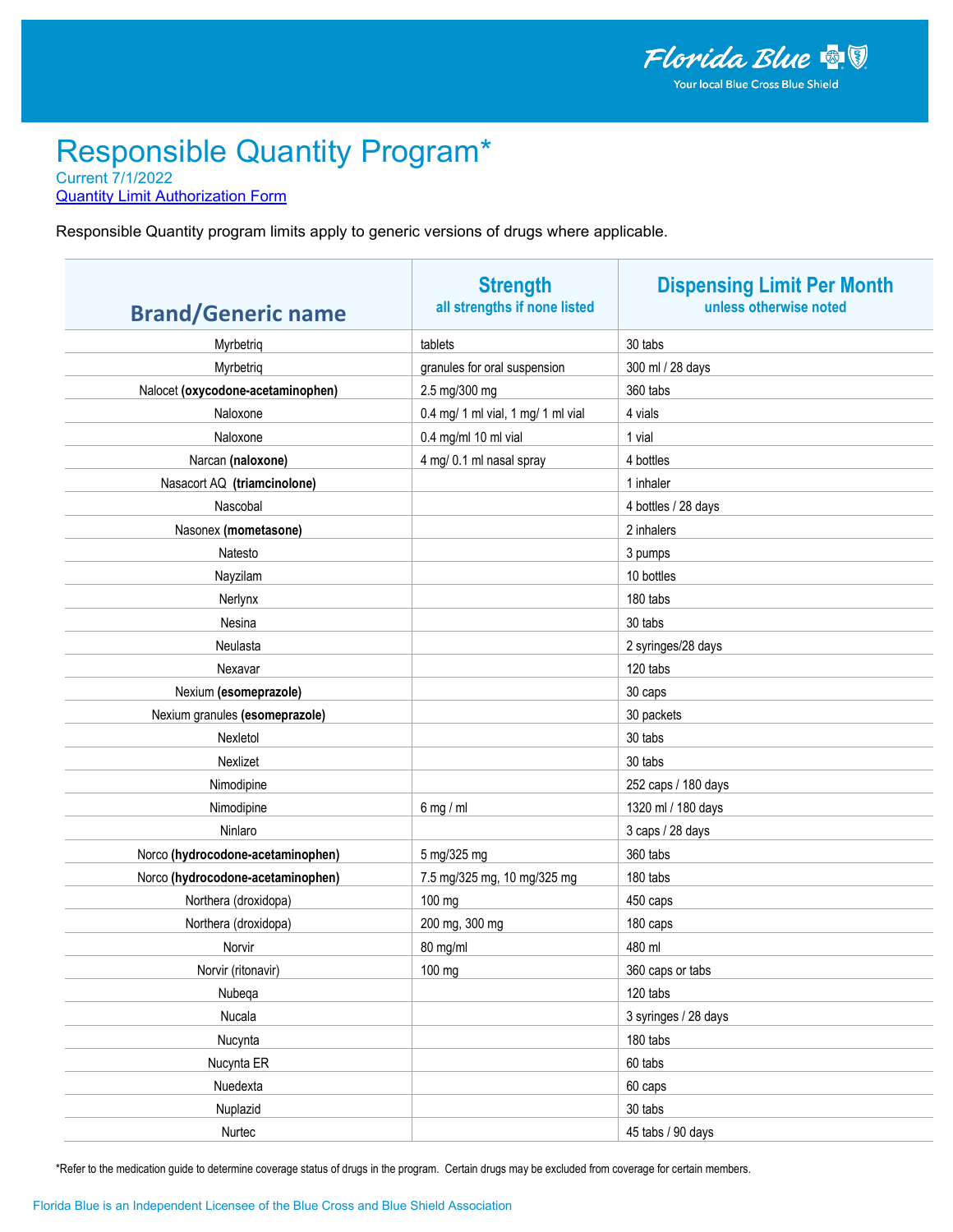# Responsible Quantity Program*

Current 7/1/2022

[Quantity Limit Authorization Form]

Responsible Quantity program limits apply to generic versions of drugs where applicable.

| Brand/Generic name | Strength<br>all strengths if none listed | Dispensing Limit Per Month<br>unless otherwise noted |
|---|---|---|
| Myrbetriq | tablets | 30 tabs |
| Myrbetriq | granules for oral suspension | 300 ml / 28 days |
| Nalocet **(oxycodone-acetaminophen)** | 2.5 mg/300 mg | 360 tabs |
| Naloxone | 0.4 mg/ 1 ml vial, 1 mg/ 1 ml vial | 4 vials |
| Naloxone | 0.4 mg/ml 10 ml vial | 1 vial |
| Narcan **(naloxone)** | 4 mg/ 0.1 ml nasal spray | 4 bottles |
| Nasacort AQ **(triamcinolone)** | | 1 inhaler |
| Nascobal | | 4 bottles / 28 days |
| Nasonex **(mometasone)** | | 2 inhalers |
| Natesto | | 3 pumps |
| Nayzilam | | 10 bottles |
| Nerlynx | | 180 tabs |
| Nesina | | 30 tabs |
| Neulasta | | 2 syringes/28 days |
| Nexavar | | 120 tabs |
| Nexium **(esomeprazole)** | | 30 caps |
| Nexium granules **(esomeprazole)** | | 30 packets |
| Nexletol | | 30 tabs |
| Nexlizet | | 30 tabs |
| Nimodipine | | 252 caps / 180 days |
| Nimodipine | 6 mg / ml | 1320 ml / 180 days |
| Ninlaro | | 3 caps / 28 days |
| Norco **(hydrocodone-acetaminophen)** | 5 mg/325 mg | 360 tabs |
| Norco **(hydrocodone-acetaminophen)** | 7.5 mg/325 mg, 10 mg/325 mg | 180 tabs |
| Northera (droxidopa) | 100 mg | 450 caps |
| Northera (droxidopa) | 200 mg, 300 mg | 180 caps |
| Norvir | 80 mg/ml | 480 ml |
| Norvir (ritonavir) | 100 mg | 360 caps or tabs |
| Nubeqa | | 120 tabs |
| Nucala | | 3 syringes / 28 days |
| Nucynta | | 180 tabs |
| Nucynta ER | | 60 tabs |
| Nuedexta | | 60 caps |
| Nuplazid | | 30 tabs |
| Nurtec | | 45 tabs / 90 days |

*Refer to the medication guide to determine coverage status of drugs in the program. Certain drugs may be excluded from coverage for certain members.

Florida Blue is an Independent Licensee of the Blue Cross and Blue Shield Association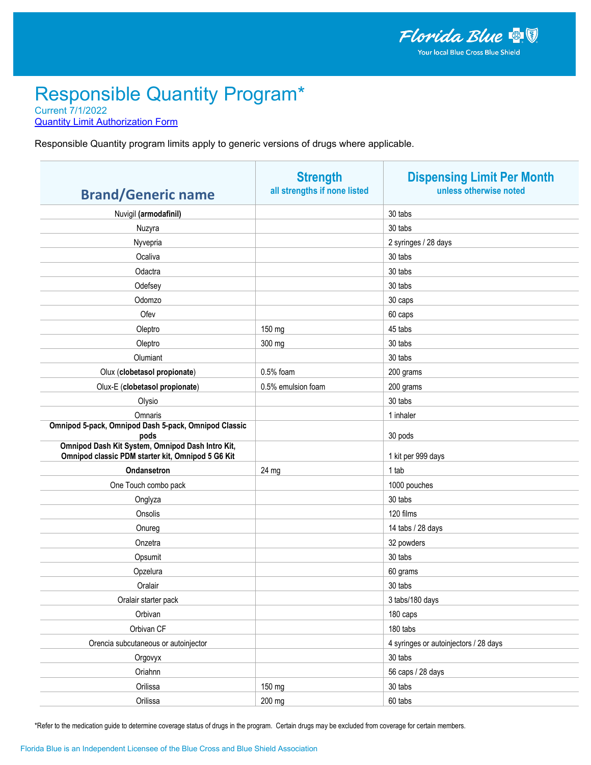# Responsible Quantity Program*

Current 7/1/2022

Quantity Limit Authorization Form

Responsible Quantity program limits apply to generic versions of drugs where applicable.

| Brand/Generic name | Strength<br>all strengths if none listed | Dispensing Limit Per Month<br>unless otherwise noted |
|---|---|---|
| Nuvigil **(armodafinil)** | | 30 tabs |
| Nuzyra | | 30 tabs |
| Nyvepria | | 2 syringes / 28 days |
| Ocaliva | | 30 tabs |
| Odactra | | 30 tabs |
| Odefsey | | 30 tabs |
| Odomzo | | 30 caps |
| Ofev | | 60 caps |
| Oleptro | 150 mg | 45 tabs |
| Oleptro | 300 mg | 30 tabs |
| Olumiant | | 30 tabs |
| Olux (**clobetasol propionate**) | 0.5% foam | 200 grams |
| Olux-E (**clobetasol propionate**) | 0.5% emulsion foam | 200 grams |
| Olysio | | 30 tabs |
| Omnaris | | 1 inhaler |
| **Omnipod 5-pack, Omnipod Dash 5-pack, Omnipod Classic pods** | | 30 pods |
| **Omnipod Dash Kit System, Omnipod Dash Intro Kit, Omnipod classic PDM starter kit, Omnipod 5 G6 Kit** | | 1 kit per 999 days |
| **Ondansetron** | 24 mg | 1 tab |
| One Touch combo pack | | 1000 pouches |
| Onglyza | | 30 tabs |
| Onsolis | | 120 films |
| Onureg | | 14 tabs / 28 days |
| Onzetra | | 32 powders |
| Opsumit | | 30 tabs |
| Opzelura | | 60 grams |
| Oralair | | 30 tabs |
| Oralair starter pack | | 3 tabs/180 days |
| Orbivan | | 180 caps |
| Orbivan CF | | 180 tabs |
| Orencia subcutaneous or autoinjector | | 4 syringes or autoinjectors / 28 days |
| Orgovyx | | 30 tabs |
| Oriahnn | | 56 caps / 28 days |
| Orilissa | 150 mg | 30 tabs |
| Orilissa | 200 mg | 60 tabs |

*Refer to the medication guide to determine coverage status of drugs in the program. Certain drugs may be excluded from coverage for certain members.

Florida Blue is an Independent Licensee of the Blue Cross and Blue Shield Association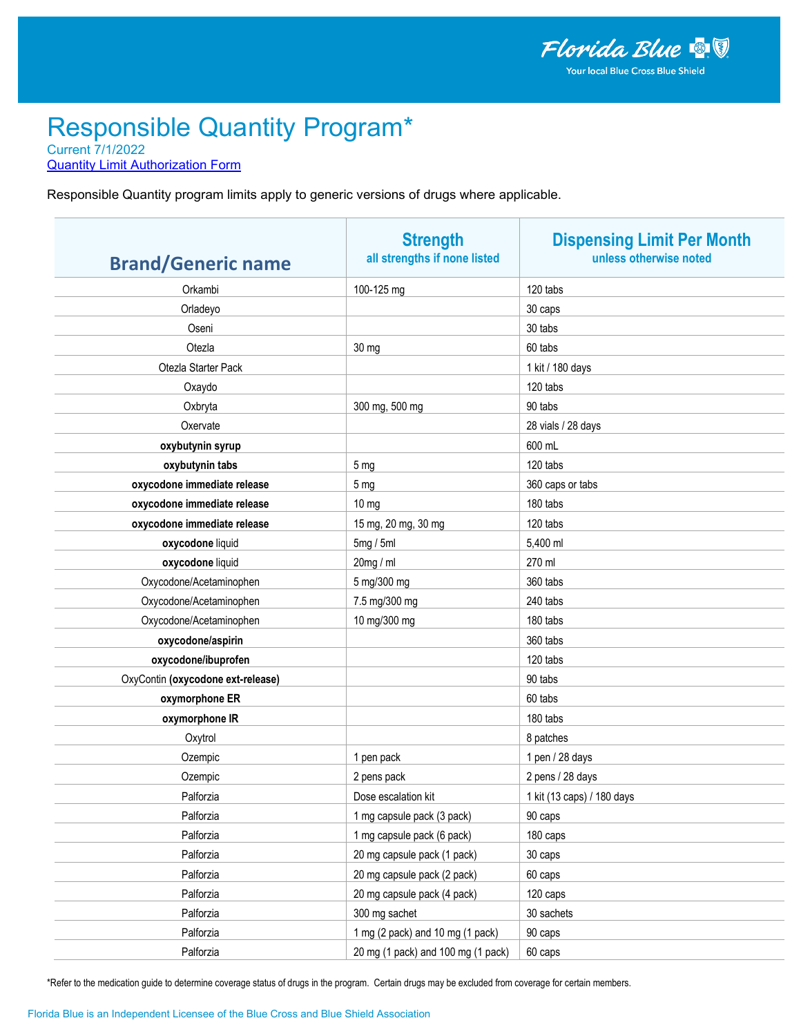# Responsible Quantity Program*

Current 7/1/2022

[Quantity Limit Authorization Form]

Responsible Quantity program limits apply to generic versions of drugs where applicable.

| Brand/Generic name | Strength<br>all strengths if none listed | Dispensing Limit Per Month<br>unless otherwise noted |
|---|---|---|
| Orkambi | 100-125 mg | 120 tabs |
| Orladeyo | | 30 caps |
| Oseni | | 30 tabs |
| Otezla | 30 mg | 60 tabs |
| Otezla Starter Pack | | 1 kit / 180 days |
| Oxaydo | | 120 tabs |
| Oxbryta | 300 mg, 500 mg | 90 tabs |
| Oxervate | | 28 vials / 28 days |
| **oxybutynin syrup** | | 600 mL |
| **oxybutynin tabs** | 5 mg | 120 tabs |
| **oxycodone immediate release** | 5 mg | 360 caps or tabs |
| **oxycodone immediate release** | 10 mg | 180 tabs |
| **oxycodone immediate release** | 15 mg, 20 mg, 30 mg | 120 tabs |
| **oxycodone** liquid | 5mg / 5ml | 5,400 ml |
| **oxycodone** liquid | 20mg / ml | 270 ml |
| Oxycodone/Acetaminophen | 5 mg/300 mg | 360 tabs |
| Oxycodone/Acetaminophen | 7.5 mg/300 mg | 240 tabs |
| Oxycodone/Acetaminophen | 10 mg/300 mg | 180 tabs |
| **oxycodone/aspirin** | | 360 tabs |
| **oxycodone/ibuprofen** | | 120 tabs |
| OxyContin **(oxycodone ext-release)** | | 90 tabs |
| **oxymorphone ER** | | 60 tabs |
| **oxymorphone IR** | | 180 tabs |
| Oxytrol | | 8 patches |
| Ozempic | 1 pen pack | 1 pen / 28 days |
| Ozempic | 2 pens pack | 2 pens / 28 days |
| Palforzia | Dose escalation kit | 1 kit (13 caps) / 180 days |
| Palforzia | 1 mg capsule pack (3 pack) | 90 caps |
| Palforzia | 1 mg capsule pack (6 pack) | 180 caps |
| Palforzia | 20 mg capsule pack (1 pack) | 30 caps |
| Palforzia | 20 mg capsule pack (2 pack) | 60 caps |
| Palforzia | 20 mg capsule pack (4 pack) | 120 caps |
| Palforzia | 300 mg sachet | 30 sachets |
| Palforzia | 1 mg (2 pack) and 10 mg (1 pack) | 90 caps |
| Palforzia | 20 mg (1 pack) and 100 mg (1 pack) | 60 caps |

*Refer to the medication guide to determine coverage status of drugs in the program. Certain drugs may be excluded from coverage for certain members.

Florida Blue is an Independent Licensee of the Blue Cross and Blue Shield Association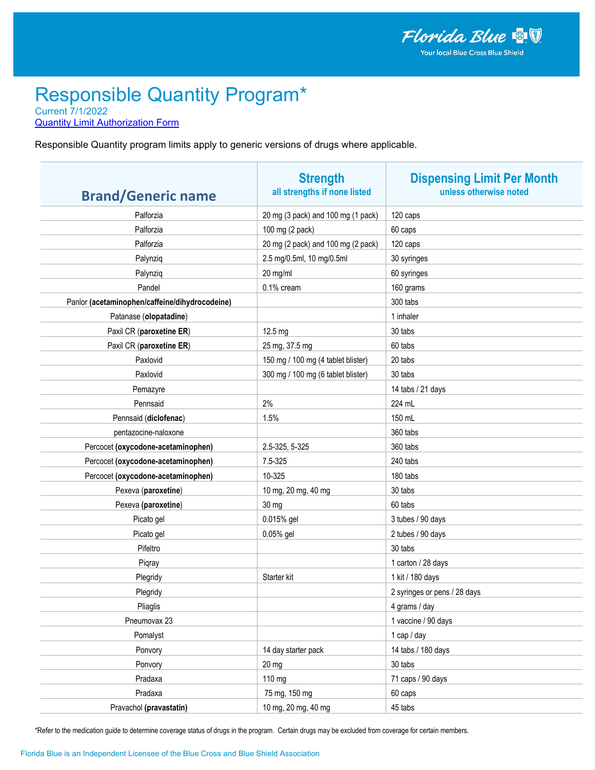# Responsible Quantity Program*

Current 7/1/2022

Quantity Limit Authorization Form

Responsible Quantity program limits apply to generic versions of drugs where applicable.

| Brand/Generic name | Strength<br>all strengths if none listed | Dispensing Limit Per Month<br>unless otherwise noted |
|---|---|---|
| Palforzia | 20 mg (3 pack) and 100 mg (1 pack) | 120 caps |
| Palforzia | 100 mg (2 pack) | 60 caps |
| Palforzia | 20 mg (2 pack) and 100 mg (2 pack) | 120 caps |
| Palynziq | 2.5 mg/0.5ml, 10 mg/0.5ml | 30 syringes |
| Palynziq | 20 mg/ml | 60 syringes |
| Pandel | 0.1% cream | 160 grams |
| Panlor **(acetaminophen/caffeine/dihydrocodeine)** | | 300 tabs |
| Patanase (**olopatadine**) | | 1 inhaler |
| Paxil CR (**paroxetine ER**) | 12.5 mg | 30 tabs |
| Paxil CR (**paroxetine ER**) | 25 mg, 37.5 mg | 60 tabs |
| Paxlovid | 150 mg / 100 mg (4 tablet blister) | 20 tabs |
| Paxlovid | 300 mg / 100 mg (6 tablet blister) | 30 tabs |
| Pemazyre | | 14 tabs / 21 days |
| Pennsaid | 2% | 224 mL |
| Pennsaid (**diclofenac**) | 1.5% | 150 mL |
| pentazocine-naloxone | | 360 tabs |
| Percocet **(oxycodone-acetaminophen)** | 2.5-325, 5-325 | 360 tabs |
| Percocet **(oxycodone-acetaminophen)** | 7.5-325 | 240 tabs |
| Percocet **(oxycodone-acetaminophen)** | 10-325 | 180 tabs |
| Pexeva (**paroxetine**) | 10 mg, 20 mg, 40 mg | 30 tabs |
| Pexeva (**paroxetine**) | 30 mg | 60 tabs |
| Picato gel | 0.015% gel | 3 tubes / 90 days |
| Picato gel | 0.05% gel | 2 tubes / 90 days |
| Pifeltro | | 30 tabs |
| Piqray | | 1 carton / 28 days |
| Plegridy | Starter kit | 1 kit / 180 days |
| Plegridy | | 2 syringes or pens / 28 days |
| Pliaglis | | 4 grams / day |
| Pneumovax 23 | | 1 vaccine / 90 days |
| Pomalyst | | 1 cap / day |
| Ponvory | 14 day starter pack | 14 tabs / 180 days |
| Ponvory | 20 mg | 30 tabs |
| Pradaxa | 110 mg | 71 caps / 90 days |
| Pradaxa | 75 mg, 150 mg | 60 caps |
| Pravachol **(pravastatin)** | 10 mg, 20 mg, 40 mg | 45 tabs |

*Refer to the medication guide to determine coverage status of drugs in the program. Certain drugs may be excluded from coverage for certain members.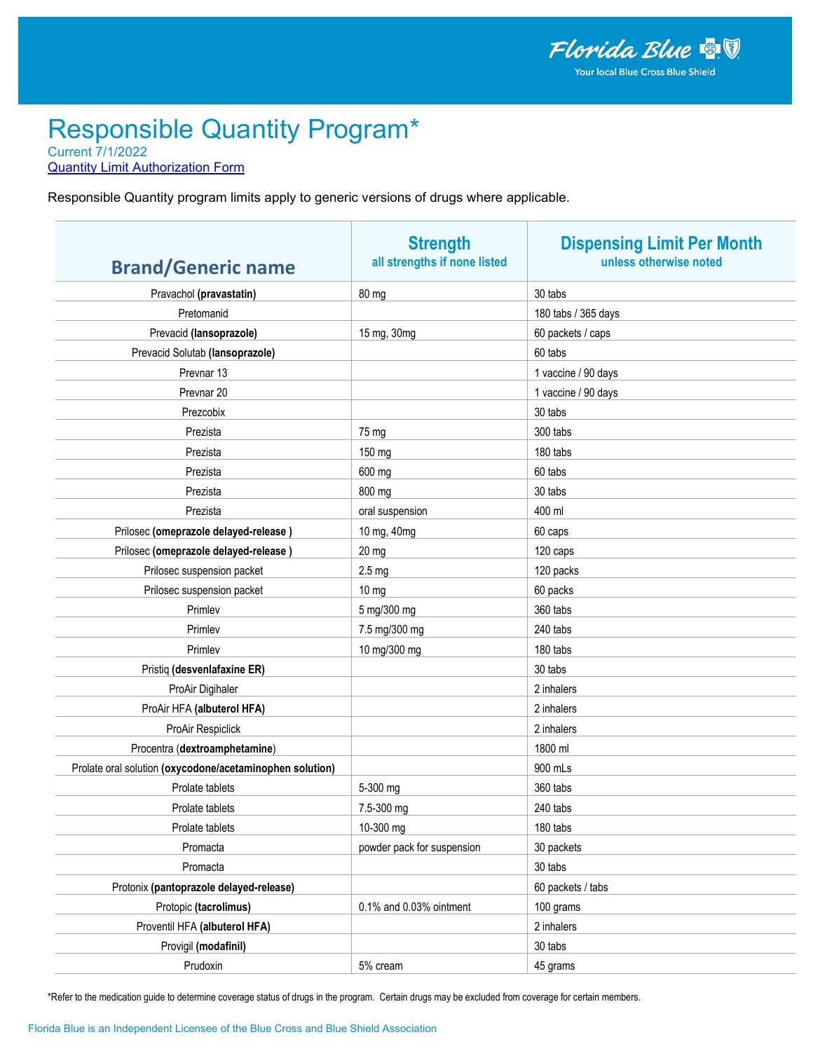# Responsible Quantity Program*

Current 7/1/2022

[Quantity Limit Authorization Form]

Responsible Quantity program limits apply to generic versions of drugs where applicable.

| Brand/Generic name | Strength<br>all strengths if none listed | Dispensing Limit Per Month<br>unless otherwise noted |
|---|---|---|
| Pravachol **(pravastatin)** | 80 mg | 30 tabs |
| Pretomanid | | 180 tabs / 365 days |
| Prevacid **(lansoprazole)** | 15 mg, 30mg | 60 packets / caps |
| Prevacid Solutab **(lansoprazole)** | | 60 tabs |
| Prevnar 13 | | 1 vaccine / 90 days |
| Prevnar 20 | | 1 vaccine / 90 days |
| Prezcobix | | 30 tabs |
| Prezista | 75 mg | 300 tabs |
| Prezista | 150 mg | 180 tabs |
| Prezista | 600 mg | 60 tabs |
| Prezista | 800 mg | 30 tabs |
| Prezista | oral suspension | 400 ml |
| Prilosec **(omeprazole delayed-release )** | 10 mg, 40mg | 60 caps |
| Prilosec **(omeprazole delayed-release )** | 20 mg | 120 caps |
| Prilosec suspension packet | 2.5 mg | 120 packs |
| Prilosec suspension packet | 10 mg | 60 packs |
| Primlev | 5 mg/300 mg | 360 tabs |
| Primlev | 7.5 mg/300 mg | 240 tabs |
| Primlev | 10 mg/300 mg | 180 tabs |
| Pristiq **(desvenlafaxine ER)** | | 30 tabs |
| ProAir Digihaler | | 2 inhalers |
| ProAir HFA **(albuterol HFA)** | | 2 inhalers |
| ProAir Respiclick | | 2 inhalers |
| Procentra (**dextroamphetamine**) | | 1800 ml |
| Prolate oral solution **(oxycodone/acetaminophen solution)** | | 900 mLs |
| Prolate tablets | 5-300 mg | 360 tabs |
| Prolate tablets | 7.5-300 mg | 240 tabs |
| Prolate tablets | 10-300 mg | 180 tabs |
| Promacta | powder pack for suspension | 30 packets |
| Promacta | | 30 tabs |
| Protonix **(pantoprazole delayed-release)** | | 60 packets / tabs |
| Protopic **(tacrolimus)** | 0.1% and 0.03% ointment | 100 grams |
| Proventil HFA **(albuterol HFA)** | | 2 inhalers |
| Provigil **(modafinil)** | | 30 tabs |
| Prudoxin | 5% cream | 45 grams |

*Refer to the medication guide to determine coverage status of drugs in the program. Certain drugs may be excluded from coverage for certain members.

Florida Blue is an Independent Licensee of the Blue Cross and Blue Shield Association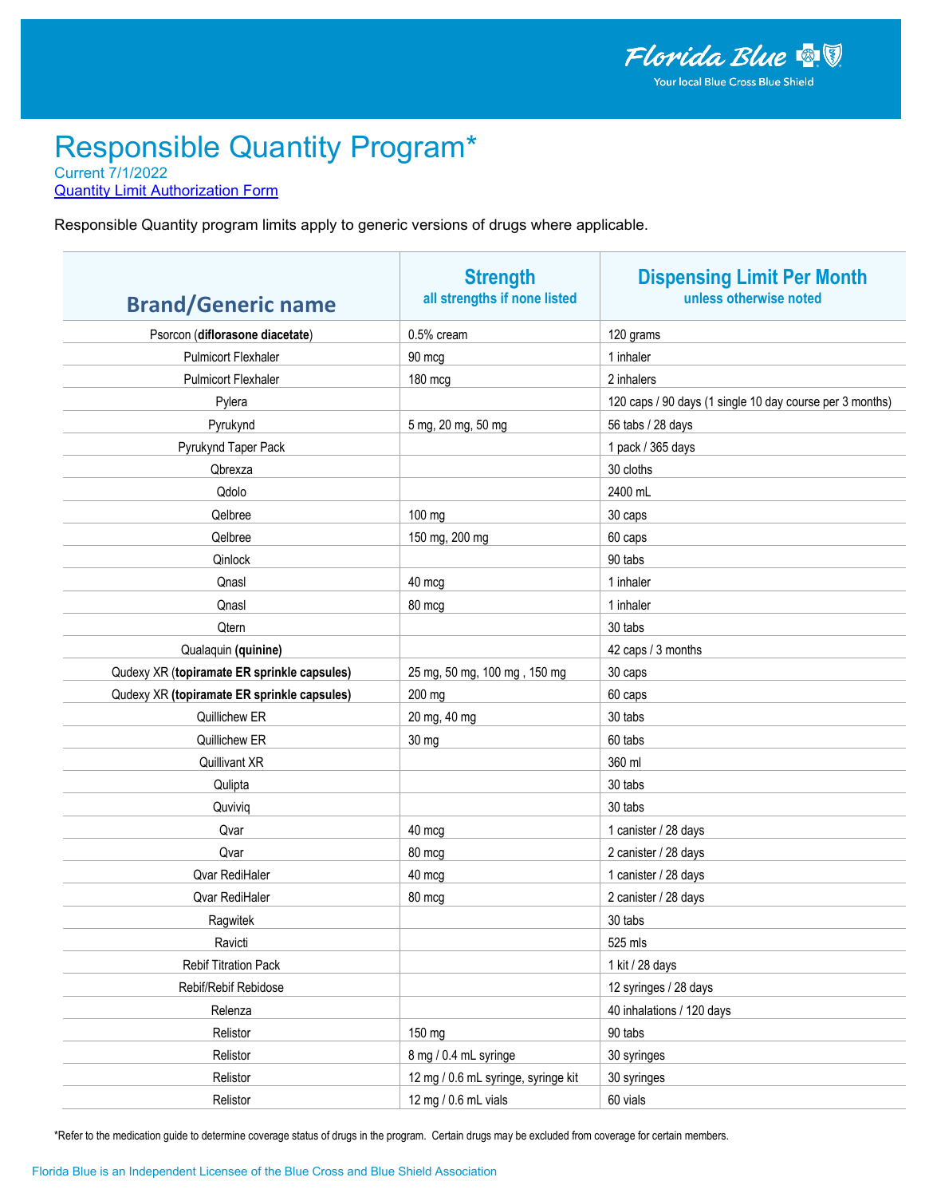# Responsible Quantity Program*

Current 7/1/2022

[Quantity Limit Authorization Form]

Responsible Quantity program limits apply to generic versions of drugs where applicable.

| Brand/Generic name | Strength<br>all strengths if none listed | Dispensing Limit Per Month<br>unless otherwise noted |
|---|---|---|
| Psorcon (**diflorasone diacetate**) | 0.5% cream | 120 grams |
| Pulmicort Flexhaler | 90 mcg | 1 inhaler |
| Pulmicort Flexhaler | 180 mcg | 2 inhalers |
| Pylera | | 120 caps / 90 days (1 single 10 day course per 3 months) |
| Pyrukynd | 5 mg, 20 mg, 50 mg | 56 tabs / 28 days |
| Pyrukynd Taper Pack | | 1 pack / 365 days |
| Qbrexza | | 30 cloths |
| Qdolo | | 2400 mL |
| Qelbree | 100 mg | 30 caps |
| Qelbree | 150 mg, 200 mg | 60 caps |
| Qinlock | | 90 tabs |
| Qnasl | 40 mcg | 1 inhaler |
| Qnasl | 80 mcg | 1 inhaler |
| Qtern | | 30 tabs |
| Qualaquin **(quinine)** | | 42 caps / 3 months |
| Qudexy XR (**topiramate ER sprinkle capsules)** | 25 mg, 50 mg, 100 mg , 150 mg | 30 caps |
| Qudexy XR (**topiramate ER sprinkle capsules)** | 200 mg | 60 caps |
| Quillichew ER | 20 mg, 40 mg | 30 tabs |
| Quillichew ER | 30 mg | 60 tabs |
| Quillivant XR | | 360 ml |
| Qulipta | | 30 tabs |
| Quviviq | | 30 tabs |
| Qvar | 40 mcg | 1 canister / 28 days |
| Qvar | 80 mcg | 2 canister / 28 days |
| Qvar RediHaler | 40 mcg | 1 canister / 28 days |
| Qvar RediHaler | 80 mcg | 2 canister / 28 days |
| Ragwitek | | 30 tabs |
| Ravicti | | 525 mls |
| Rebif Titration Pack | | 1 kit / 28 days |
| Rebif/Rebif Rebidose | | 12 syringes / 28 days |
| Relenza | | 40 inhalations / 120 days |
| Relistor | 150 mg | 90 tabs |
| Relistor | 8 mg / 0.4 mL syringe | 30 syringes |
| Relistor | 12 mg / 0.6 mL syringe, syringe kit | 30 syringes |
| Relistor | 12 mg / 0.6 mL vials | 60 vials |

*Refer to the medication guide to determine coverage status of drugs in the program. Certain drugs may be excluded from coverage for certain members.

Florida Blue is an Independent Licensee of the Blue Cross and Blue Shield Association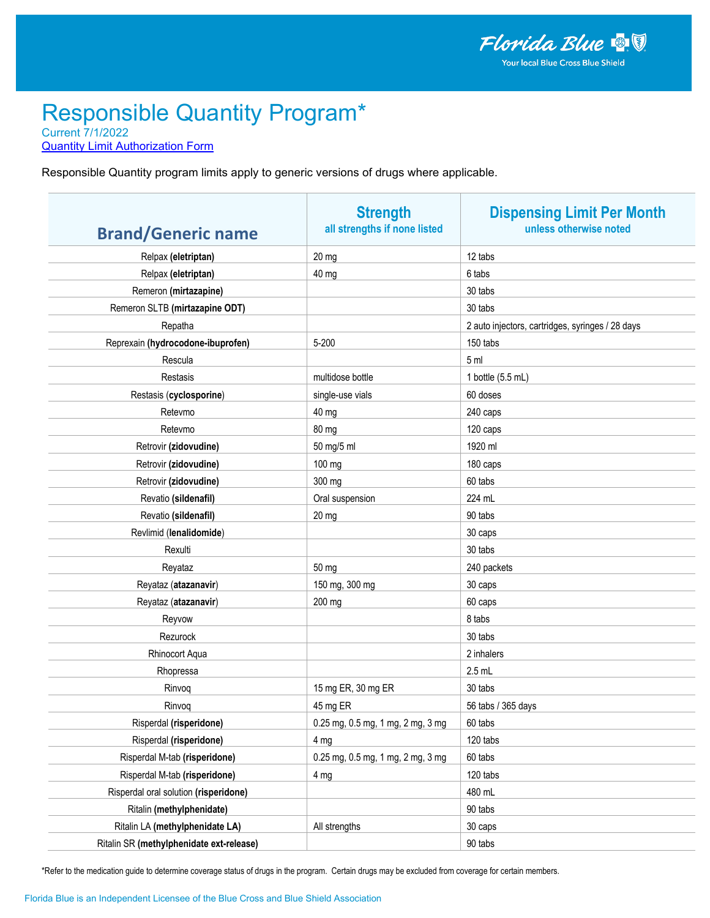Florida Blue
Your local Blue Cross Blue Shield

# Responsible Quantity Program*

Current 7/1/2022

[Quantity Limit Authorization Form]

Responsible Quantity program limits apply to generic versions of drugs where applicable.

| Brand/Generic name | Strength<br>all strengths if none listed | Dispensing Limit Per Month<br>unless otherwise noted |
|---|---|---|
| Relpax **(eletriptan)** | 20 mg | 12 tabs |
| Relpax **(eletriptan)** | 40 mg | 6 tabs |
| Remeron **(mirtazapine)** | | 30 tabs |
| Remeron SLTB **(mirtazapine ODT)** | | 30 tabs |
| Repatha | | 2 auto injectors, cartridges, syringes / 28 days |
| Reprexain **(hydrocodone-ibuprofen)** | 5-200 | 150 tabs |
| Rescula | | 5 ml |
| Restasis | multidose bottle | 1 bottle (5.5 mL) |
| Restasis (**cyclosporine**) | single-use vials | 60 doses |
| Retevmo | 40 mg | 240 caps |
| Retevmo | 80 mg | 120 caps |
| Retrovir **(zidovudine)** | 50 mg/5 ml | 1920 ml |
| Retrovir **(zidovudine)** | 100 mg | 180 caps |
| Retrovir **(zidovudine)** | 300 mg | 60 tabs |
| Revatio **(sildenafil)** | Oral suspension | 224 mL |
| Revatio **(sildenafil)** | 20 mg | 90 tabs |
| Revlimid (**lenalidomide**) | | 30 caps |
| Rexulti | | 30 tabs |
| Reyataz | 50 mg | 240 packets |
| Reyataz (**atazanavir**) | 150 mg, 300 mg | 30 caps |
| Reyataz (**atazanavir**) | 200 mg | 60 caps |
| Reyvow | | 8 tabs |
| Rezurock | | 30 tabs |
| Rhinocort Aqua | | 2 inhalers |
| Rhopressa | | 2.5 mL |
| Rinvoq | 15 mg ER, 30 mg ER | 30 tabs |
| Rinvoq | 45 mg ER | 56 tabs / 365 days |
| Risperdal **(risperidone)** | 0.25 mg, 0.5 mg, 1 mg, 2 mg, 3 mg | 60 tabs |
| Risperdal **(risperidone)** | 4 mg | 120 tabs |
| Risperdal M-tab **(risperidone)** | 0.25 mg, 0.5 mg, 1 mg, 2 mg, 3 mg | 60 tabs |
| Risperdal M-tab **(risperidone)** | 4 mg | 120 tabs |
| Risperdal oral solution **(risperidone)** | | 480 mL |
| Ritalin **(methylphenidate)** | | 90 tabs |
| Ritalin LA **(methylphenidate LA)** | All strengths | 30 caps |
| Ritalin SR **(methylphenidate ext-release)** | | 90 tabs |

*Refer to the medication guide to determine coverage status of drugs in the program. Certain drugs may be excluded from coverage for certain members.

Florida Blue is an Independent Licensee of the Blue Cross and Blue Shield Association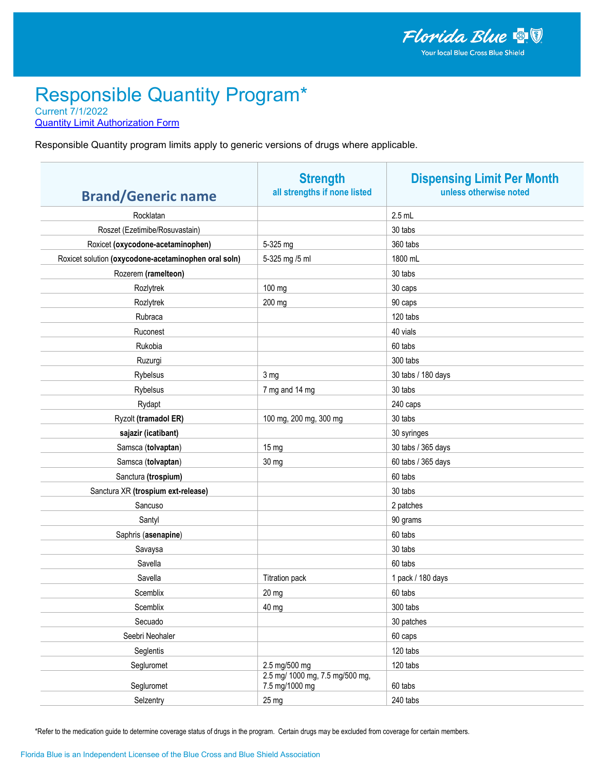# Responsible Quantity Program*

Current 7/1/2022

[Quantity Limit Authorization Form]

Responsible Quantity program limits apply to generic versions of drugs where applicable.

| Brand/Generic name | Strength<br>all strengths if none listed | Dispensing Limit Per Month<br>unless otherwise noted |
|---|---|---|
| Rocklatan | | 2.5 mL |
| Roszet (Ezetimibe/Rosuvastain) | | 30 tabs |
| Roxicet **(oxycodone-acetaminophen)** | 5-325 mg | 360 tabs |
| Roxicet solution **(oxycodone-acetaminophen oral soln)** | 5-325 mg /5 ml | 1800 mL |
| Rozerem **(ramelteon)** | | 30 tabs |
| Rozlytrek | 100 mg | 30 caps |
| Rozlytrek | 200 mg | 90 caps |
| Rubraca | | 120 tabs |
| Ruconest | | 40 vials |
| Rukobia | | 60 tabs |
| Ruzurgi | | 300 tabs |
| Rybelsus | 3 mg | 30 tabs / 180 days |
| Rybelsus | 7 mg and 14 mg | 30 tabs |
| Rydapt | | 240 caps |
| Ryzolt **(tramadol ER)** | 100 mg, 200 mg, 300 mg | 30 tabs |
| **sajazir (icatibant)** | | 30 syringes |
| Samsca (**tolvaptan**) | 15 mg | 30 tabs / 365 days |
| Samsca (**tolvaptan**) | 30 mg | 60 tabs / 365 days |
| Sanctura **(trospium)** | | 60 tabs |
| Sanctura XR **(trospium ext-release)** | | 30 tabs |
| Sancuso | | 2 patches |
| Santyl | | 90 grams |
| Saphris (**asenapine**) | | 60 tabs |
| Savaysa | | 30 tabs |
| Savella | | 60 tabs |
| Savella | Titration pack | 1 pack / 180 days |
| Scemblix | 20 mg | 60 tabs |
| Scemblix | 40 mg | 300 tabs |
| Secuado | | 30 patches |
| Seebri Neohaler | | 60 caps |
| Seglentis | | 120 tabs |
| Segluromet | 2.5 mg/500 mg | 120 tabs |
| Segluromet | 2.5 mg/ 1000 mg, 7.5 mg/500 mg, 7.5 mg/1000 mg | 60 tabs |
| Selzentry | 25 mg | 240 tabs |

*Refer to the medication guide to determine coverage status of drugs in the program. Certain drugs may be excluded from coverage for certain members.

Florida Blue is an Independent Licensee of the Blue Cross and Blue Shield Association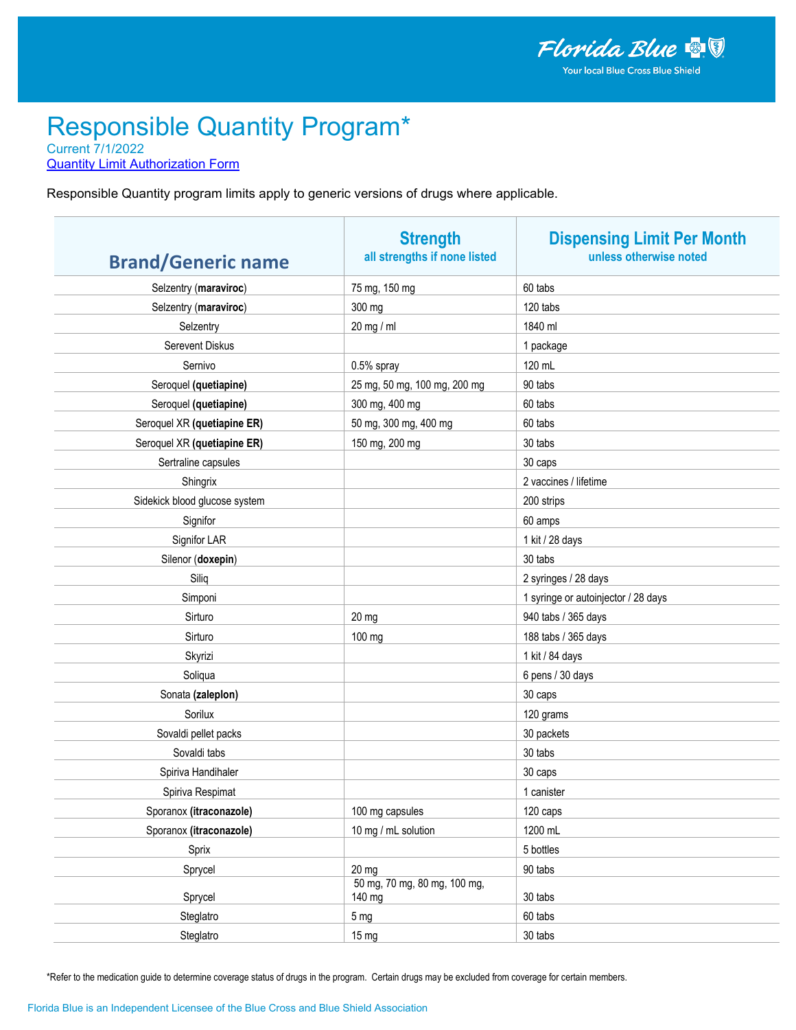Florida Blue
Your local Blue Cross Blue Shield

# Responsible Quantity Program*

Current 7/1/2022

Quantity Limit Authorization Form

Responsible Quantity program limits apply to generic versions of drugs where applicable.

| Brand/Generic name | Strength<br>all strengths if none listed | Dispensing Limit Per Month<br>unless otherwise noted |
|---|---|---|
| Selzentry (**maraviroc**) | 75 mg, 150 mg | 60 tabs |
| Selzentry (**maraviroc**) | 300 mg | 120 tabs |
| Selzentry | 20 mg / ml | 1840 ml |
| Serevent Diskus | | 1 package |
| Sernivo | 0.5% spray | 120 mL |
| Seroquel **(quetiapine)** | 25 mg, 50 mg, 100 mg, 200 mg | 90 tabs |
| Seroquel **(quetiapine)** | 300 mg, 400 mg | 60 tabs |
| Seroquel XR **(quetiapine ER)** | 50 mg, 300 mg, 400 mg | 60 tabs |
| Seroquel XR **(quetiapine ER)** | 150 mg, 200 mg | 30 tabs |
| Sertraline capsules | | 30 caps |
| Shingrix | | 2 vaccines / lifetime |
| Sidekick blood glucose system | | 200 strips |
| Signifor | | 60 amps |
| Signifor LAR | | 1 kit / 28 days |
| Silenor (**doxepin**) | | 30 tabs |
| Siliq | | 2 syringes / 28 days |
| Simponi | | 1 syringe or autoinjector / 28 days |
| Sirturo | 20 mg | 940 tabs / 365 days |
| Sirturo | 100 mg | 188 tabs / 365 days |
| Skyrizi | | 1 kit / 84 days |
| Soliqua | | 6 pens / 30 days |
| Sonata **(zaleplon)** | | 30 caps |
| Sorilux | | 120 grams |
| Sovaldi pellet packs | | 30 packets |
| Sovaldi tabs | | 30 tabs |
| Spiriva Handihaler | | 30 caps |
| Spiriva Respimat | | 1 canister |
| Sporanox **(itraconazole)** | 100 mg capsules | 120 caps |
| Sporanox **(itraconazole)** | 10 mg / mL solution | 1200 mL |
| Sprix | | 5 bottles |
| Sprycel | 20 mg | 90 tabs |
| Sprycel | 50 mg, 70 mg, 80 mg, 100 mg, 140 mg | 30 tabs |
| Steglatro | 5 mg | 60 tabs |
| Steglatro | 15 mg | 30 tabs |

*Refer to the medication guide to determine coverage status of drugs in the program. Certain drugs may be excluded from coverage for certain members.

Florida Blue is an Independent Licensee of the Blue Cross and Blue Shield Association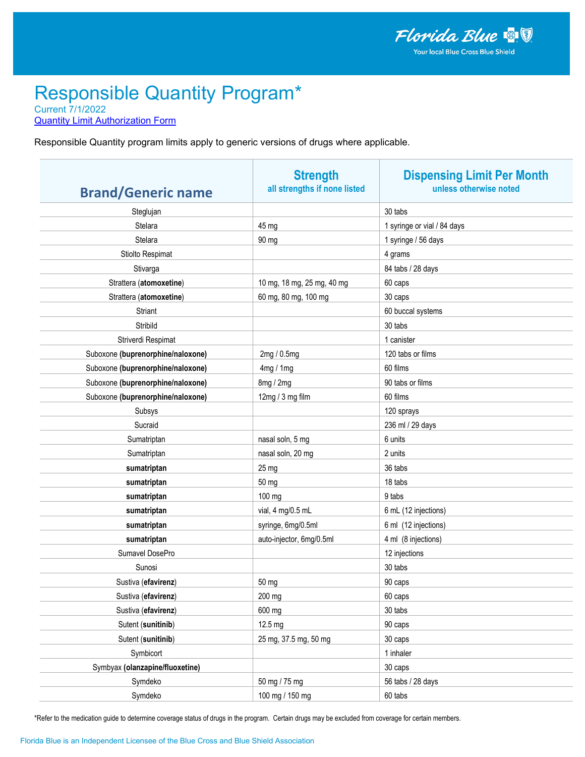# Responsible Quantity Program*

Current 7/1/2022

Quantity Limit Authorization Form

Responsible Quantity program limits apply to generic versions of drugs where applicable.

| Brand/Generic name | Strength<br>all strengths if none listed | Dispensing Limit Per Month<br>unless otherwise noted |
|---|---|---|
| Steglujan | | 30 tabs |
| Stelara | 45 mg | 1 syringe or vial / 84 days |
| Stelara | 90 mg | 1 syringe / 56 days |
| Stiolto Respimat | | 4 grams |
| Stivarga | | 84 tabs / 28 days |
| Strattera (**atomoxetine**) | 10 mg, 18 mg, 25 mg, 40 mg | 60 caps |
| Strattera (**atomoxetine**) | 60 mg, 80 mg, 100 mg | 30 caps |
| Striant | | 60 buccal systems |
| Stribild | | 30 tabs |
| Striverdi Respimat | | 1 canister |
| Suboxone **(buprenorphine/naloxone)** | 2mg / 0.5mg | 120 tabs or films |
| Suboxone **(buprenorphine/naloxone)** | 4mg / 1mg | 60 films |
| Suboxone **(buprenorphine/naloxone)** | 8mg / 2mg | 90 tabs or films |
| Suboxone **(buprenorphine/naloxone)** | 12mg / 3 mg film | 60 films |
| Subsys | | 120 sprays |
| Sucraid | | 236 ml / 29 days |
| Sumatriptan | nasal soln, 5 mg | 6 units |
| Sumatriptan | nasal soln, 20 mg | 2 units |
| **sumatriptan** | 25 mg | 36 tabs |
| **sumatriptan** | 50 mg | 18 tabs |
| **sumatriptan** | 100 mg | 9 tabs |
| **sumatriptan** | vial, 4 mg/0.5 mL | 6 mL (12 injections) |
| **sumatriptan** | syringe, 6mg/0.5ml | 6 ml (12 injections) |
| **sumatriptan** | auto-injector, 6mg/0.5ml | 4 ml (8 injections) |
| Sumavel DosePro | | 12 injections |
| Sunosi | | 30 tabs |
| Sustiva (**efavirenz**) | 50 mg | 90 caps |
| Sustiva (**efavirenz**) | 200 mg | 60 caps |
| Sustiva (**efavirenz**) | 600 mg | 30 tabs |
| Sutent (**sunitinib**) | 12.5 mg | 90 caps |
| Sutent (**sunitinib**) | 25 mg, 37.5 mg, 50 mg | 30 caps |
| Symbicort | | 1 inhaler |
| Symbyax **(olanzapine/fluoxetine)** | | 30 caps |
| Symdeko | 50 mg / 75 mg | 56 tabs / 28 days |
| Symdeko | 100 mg / 150 mg | 60 tabs |

*Refer to the medication guide to determine coverage status of drugs in the program. Certain drugs may be excluded from coverage for certain members.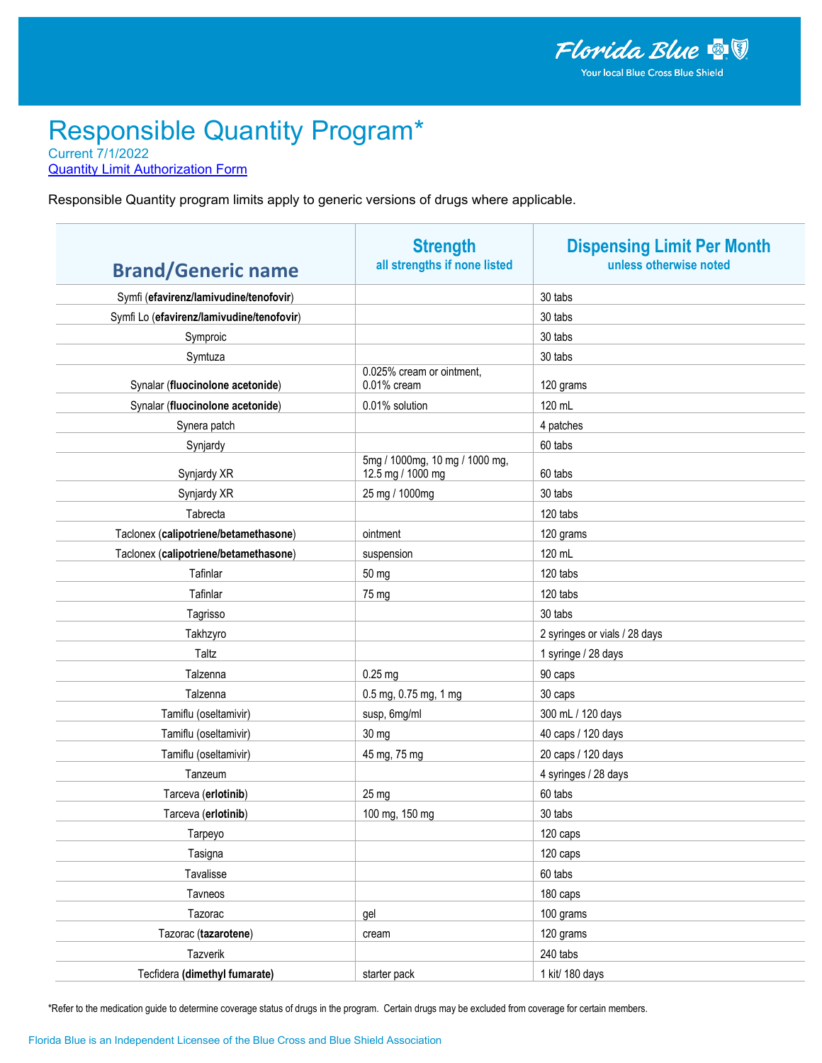# Responsible Quantity Program*

Current 7/1/2022

Quantity Limit Authorization Form

Responsible Quantity program limits apply to generic versions of drugs where applicable.

| Brand/Generic name | Strength<br>all strengths if none listed | Dispensing Limit Per Month<br>unless otherwise noted |
|---|---|---|
| Symfi (**efavirenz/lamivudine/tenofovir**) | | 30 tabs |
| Symfi Lo (**efavirenz/lamivudine/tenofovir**) | | 30 tabs |
| Symproic | | 30 tabs |
| Symtuza | | 30 tabs |
| Synalar (**fluocinolone acetonide**) | 0.025% cream or ointment, 0.01% cream | 120 grams |
| Synalar (**fluocinolone acetonide**) | 0.01% solution | 120 mL |
| Synera patch | | 4 patches |
| Synjardy | | 60 tabs |
| Synjardy XR | 5mg / 1000mg, 10 mg / 1000 mg, 12.5 mg / 1000 mg | 60 tabs |
| Synjardy XR | 25 mg / 1000mg | 30 tabs |
| Tabrecta | | 120 tabs |
| Taclonex (**calipotriene/betamethasone**) | ointment | 120 grams |
| Taclonex (**calipotriene/betamethasone**) | suspension | 120 mL |
| Tafinlar | 50 mg | 120 tabs |
| Tafinlar | 75 mg | 120 tabs |
| Tagrisso | | 30 tabs |
| Takhzyro | | 2 syringes or vials / 28 days |
| Taltz | | 1 syringe / 28 days |
| Talzenna | 0.25 mg | 90 caps |
| Talzenna | 0.5 mg, 0.75 mg, 1 mg | 30 caps |
| Tamiflu (oseltamivir) | susp, 6mg/ml | 300 mL / 120 days |
| Tamiflu (oseltamivir) | 30 mg | 40 caps / 120 days |
| Tamiflu (oseltamivir) | 45 mg, 75 mg | 20 caps / 120 days |
| Tanzeum | | 4 syringes / 28 days |
| Tarceva (**erlotinib**) | 25 mg | 60 tabs |
| Tarceva (**erlotinib**) | 100 mg, 150 mg | 30 tabs |
| Tarpeyo | | 120 caps |
| Tasigna | | 120 caps |
| Tavalisse | | 60 tabs |
| Tavneos | | 180 caps |
| Tazorac | gel | 100 grams |
| Tazorac (**tazarotene**) | cream | 120 grams |
| Tazverik | | 240 tabs |
| Tecfidera **(dimethyl fumarate)** | starter pack | 1 kit/ 180 days |

*Refer to the medication guide to determine coverage status of drugs in the program. Certain drugs may be excluded from coverage for certain members.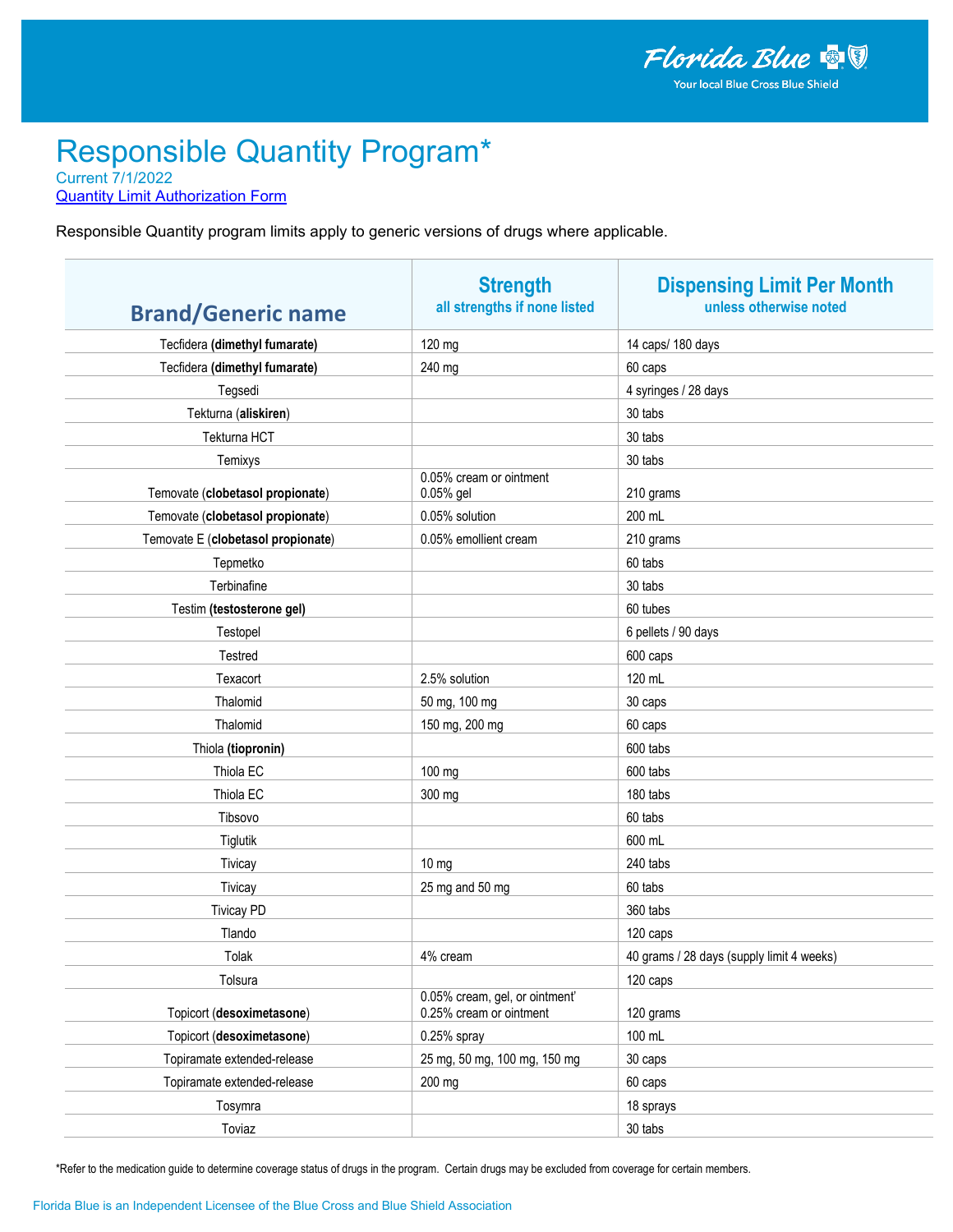Florida Blue
Your local Blue Cross Blue Shield

# Responsible Quantity Program*

Current 7/1/2022
[Quantity Limit Authorization Form]

Responsible Quantity program limits apply to generic versions of drugs where applicable.

| Brand/Generic name | Strength<br>all strengths if none listed | Dispensing Limit Per Month<br>unless otherwise noted |
|---|---|---|
| Tecfidera **(dimethyl fumarate)** | 120 mg | 14 caps/ 180 days |
| Tecfidera **(dimethyl fumarate)** | 240 mg | 60 caps |
| Tegsedi | | 4 syringes / 28 days |
| Tekturna (**aliskiren**) | | 30 tabs |
| Tekturna HCT | | 30 tabs |
| Temixys | | 30 tabs |
| Temovate (**clobetasol propionate**) | 0.05% cream or ointment<br>0.05% gel | 210 grams |
| Temovate (**clobetasol propionate**) | 0.05% solution | 200 mL |
| Temovate E (**clobetasol propionate**) | 0.05% emollient cream | 210 grams |
| Tepmetko | | 60 tabs |
| Terbinafine | | 30 tabs |
| Testim **(testosterone gel)** | | 60 tubes |
| Testopel | | 6 pellets / 90 days |
| Testred | | 600 caps |
| Texacort | 2.5% solution | 120 mL |
| Thalomid | 50 mg, 100 mg | 30 caps |
| Thalomid | 150 mg, 200 mg | 60 caps |
| Thiola **(tiopronin)** | | 600 tabs |
| Thiola EC | 100 mg | 600 tabs |
| Thiola EC | 300 mg | 180 tabs |
| Tibsovo | | 60 tabs |
| Tiglutik | | 600 mL |
| Tivicay | 10 mg | 240 tabs |
| Tivicay | 25 mg and 50 mg | 60 tabs |
| Tivicay PD | | 360 tabs |
| Tlando | | 120 caps |
| Tolak | 4% cream | 40 grams / 28 days (supply limit 4 weeks) |
| Tolsura | | 120 caps |
| Topicort (**desoximetasone**) | 0.05% cream, gel, or ointment'<br>0.25% cream or ointment | 120 grams |
| Topicort (**desoximetasone**) | 0.25% spray | 100 mL |
| Topiramate extended-release | 25 mg, 50 mg, 100 mg, 150 mg | 30 caps |
| Topiramate extended-release | 200 mg | 60 caps |
| Tosymra | | 18 sprays |
| Toviaz | | 30 tabs |

*Refer to the medication guide to determine coverage status of drugs in the program. Certain drugs may be excluded from coverage for certain members.

Florida Blue is an Independent Licensee of the Blue Cross and Blue Shield Association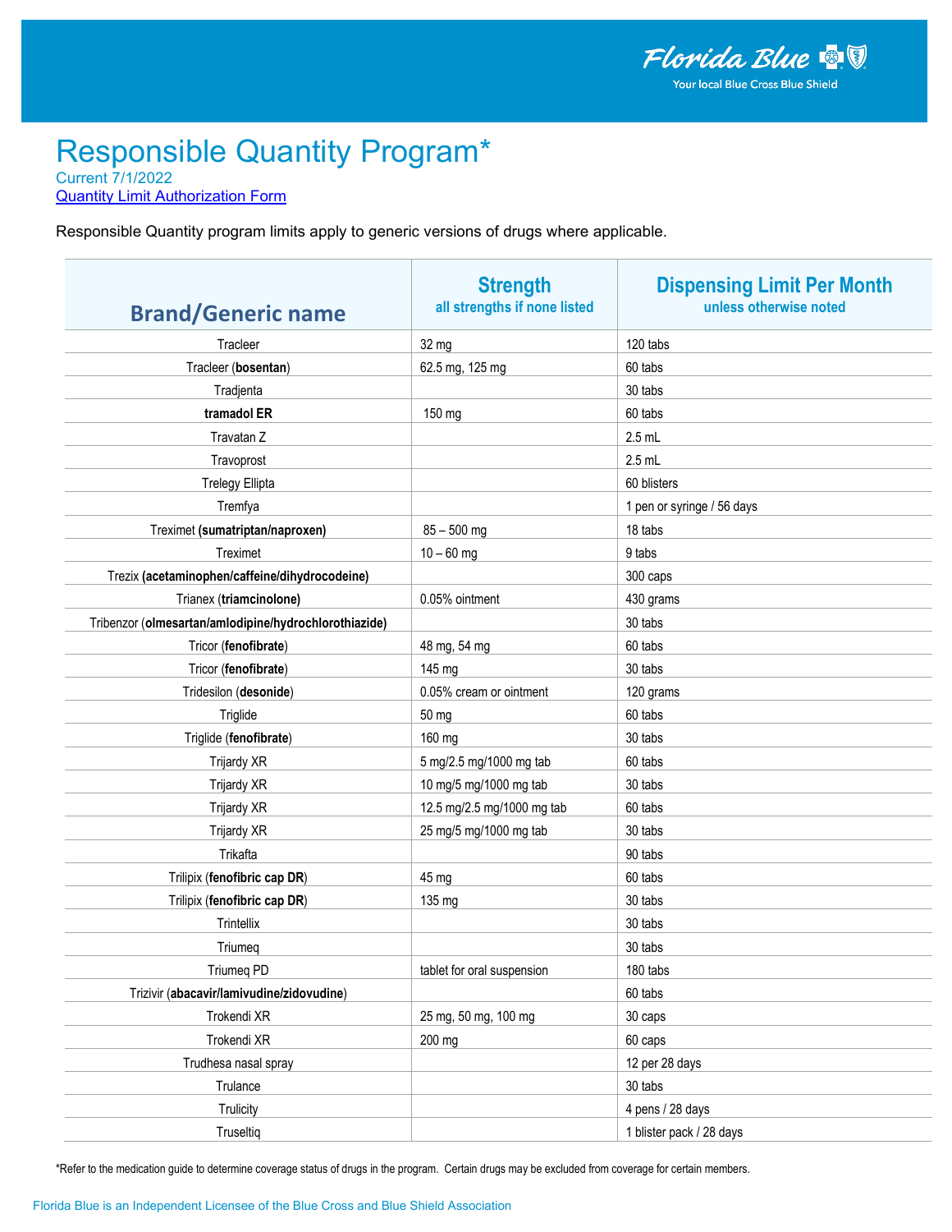# Responsible Quantity Program*

Current 7/1/2022

[Quantity Limit Authorization Form]

Responsible Quantity program limits apply to generic versions of drugs where applicable.

| Brand/Generic name | Strength<br>all strengths if none listed | Dispensing Limit Per Month<br>unless otherwise noted |
|---|---|---|
| Tracleer | 32 mg | 120 tabs |
| Tracleer (**bosentan**) | 62.5 mg, 125 mg | 60 tabs |
| Tradjenta | | 30 tabs |
| **tramadol ER** | 150 mg | 60 tabs |
| Travatan Z | | 2.5 mL |
| Travoprost | | 2.5 mL |
| Trelegy Ellipta | | 60 blisters |
| Tremfya | | 1 pen or syringe / 56 days |
| Treximet (**sumatriptan/naproxen**) | 85 – 500 mg | 18 tabs |
| Treximet | 10 – 60 mg | 9 tabs |
| Trezix (**acetaminophen/caffeine/dihydrocodeine**) | | 300 caps |
| Trianex (**triamcinolone**) | 0.05% ointment | 430 grams |
| Tribenzor (**olmesartan/amlodipine/hydrochlorothiazide**) | | 30 tabs |
| Tricor (**fenofibrate**) | 48 mg, 54 mg | 60 tabs |
| Tricor (**fenofibrate**) | 145 mg | 30 tabs |
| Tridesilon (**desonide**) | 0.05% cream or ointment | 120 grams |
| Triglide | 50 mg | 60 tabs |
| Triglide (**fenofibrate**) | 160 mg | 30 tabs |
| Trijardy XR | 5 mg/2.5 mg/1000 mg tab | 60 tabs |
| Trijardy XR | 10 mg/5 mg/1000 mg tab | 30 tabs |
| Trijardy XR | 12.5 mg/2.5 mg/1000 mg tab | 60 tabs |
| Trijardy XR | 25 mg/5 mg/1000 mg tab | 30 tabs |
| Trikafta | | 90 tabs |
| Trilipix (**fenofibric cap DR**) | 45 mg | 60 tabs |
| Trilipix (**fenofibric cap DR**) | 135 mg | 30 tabs |
| Trintellix | | 30 tabs |
| Triumeq | | 30 tabs |
| Triumeq PD | tablet for oral suspension | 180 tabs |
| Trizivir (**abacavir/lamivudine/zidovudine**) | | 60 tabs |
| Trokendi XR | 25 mg, 50 mg, 100 mg | 30 caps |
| Trokendi XR | 200 mg | 60 caps |
| Trudhesa nasal spray | | 12 per 28 days |
| Trulance | | 30 tabs |
| Trulicity | | 4 pens / 28 days |
| Truseltiq | | 1 blister pack / 28 days |

*Refer to the medication guide to determine coverage status of drugs in the program. Certain drugs may be excluded from coverage for certain members.

Florida Blue is an Independent Licensee of the Blue Cross and Blue Shield Association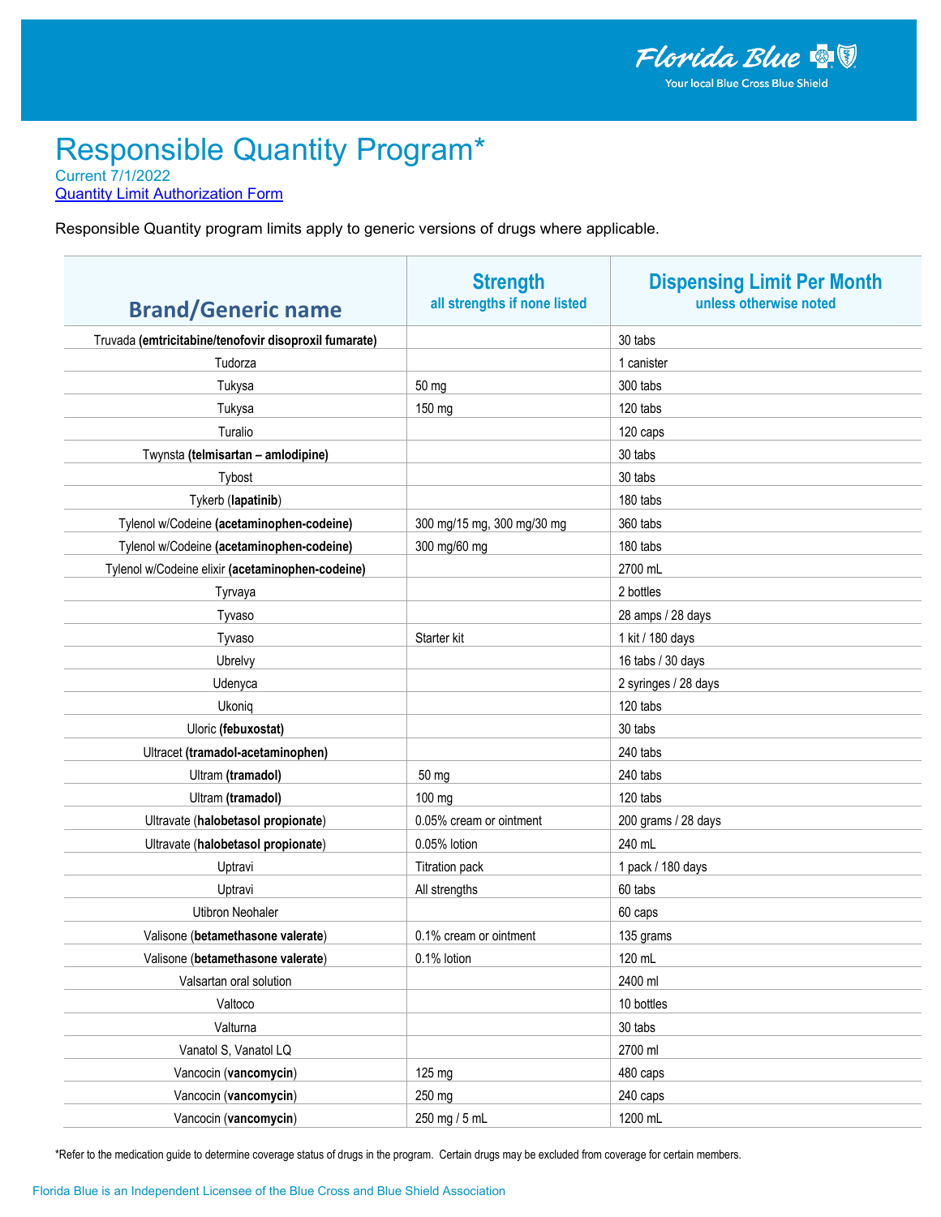Florida Blue
Your local Blue Cross Blue Shield

# Responsible Quantity Program*

Current 7/1/2022

[Quantity Limit Authorization Form]

Responsible Quantity program limits apply to generic versions of drugs where applicable.

| Brand/Generic name | Strength<br>all strengths if none listed | Dispensing Limit Per Month<br>unless otherwise noted |
|---|---|---|
| Truvada **(emtricitabine/tenofovir disoproxil fumarate)** | | 30 tabs |
| Tudorza | | 1 canister |
| Tukysa | 50 mg | 300 tabs |
| Tukysa | 150 mg | 120 tabs |
| Turalio | | 120 caps |
| Twynsta **(telmisartan – amlodipine)** | | 30 tabs |
| Tybost | | 30 tabs |
| Tykerb (**lapatinib**) | | 180 tabs |
| Tylenol w/Codeine **(acetaminophen-codeine)** | 300 mg/15 mg, 300 mg/30 mg | 360 tabs |
| Tylenol w/Codeine **(acetaminophen-codeine)** | 300 mg/60 mg | 180 tabs |
| Tylenol w/Codeine elixir **(acetaminophen-codeine)** | | 2700 mL |
| Tyrvaya | | 2 bottles |
| Tyvaso | | 28 amps / 28 days |
| Tyvaso | Starter kit | 1 kit / 180 days |
| Ubrelvy | | 16 tabs / 30 days |
| Udenyca | | 2 syringes / 28 days |
| Ukoniq | | 120 tabs |
| Uloric **(febuxostat)** | | 30 tabs |
| Ultracet **(tramadol-acetaminophen)** | | 240 tabs |
| Ultram **(tramadol)** | 50 mg | 240 tabs |
| Ultram **(tramadol)** | 100 mg | 120 tabs |
| Ultravate (**halobetasol propionate**) | 0.05% cream or ointment | 200 grams / 28 days |
| Ultravate (**halobetasol propionate**) | 0.05% lotion | 240 mL |
| Uptravi | Titration pack | 1 pack / 180 days |
| Uptravi | All strengths | 60 tabs |
| Utibron Neohaler | | 60 caps |
| Valisone (**betamethasone valerate**) | 0.1% cream or ointment | 135 grams |
| Valisone (**betamethasone valerate**) | 0.1% lotion | 120 mL |
| Valsartan oral solution | | 2400 ml |
| Valtoco | | 10 bottles |
| Valturna | | 30 tabs |
| Vanatol S, Vanatol LQ | | 2700 ml |
| Vancocin (**vancomycin**) | 125 mg | 480 caps |
| Vancocin (**vancomycin**) | 250 mg | 240 caps |
| Vancocin (**vancomycin**) | 250 mg / 5 mL | 1200 mL |

*Refer to the medication guide to determine coverage status of drugs in the program. Certain drugs may be excluded from coverage for certain members.

Florida Blue is an Independent Licensee of the Blue Cross and Blue Shield Association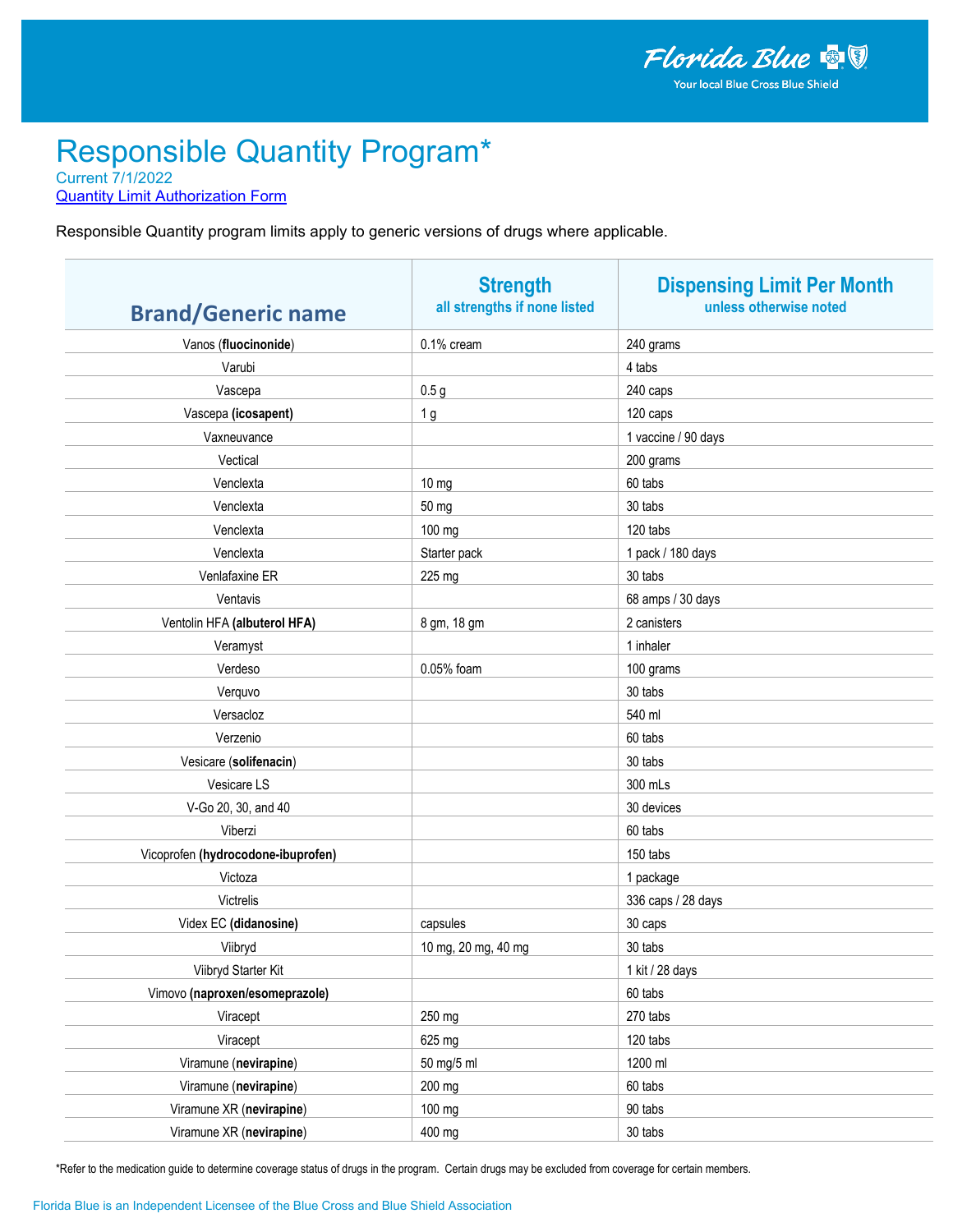Florida Blue
Your local Blue Cross Blue Shield

# Responsible Quantity Program*

Current 7/1/2022

Quantity Limit Authorization Form

Responsible Quantity program limits apply to generic versions of drugs where applicable.

| Brand/Generic name | Strength<br>all strengths if none listed | Dispensing Limit Per Month<br>unless otherwise noted |
|---|---|---|
| Vanos (**fluocinonide**) | 0.1% cream | 240 grams |
| Varubi | | 4 tabs |
| Vascepa | 0.5 g | 240 caps |
| Vascepa (**icosapent**) | 1 g | 120 caps |
| Vaxneuvance | | 1 vaccine / 90 days |
| Vectical | | 200 grams |
| Venclexta | 10 mg | 60 tabs |
| Venclexta | 50 mg | 30 tabs |
| Venclexta | 100 mg | 120 tabs |
| Venclexta | Starter pack | 1 pack / 180 days |
| Venlafaxine ER | 225 mg | 30 tabs |
| Ventavis | | 68 amps / 30 days |
| Ventolin HFA **(albuterol HFA)** | 8 gm, 18 gm | 2 canisters |
| Veramyst | | 1 inhaler |
| Verdeso | 0.05% foam | 100 grams |
| Verquvo | | 30 tabs |
| Versacloz | | 540 ml |
| Verzenio | | 60 tabs |
| Vesicare (**solifenacin**) | | 30 tabs |
| Vesicare LS | | 300 mLs |
| V-Go 20, 30, and 40 | | 30 devices |
| Viberzi | | 60 tabs |
| Vicoprofen **(hydrocodone-ibuprofen)** | | 150 tabs |
| Victoza | | 1 package |
| Victrelis | | 336 caps / 28 days |
| Videx EC **(didanosine)** | capsules | 30 caps |
| Viibryd | 10 mg, 20 mg, 40 mg | 30 tabs |
| Viibryd Starter Kit | | 1 kit / 28 days |
| Vimovo **(naproxen/esomeprazole)** | | 60 tabs |
| Viracept | 250 mg | 270 tabs |
| Viracept | 625 mg | 120 tabs |
| Viramune (**nevirapine**) | 50 mg/5 ml | 1200 ml |
| Viramune (**nevirapine**) | 200 mg | 60 tabs |
| Viramune XR (**nevirapine**) | 100 mg | 90 tabs |
| Viramune XR (**nevirapine**) | 400 mg | 30 tabs |

*Refer to the medication guide to determine coverage status of drugs in the program. Certain drugs may be excluded from coverage for certain members.

Florida Blue is an Independent Licensee of the Blue Cross and Blue Shield Association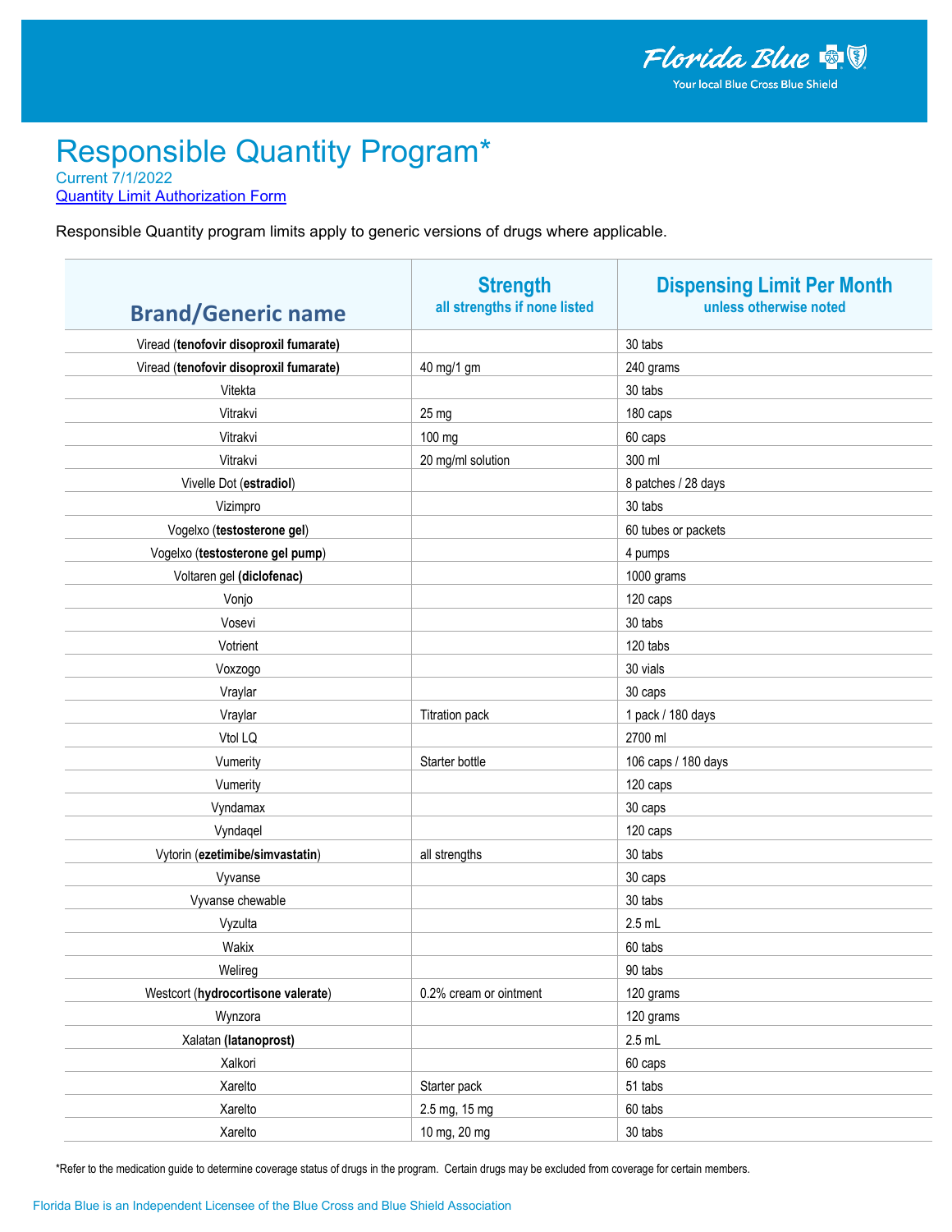# Responsible Quantity Program*

Current 7/1/2022

Quantity Limit Authorization Form

Responsible Quantity program limits apply to generic versions of drugs where applicable.

| Brand/Generic name | Strength<br>all strengths if none listed | Dispensing Limit Per Month<br>unless otherwise noted |
|---|---|---|
| Viread (**tenofovir disoproxil fumarate**) | | 30 tabs |
| Viread (**tenofovir disoproxil fumarate**) | 40 mg/1 gm | 240 grams |
| Vitekta | | 30 tabs |
| Vitrakvi | 25 mg | 180 caps |
| Vitrakvi | 100 mg | 60 caps |
| Vitrakvi | 20 mg/ml solution | 300 ml |
| Vivelle Dot (**estradiol**) | | 8 patches / 28 days |
| Vizimpro | | 30 tabs |
| Vogelxo (**testosterone gel**) | | 60 tubes or packets |
| Vogelxo (**testosterone gel pump**) | | 4 pumps |
| Voltaren gel (**diclofenac**) | | 1000 grams |
| Vonjo | | 120 caps |
| Vosevi | | 30 tabs |
| Votrient | | 120 tabs |
| Voxzogo | | 30 vials |
| Vraylar | | 30 caps |
| Vraylar | Titration pack | 1 pack / 180 days |
| Vtol LQ | | 2700 ml |
| Vumerity | Starter bottle | 106 caps / 180 days |
| Vumerity | | 120 caps |
| Vyndamax | | 30 caps |
| Vyndaqel | | 120 caps |
| Vytorin (**ezetimibe/simvastatin**) | all strengths | 30 tabs |
| Vyvanse | | 30 caps |
| Vyvanse chewable | | 30 tabs |
| Vyzulta | | 2.5 mL |
| Wakix | | 60 tabs |
| Welireg | | 90 tabs |
| Westcort (**hydrocortisone valerate**) | 0.2% cream or ointment | 120 grams |
| Wynzora | | 120 grams |
| Xalatan **(latanoprost)** | | 2.5 mL |
| Xalkori | | 60 caps |
| Xarelto | Starter pack | 51 tabs |
| Xarelto | 2.5 mg, 15 mg | 60 tabs |
| Xarelto | 10 mg, 20 mg | 30 tabs |

*Refer to the medication guide to determine coverage status of drugs in the program. Certain drugs may be excluded from coverage for certain members.

Florida Blue is an Independent Licensee of the Blue Cross and Blue Shield Association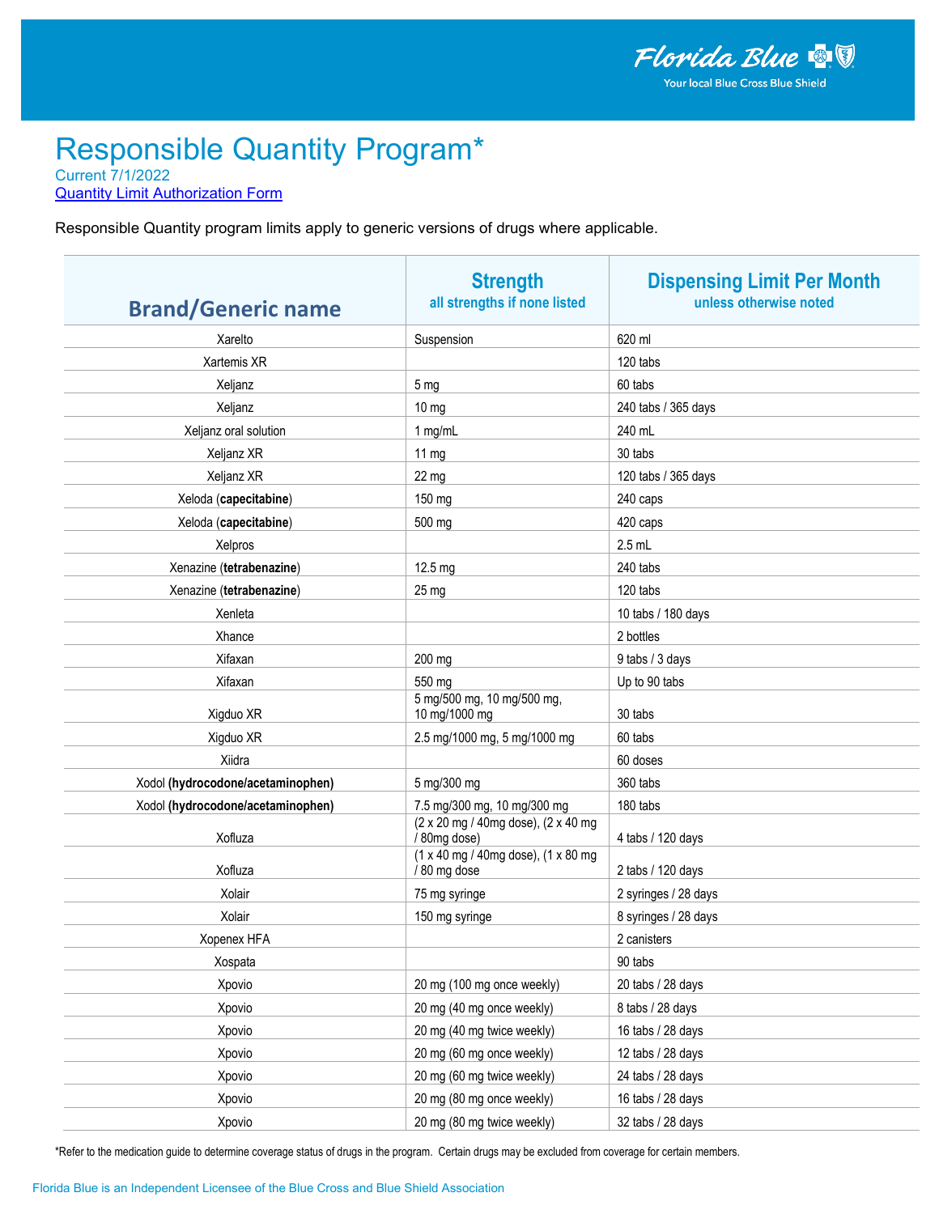# Responsible Quantity Program*

Current 7/1/2022

Quantity Limit Authorization Form

Responsible Quantity program limits apply to generic versions of drugs where applicable.

| Brand/Generic name | Strength<br>all strengths if none listed | Dispensing Limit Per Month<br>unless otherwise noted |
|---|---|---|
| Xarelto | Suspension | 620 ml |
| Xartemis XR | | 120 tabs |
| Xeljanz | 5 mg | 60 tabs |
| Xeljanz | 10 mg | 240 tabs / 365 days |
| Xeljanz oral solution | 1 mg/mL | 240 mL |
| Xeljanz XR | 11 mg | 30 tabs |
| Xeljanz XR | 22 mg | 120 tabs / 365 days |
| Xeloda (**capecitabine**) | 150 mg | 240 caps |
| Xeloda (**capecitabine**) | 500 mg | 420 caps |
| Xelpros | | 2.5 mL |
| Xenazine (**tetrabenazine**) | 12.5 mg | 240 tabs |
| Xenazine (**tetrabenazine**) | 25 mg | 120 tabs |
| Xenleta | | 10 tabs / 180 days |
| Xhance | | 2 bottles |
| Xifaxan | 200 mg | 9 tabs / 3 days |
| Xifaxan | 550 mg | Up to 90 tabs |
| Xigduo XR | 5 mg/500 mg, 10 mg/500 mg, 10 mg/1000 mg | 30 tabs |
| Xigduo XR | 2.5 mg/1000 mg, 5 mg/1000 mg | 60 tabs |
| Xiidra | | 60 doses |
| Xodol **(hydrocodone/acetaminophen)** | 5 mg/300 mg | 360 tabs |
| Xodol **(hydrocodone/acetaminophen)** | 7.5 mg/300 mg, 10 mg/300 mg | 180 tabs |
| Xofluza | (2 x 20 mg / 40mg dose), (2 x 40 mg / 80mg dose) | 4 tabs / 120 days |
| Xofluza | (1 x 40 mg / 40mg dose), (1 x 80 mg / 80 mg dose | 2 tabs / 120 days |
| Xolair | 75 mg syringe | 2 syringes / 28 days |
| Xolair | 150 mg syringe | 8 syringes / 28 days |
| Xopenex HFA | | 2 canisters |
| Xospata | | 90 tabs |
| Xpovio | 20 mg (100 mg once weekly) | 20 tabs / 28 days |
| Xpovio | 20 mg (40 mg once weekly) | 8 tabs / 28 days |
| Xpovio | 20 mg (40 mg twice weekly) | 16 tabs / 28 days |
| Xpovio | 20 mg (60 mg once weekly) | 12 tabs / 28 days |
| Xpovio | 20 mg (60 mg twice weekly) | 24 tabs / 28 days |
| Xpovio | 20 mg (80 mg once weekly) | 16 tabs / 28 days |
| Xpovio | 20 mg (80 mg twice weekly) | 32 tabs / 28 days |

*Refer to the medication guide to determine coverage status of drugs in the program. Certain drugs may be excluded from coverage for certain members.

Florida Blue is an Independent Licensee of the Blue Cross and Blue Shield Association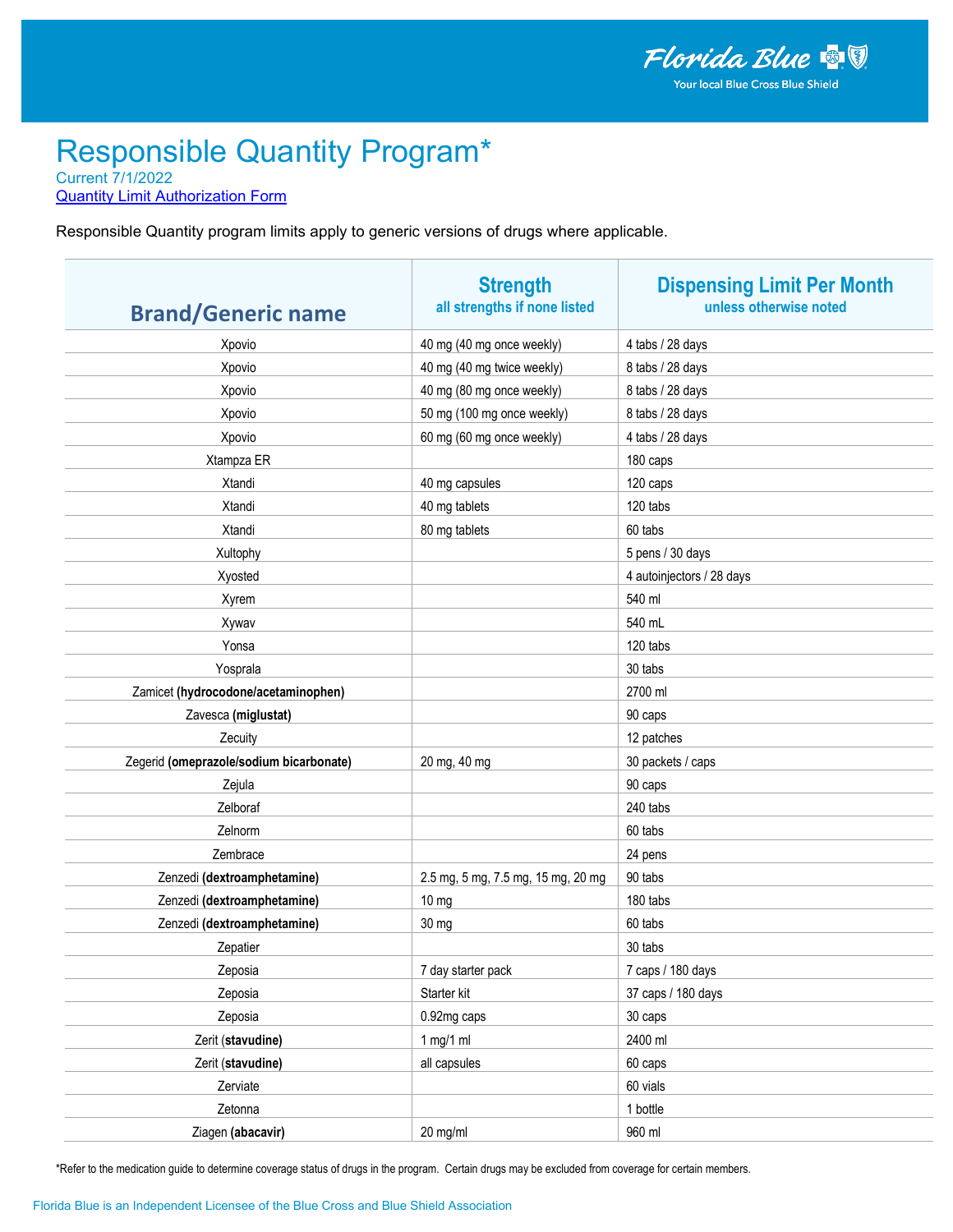Florida Blue
Your local Blue Cross Blue Shield

# Responsible Quantity Program*

Current 7/1/2022
Quantity Limit Authorization Form

Responsible Quantity program limits apply to generic versions of drugs where applicable.

| Brand/Generic name | Strength<br>all strengths if none listed | Dispensing Limit Per Month<br>unless otherwise noted |
|---|---|---|
| Xpovio | 40 mg (40 mg once weekly) | 4 tabs / 28 days |
| Xpovio | 40 mg (40 mg twice weekly) | 8 tabs / 28 days |
| Xpovio | 40 mg (80 mg once weekly) | 8 tabs / 28 days |
| Xpovio | 50 mg (100 mg once weekly) | 8 tabs / 28 days |
| Xpovio | 60 mg (60 mg once weekly) | 4 tabs / 28 days |
| Xtampza ER | | 180 caps |
| Xtandi | 40 mg capsules | 120 caps |
| Xtandi | 40 mg tablets | 120 tabs |
| Xtandi | 80 mg tablets | 60 tabs |
| Xultophy | | 5 pens / 30 days |
| Xyosted | | 4 autoinjectors / 28 days |
| Xyrem | | 540 ml |
| Xywav | | 540 mL |
| Yonsa | | 120 tabs |
| Yosprala | | 30 tabs |
| Zamicet **(hydrocodone/acetaminophen)** | | 2700 ml |
| Zavesca **(miglustat)** | | 90 caps |
| Zecuity | | 12 patches |
| Zegerid **(omeprazole/sodium bicarbonate)** | 20 mg, 40 mg | 30 packets / caps |
| Zejula | | 90 caps |
| Zelboraf | | 240 tabs |
| Zelnorm | | 60 tabs |
| Zembrace | | 24 pens |
| Zenzedi **(dextroamphetamine)** | 2.5 mg, 5 mg, 7.5 mg, 15 mg, 20 mg | 90 tabs |
| Zenzedi **(dextroamphetamine)** | 10 mg | 180 tabs |
| Zenzedi **(dextroamphetamine)** | 30 mg | 60 tabs |
| Zepatier | | 30 tabs |
| Zeposia | 7 day starter pack | 7 caps / 180 days |
| Zeposia | Starter kit | 37 caps / 180 days |
| Zeposia | 0.92mg caps | 30 caps |
| Zerit (**stavudine**) | 1 mg/1 ml | 2400 ml |
| Zerit (**stavudine**) | all capsules | 60 caps |
| Zerviate | | 60 vials |
| Zetonna | | 1 bottle |
| Ziagen **(abacavir)** | 20 mg/ml | 960 ml |

*Refer to the medication guide to determine coverage status of drugs in the program. Certain drugs may be excluded from coverage for certain members.

Florida Blue is an Independent Licensee of the Blue Cross and Blue Shield Association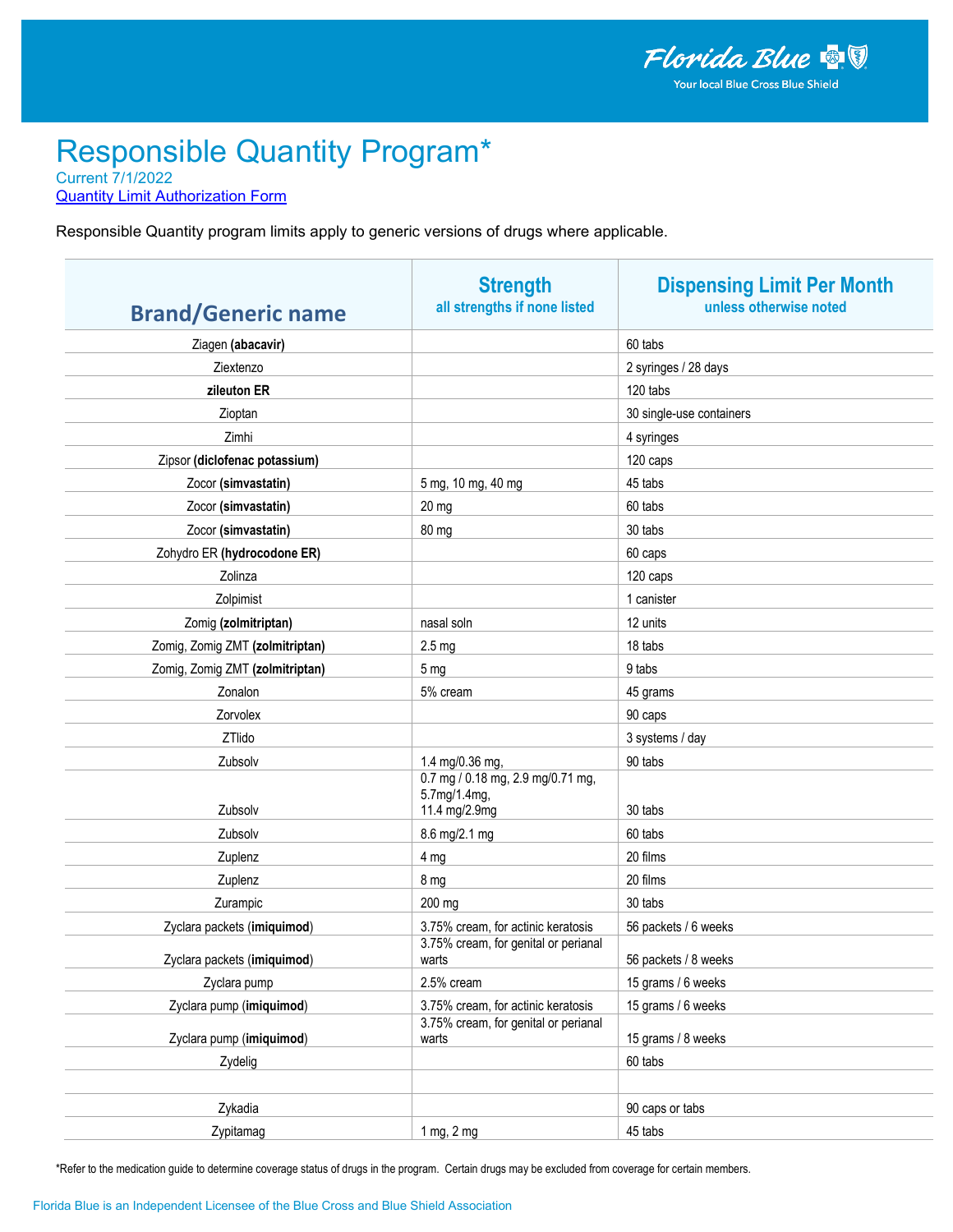Florida Blue
Your local Blue Cross Blue Shield

# Responsible Quantity Program*

Current 7/1/2022
Quantity Limit Authorization Form

Responsible Quantity program limits apply to generic versions of drugs where applicable.

| Brand/Generic name | Strength all strengths if none listed | Dispensing Limit Per Month unless otherwise noted |
|---|---|---|
| Ziagen **(abacavir)** | | 60 tabs |
| Ziextenzo | | 2 syringes / 28 days |
| **zileuton ER** | | 120 tabs |
| Zioptan | | 30 single-use containers |
| Zimhi | | 4 syringes |
| Zipsor **(diclofenac potassium)** | | 120 caps |
| Zocor **(simvastatin)** | 5 mg, 10 mg, 40 mg | 45 tabs |
| Zocor **(simvastatin)** | 20 mg | 60 tabs |
| Zocor **(simvastatin)** | 80 mg | 30 tabs |
| Zohydro ER **(hydrocodone ER)** | | 60 caps |
| Zolinza | | 120 caps |
| Zolpimist | | 1 canister |
| Zomig **(zolmitriptan)** | nasal soln | 12 units |
| Zomig, Zomig ZMT **(zolmitriptan)** | 2.5 mg | 18 tabs |
| Zomig, Zomig ZMT **(zolmitriptan)** | 5 mg | 9 tabs |
| Zonalon | 5% cream | 45 grams |
| Zorvolex | | 90 caps |
| ZTlido | | 3 systems / day |
| Zubsolv | 1.4 mg/0.36 mg, | 90 tabs |
| Zubsolv | 0.7 mg / 0.18 mg, 2.9 mg/0.71 mg, 5.7mg/1.4mg, 11.4 mg/2.9mg | 30 tabs |
| Zubsolv | 8.6 mg/2.1 mg | 60 tabs |
| Zuplenz | 4 mg | 20 films |
| Zuplenz | 8 mg | 20 films |
| Zurampic | 200 mg | 30 tabs |
| Zyclara packets (**imiquimod**) | 3.75% cream, for actinic keratosis | 56 packets / 6 weeks |
| Zyclara packets (**imiquimod**) | 3.75% cream, for genital or perianal warts | 56 packets / 8 weeks |
| Zyclara pump | 2.5% cream | 15 grams / 6 weeks |
| Zyclara pump (**imiquimod**) | 3.75% cream, for actinic keratosis | 15 grams / 6 weeks |
| Zyclara pump (**imiquimod**) | 3.75% cream, for genital or perianal warts | 15 grams / 8 weeks |
| Zydelig | | 60 tabs |
| | | |
| Zykadia | | 90 caps or tabs |
| Zypitamag | 1 mg, 2 mg | 45 tabs |

*Refer to the medication guide to determine coverage status of drugs in the program. Certain drugs may be excluded from coverage for certain members.

Florida Blue is an Independent Licensee of the Blue Cross and Blue Shield Association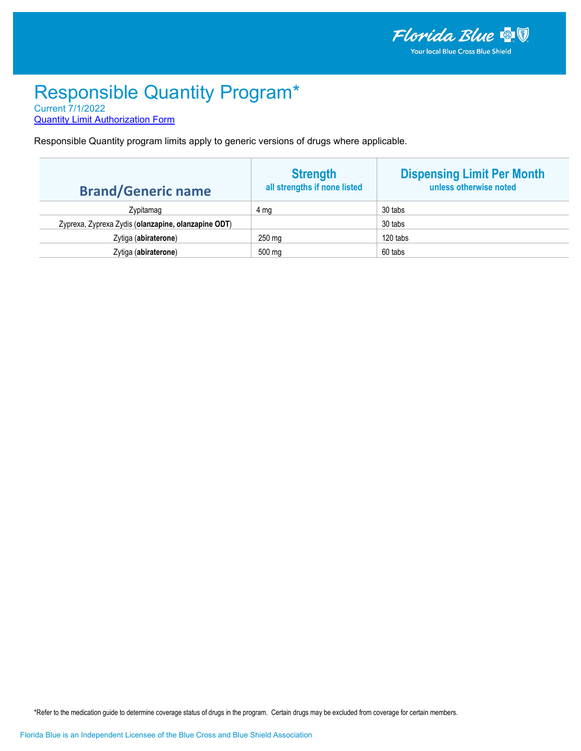# Responsible Quantity Program*

Current 7/1/2022

[Quantity Limit Authorization Form]

Responsible Quantity program limits apply to generic versions of drugs where applicable.

| Brand/Generic name | Strength<br>all strengths if none listed | Dispensing Limit Per Month<br>unless otherwise noted |
|---|---|---|
| Zypitamag | 4 mg | 30 tabs |
| Zyprexa, Zyprexa Zydis (**olanzapine, olanzapine ODT**) | | 30 tabs |
| Zytiga (**abiraterone**) | 250 mg | 120 tabs |
| Zytiga (**abiraterone**) | 500 mg | 60 tabs |

*Refer to the medication guide to determine coverage status of drugs in the program. Certain drugs may be excluded from coverage for certain members.

Florida Blue is an Independent Licensee of the Blue Cross and Blue Shield Association